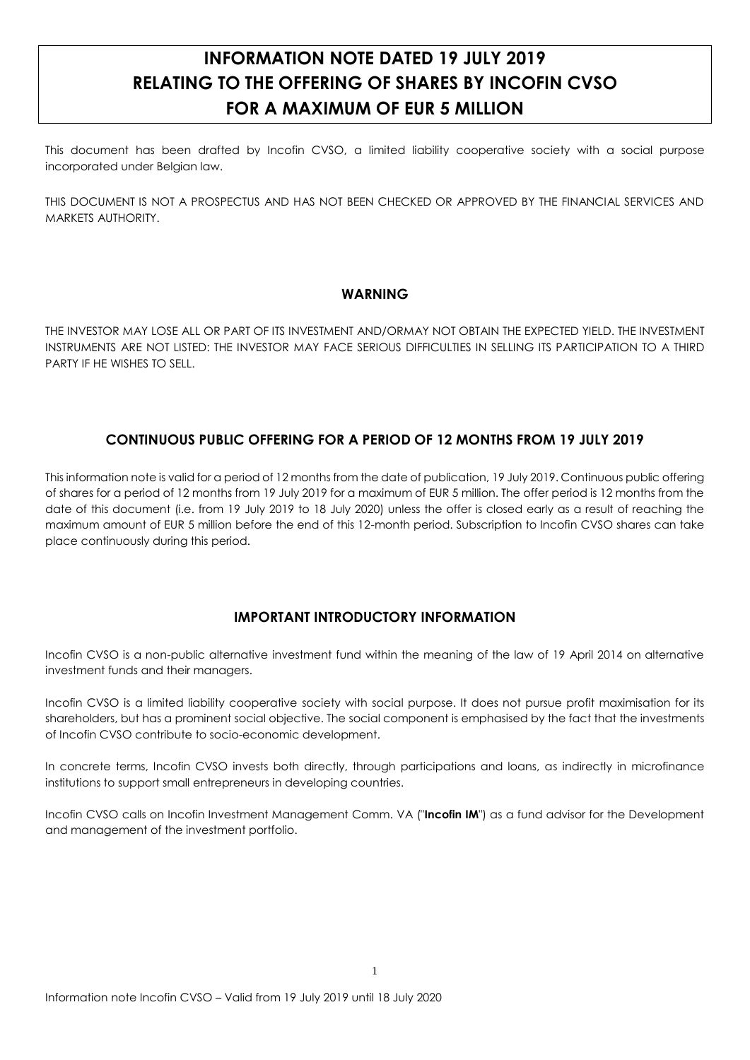# INFORMATION NOTE DATED 19 JULY 2019 RELATING TO THE OFFERING OF SHARES BY INCOFIN CVSO FOR A MAXIMUM OF EUR 5 MILLION

This document has been drafted by Incofin CVSO, a limited liability cooperative society with a social purpose incorporated under Belgian law.

THIS DOCUMENT IS NOT A PROSPECTUS AND HAS NOT BEEN CHECKED OR APPROVED BY THE FINANCIAL SERVICES AND MARKETS AUTHORITY.

## WARNING

THE INVESTOR MAY LOSE ALL OR PART OF ITS INVESTMENT AND/ORMAY NOT OBTAIN THE EXPECTED YIELD. THE INVESTMENT INSTRUMENTS ARE NOT LISTED: THE INVESTOR MAY FACE SERIOUS DIFFICULTIES IN SELLING ITS PARTICIPATION TO A THIRD PARTY IF HE WISHES TO SELL.

## CONTINUOUS PUBLIC OFFERING FOR A PERIOD OF 12 MONTHS FROM 19 JULY 2019

This information note is valid for a period of 12 months from the date of publication, 19 July 2019. Continuous public offering of shares for a period of 12 months from 19 July 2019 for a maximum of EUR 5 million. The offer period is 12 months from the date of this document (i.e. from 19 July 2019 to 18 July 2020) unless the offer is closed early as a result of reaching the maximum amount of EUR 5 million before the end of this 12-month period. Subscription to Incofin CVSO shares can take place continuously during this period.

## IMPORTANT INTRODUCTORY INFORMATION

Incofin CVSO is a non-public alternative investment fund within the meaning of the law of 19 April 2014 on alternative investment funds and their managers.

Incofin CVSO is a limited liability cooperative society with social purpose. It does not pursue profit maximisation for its shareholders, but has a prominent social objective. The social component is emphasised by the fact that the investments of Incofin CVSO contribute to socio-economic development.

In concrete terms, Incofin CVSO invests both directly, through participations and loans, as indirectly in microfinance institutions to support small entrepreneurs in developing countries.

Incofin CVSO calls on Incofin Investment Management Comm. VA ("**Incofin IM**") as a fund advisor for the Development and management of the investment portfolio.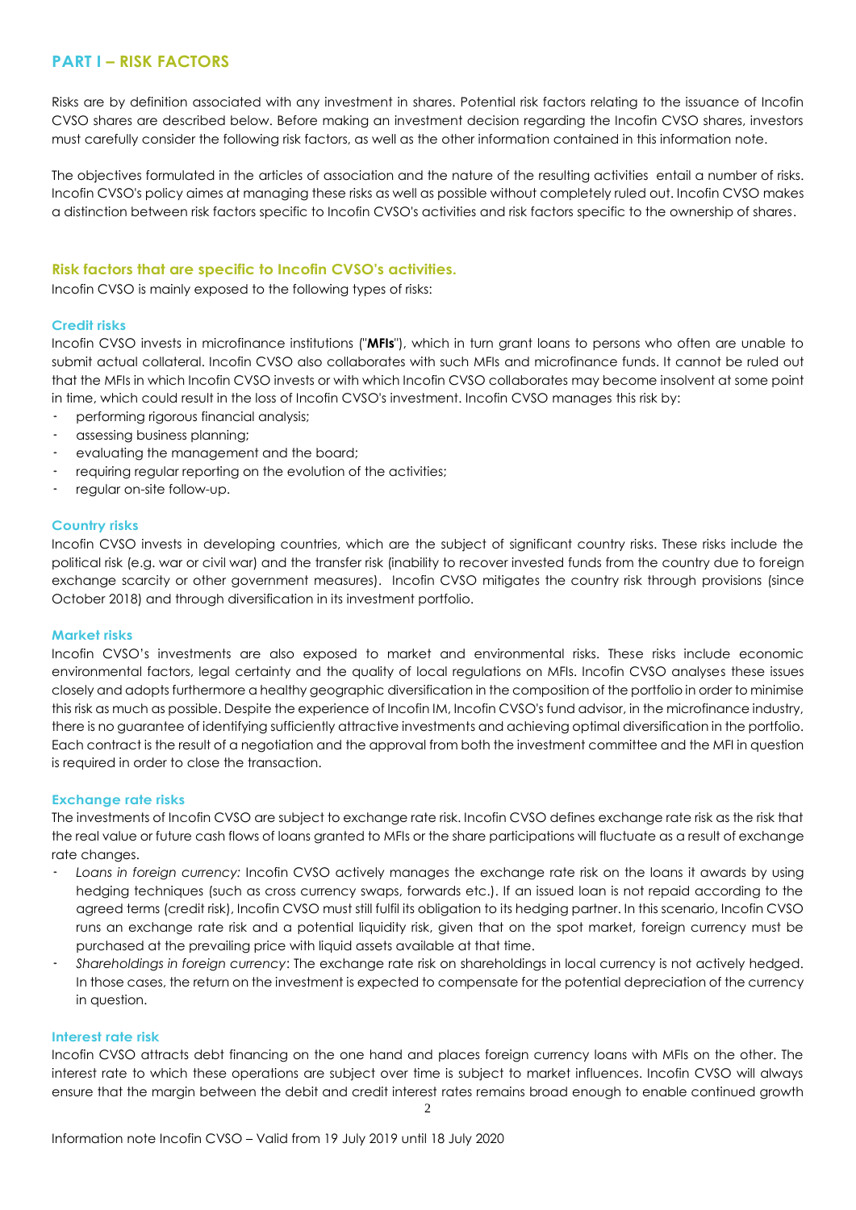# PART I – RISK FACTORS

Risks are by definition associated with any investment in shares. Potential risk factors relating to the issuance of Incofin CVSO shares are described below. Before making an investment decision regarding the Incofin CVSO shares, investors must carefully consider the following risk factors, as well as the other information contained in this information note.

The objectives formulated in the articles of association and the nature of the resulting activities entail a number of risks. Incofin CVSO's policy aimes at managing these risks as well as possible without completely ruled out. Incofin CVSO makes a distinction between risk factors specific to Incofin CVSO's activities and risk factors specific to the ownership of shares.

## Risk factors that are specific to Incofin CVSO's activities.

Incofin CVSO is mainly exposed to the following types of risks:

### Credit risks

Incofin CVSO invests in microfinance institutions ("**MFIs**"), which in turn grant loans to persons who often are unable to submit actual collateral. Incofin CVSO also collaborates with such MFIs and microfinance funds. It cannot be ruled out that the MFIs in which Incofin CVSO invests or with which Incofin CVSO collaborates may become insolvent at some point in time, which could result in the loss of Incofin CVSO's investment. Incofin CVSO manages this risk by:

- performing rigorous financial analysis;
- assessing business planning;
- evaluating the management and the board;
- requiring regular reporting on the evolution of the activities;
- regular on-site follow-up.

### Country risks

Incofin CVSO invests in developing countries, which are the subject of significant country risks. These risks include the political risk (e.g. war or civil war) and the transfer risk (inability to recover invested funds from the country due to foreign exchange scarcity or other government measures). Incofin CVSO mitigates the country risk through provisions (since October 2018) and through diversification in its investment portfolio.

### Market risks

Incofin CVSO's investments are also exposed to market and environmental risks. These risks include economic environmental factors, legal certainty and the quality of local regulations on MFIs. Incofin CVSO analyses these issues closely and adopts furthermore a healthy geographic diversification in the composition of the portfolio in order to minimise this risk as much as possible. Despite the experience of Incofin IM, Incofin CVSO's fund advisor, in the microfinance industry, there is no guarantee of identifying sufficiently attractive investments and achieving optimal diversification in the portfolio. Each contract is the result of a negotiation and the approval from both the investment committee and the MFI in question is required in order to close the transaction.

### Exchange rate risks

The investments of Incofin CVSO are subject to exchange rate risk. Incofin CVSO defines exchange rate risk as the risk that the real value or future cash flows of loans granted to MFIs or the share participations will fluctuate as a result of exchange rate changes.

- *Loans in foreign currency:* Incofin CVSO actively manages the exchange rate risk on the loans it awards by using hedging techniques (such as cross currency swaps, forwards etc.). If an issued loan is not repaid according to the agreed terms (credit risk), Incofin CVSO must still fulfil its obligation to its hedging partner. In this scenario, Incofin CVSO runs an exchange rate risk and a potential liquidity risk, given that on the spot market, foreign currency must be purchased at the prevailing price with liquid assets available at that time.
- *Shareholdings in foreign currency*: The exchange rate risk on shareholdings in local currency is not actively hedged. In those cases, the return on the investment is expected to compensate for the potential depreciation of the currency in question.

### Interest rate risk

Incofin CVSO attracts debt financing on the one hand and places foreign currency loans with MFIs on the other. The interest rate to which these operations are subject over time is subject to market influences. Incofin CVSO will always ensure that the margin between the debit and credit interest rates remains broad enough to enable continued growth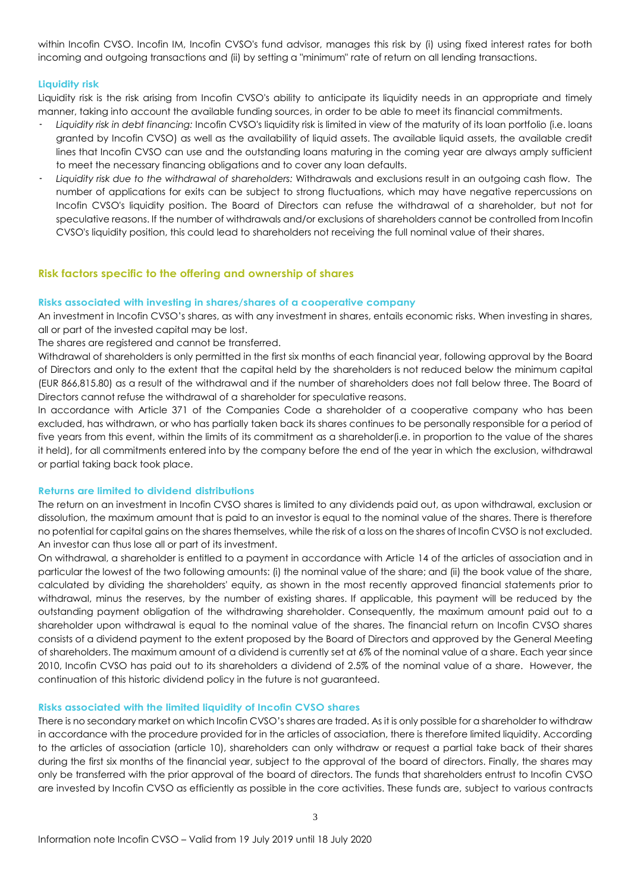within Incofin CVSO. Incofin IM, Incofin CVSO's fund advisor, manages this risk by (i) using fixed interest rates for both incoming and outgoing transactions and (ii) by setting a "minimum" rate of return on all lending transactions.

#### Liquidity risk

Liquidity risk is the risk arising from Incofin CVSO's ability to anticipate its liquidity needs in an appropriate and timely manner, taking into account the available funding sources, in order to be able to meet its financial commitments.

- *Liquidity risk in debt financing:* Incofin CVSO's liquidity risk is limited in view of the maturity of its loan portfolio (i.e. loans granted by Incofin CVSO) as well as the availability of liquid assets. The available liquid assets, the available credit lines that Incofin CVSO can use and the outstanding loans maturing in the coming year are always amply sufficient to meet the necessary financing obligations and to cover any loan defaults.
- *Liquidity risk due to the withdrawal of shareholders:* Withdrawals and exclusions result in an outgoing cash flow. The number of applications for exits can be subject to strong fluctuations, which may have negative repercussions on Incofin CVSO's liquidity position. The Board of Directors can refuse the withdrawal of a shareholder, but not for speculative reasons. If the number of withdrawals and/or exclusions of shareholders cannot be controlled from Incofin CVSO's liquidity position, this could lead to shareholders not receiving the full nominal value of their shares.

### Risk factors specific to the offering and ownership of shares

#### Risks associated with investing in shares/shares of a cooperative company

An investment in Incofin CVSO's shares, as with any investment in shares, entails economic risks. When investing in shares, all or part of the invested capital may be lost.

The shares are registered and cannot be transferred.

Withdrawal of shareholders is only permitted in the first six months of each financial year, following approval by the Board of Directors and only to the extent that the capital held by the shareholders is not reduced below the minimum capital (EUR 866,815.80) as a result of the withdrawal and if the number of shareholders does not fall below three. The Board of Directors cannot refuse the withdrawal of a shareholder for speculative reasons.

In accordance with Article 371 of the Companies Code a shareholder of a cooperative company who has been excluded, has withdrawn, or who has partially taken back its shares continues to be personally responsible for a period of five years from this event, within the limits of its commitment as a shareholder(i.e. in proportion to the value of the shares it held), for all commitments entered into by the company before the end of the year in which the exclusion, withdrawal or partial taking back took place.

#### Returns are limited to dividend distributions

The return on an investment in Incofin CVSO shares is limited to any dividends paid out, as upon withdrawal, exclusion or dissolution, the maximum amount that is paid to an investor is equal to the nominal value of the shares. There is therefore no potential for capital gains on the shares themselves, while the risk of a loss on the shares of Incofin CVSO is not excluded. An investor can thus lose all or part of its investment.

On withdrawal, a shareholder is entitled to a payment in accordance with Article 14 of the articles of association and in particular the lowest of the two following amounts: (i) the nominal value of the share; and (ii) the book value of the share, calculated by dividing the shareholders' equity, as shown in the most recently approved financial statements prior to withdrawal, minus the reserves, by the number of existing shares. If applicable, this payment will be reduced by the outstanding payment obligation of the withdrawing shareholder. Consequently, the maximum amount paid out to a shareholder upon withdrawal is equal to the nominal value of the shares. The financial return on Incofin CVSO shares consists of a dividend payment to the extent proposed by the Board of Directors and approved by the General Meeting of shareholders. The maximum amount of a dividend is currently set at 6% of the nominal value of a share. Each year since 2010, Incofin CVSO has paid out to its shareholders a dividend of 2.5% of the nominal value of a share. However, the continuation of this historic dividend policy in the future is not guaranteed.

#### Risks associated with the limited liquidity of Incofin CVSO shares

There is no secondary market on which Incofin CVSO's shares are traded. As it is only possible for a shareholder to withdraw in accordance with the procedure provided for in the articles of association, there is therefore limited liquidity. According to the articles of association (article 10), shareholders can only withdraw or request a partial take back of their shares during the first six months of the financial year, subject to the approval of the board of directors. Finally, the shares may only be transferred with the prior approval of the board of directors. The funds that shareholders entrust to Incofin CVSO are invested by Incofin CVSO as efficiently as possible in the core activities. These funds are, subject to various contracts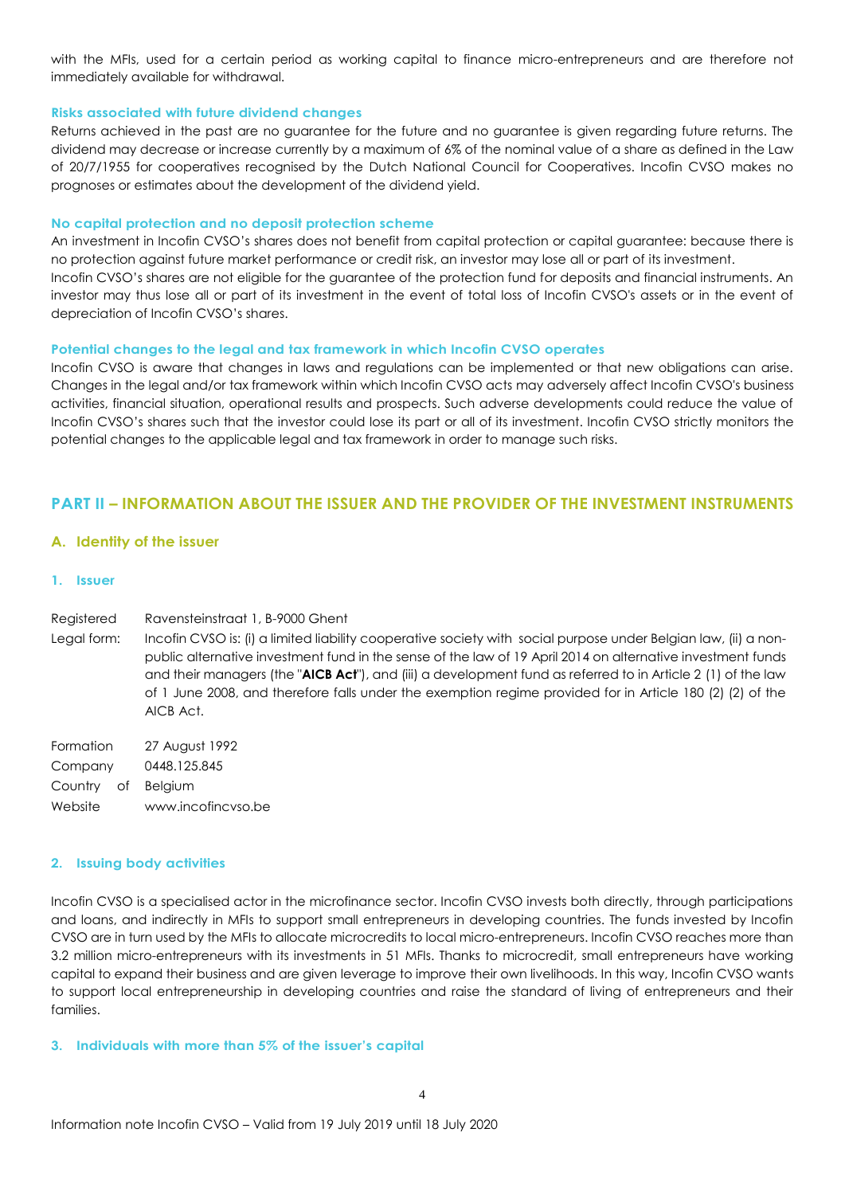with the MFIs, used for a certain period as working capital to finance micro-entrepreneurs and are therefore not immediately available for withdrawal.

### Risks associated with future dividend changes

Returns achieved in the past are no guarantee for the future and no guarantee is given regarding future returns. The dividend may decrease or increase currently by a maximum of 6% of the nominal value of a share as defined in the Law of 20/7/1955 for cooperatives recognised by the Dutch National Council for Cooperatives. Incofin CVSO makes no prognoses or estimates about the development of the dividend yield.

### No capital protection and no deposit protection scheme

An investment in Incofin CVSO's shares does not benefit from capital protection or capital guarantee: because there is no protection against future market performance or credit risk, an investor may lose all or part of its investment.
Incofin CVSO's shares are not eligible for the guarantee of the protection fund for deposits and financial instruments. An investor may thus lose all or part of its investment in the event of total loss of Incofin CVSO's assets or in the event of depreciation of Incofin CVSO's shares.

### Potential changes to the legal and tax framework in which Incofin CVSO operates

Incofin CVSO is aware that changes in laws and regulations can be implemented or that new obligations can arise. Changes in the legal and/or tax framework within which Incofin CVSO acts may adversely affect Incofin CVSO's business activities, financial situation, operational results and prospects. Such adverse developments could reduce the value of Incofin CVSO's shares such that the investor could lose its part or all of its investment. Incofin CVSO strictly monitors the potential changes to the applicable legal and tax framework in order to manage such risks.

## PART II – INFORMATION ABOUT THE ISSUER AND THE PROVIDER OF THE INVESTMENT INSTRUMENTS

### A. Identity of the issuer

#### 1. Issuer

Registered Ravensteinstraat 1, B-9000 Ghent

Legal form: Incofin CVSO is: (i) a limited liability cooperative society with social purpose under Belgian law, (ii) a non-public alternative investment fund in the sense of the law of 19 April 2014 on alternative investment funds and their managers (the "**AICB Act**"), and (iii) a development fund as referred to in Article 2 (1) of the law of 1 June 2008, and therefore falls under the exemption regime provided for in Article 180 (2) (2) of the AICB Act.

Formation 27 August 1992

Company 0448.125.845

Country of Belgium

Website www.incofincvso.be

#### 2. Issuing body activities

Incofin CVSO is a specialised actor in the microfinance sector. Incofin CVSO invests both directly, through participations and loans, and indirectly in MFIs to support small entrepreneurs in developing countries. The funds invested by Incofin CVSO are in turn used by the MFIs to allocate microcredits to local micro-entrepreneurs. Incofin CVSO reaches more than 3.2 million micro-entrepreneurs with its investments in 51 MFIs. Thanks to microcredit, small entrepreneurs have working capital to expand their business and are given leverage to improve their own livelihoods. In this way, Incofin CVSO wants to support local entrepreneurship in developing countries and raise the standard of living of entrepreneurs and their families.

#### 3. Individuals with more than 5% of the issuer's capital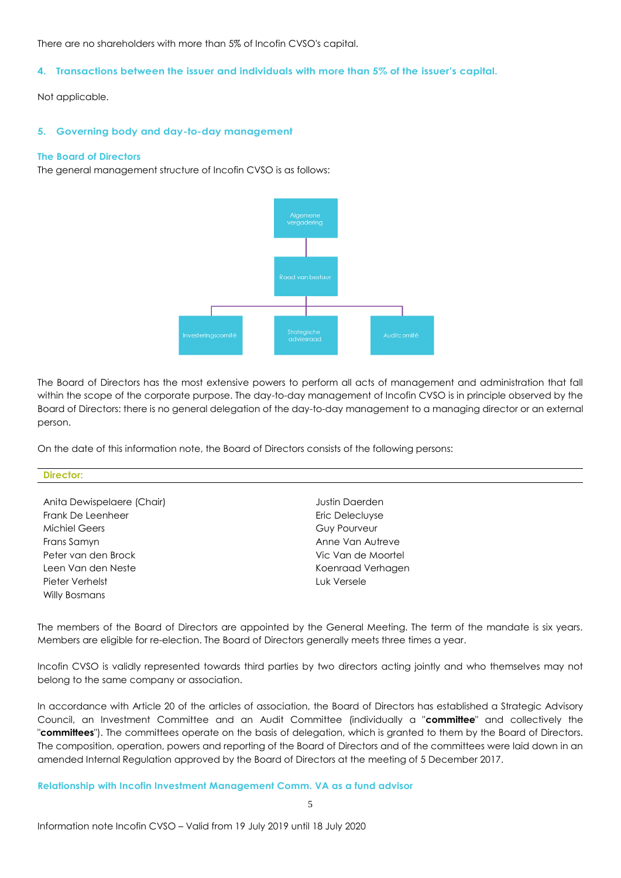There are no shareholders with more than 5% of Incofin CVSO's capital.

## 4. Transactions between the issuer and individuals with more than 5% of the issuer's capital.

Not applicable.

## 5. Governing body and day-to-day management

### The Board of Directors

The general management structure of Incofin CVSO is as follows:

- Algemene vergadering
  - Raad van bestuur
    - Investeringscomité
    - Strategische adviesraad
    - Auditcomité

The Board of Directors has the most extensive powers to perform all acts of management and administration that fall within the scope of the corporate purpose. The day-to-day management of Incofin CVSO is in principle observed by the Board of Directors: there is no general delegation of the day-to-day management to a managing director or an external person.

On the date of this information note, the Board of Directors consists of the following persons:

| Director: | |
|---|---|
| Anita Dewispelaere (Chair) | Justin Daerden |
| Frank De Leenheer | Eric Delecluyse |
| Michiel Geers | Guy Pourveur |
| Frans Samyn | Anne Van Autreve |
| Peter van den Brock | Vic Van de Moortel |
| Leen Van den Neste | Koenraad Verhagen |
| Pieter Verhelst | Luk Versele |
| Willy Bosmans | |

The members of the Board of Directors are appointed by the General Meeting. The term of the mandate is six years. Members are eligible for re-election. The Board of Directors generally meets three times a year.

Incofin CVSO is validly represented towards third parties by two directors acting jointly and who themselves may not belong to the same company or association.

In accordance with Article 20 of the articles of association, the Board of Directors has established a Strategic Advisory Council, an Investment Committee and an Audit Committee (individually a "**committee**" and collectively the "**committees**"). The committees operate on the basis of delegation, which is granted to them by the Board of Directors. The composition, operation, powers and reporting of the Board of Directors and of the committees were laid down in an amended Internal Regulation approved by the Board of Directors at the meeting of 5 December 2017.

### Relationship with Incofin Investment Management Comm. VA as a fund advisor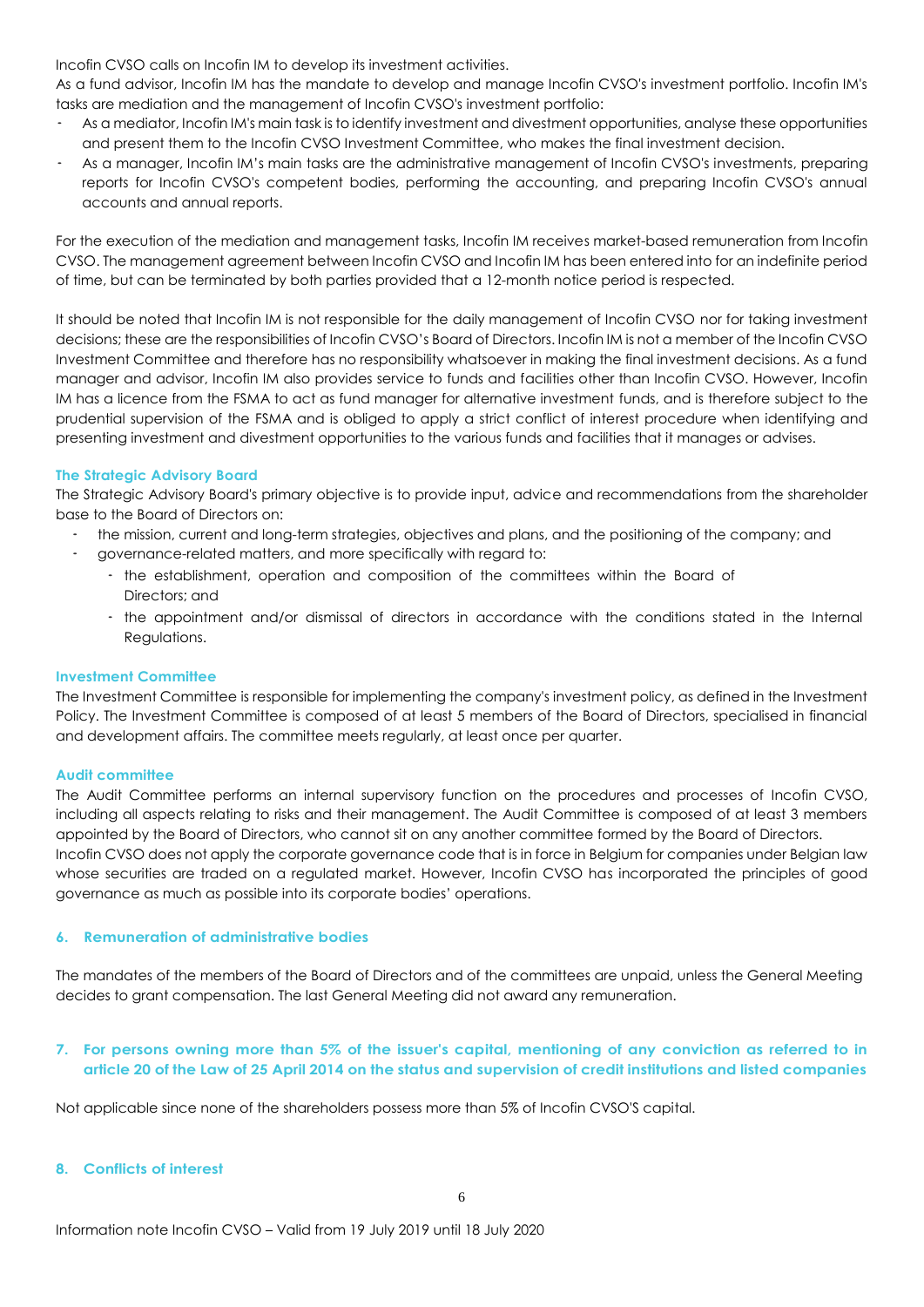Incofin CVSO calls on Incofin IM to develop its investment activities.

As a fund advisor, Incofin IM has the mandate to develop and manage Incofin CVSO's investment portfolio. Incofin IM's tasks are mediation and the management of Incofin CVSO's investment portfolio:

- As a mediator, Incofin IM's main task is to identify investment and divestment opportunities, analyse these opportunities and present them to the Incofin CVSO Investment Committee, who makes the final investment decision.
- As a manager, Incofin IM's main tasks are the administrative management of Incofin CVSO's investments, preparing reports for Incofin CVSO's competent bodies, performing the accounting, and preparing Incofin CVSO's annual accounts and annual reports.

For the execution of the mediation and management tasks, Incofin IM receives market-based remuneration from Incofin CVSO. The management agreement between Incofin CVSO and Incofin IM has been entered into for an indefinite period of time, but can be terminated by both parties provided that a 12-month notice period is respected.

It should be noted that Incofin IM is not responsible for the daily management of Incofin CVSO nor for taking investment decisions; these are the responsibilities of Incofin CVSO's Board of Directors. Incofin IM is not a member of the Incofin CVSO Investment Committee and therefore has no responsibility whatsoever in making the final investment decisions. As a fund manager and advisor, Incofin IM also provides service to funds and facilities other than Incofin CVSO. However, Incofin IM has a licence from the FSMA to act as fund manager for alternative investment funds, and is therefore subject to the prudential supervision of the FSMA and is obliged to apply a strict conflict of interest procedure when identifying and presenting investment and divestment opportunities to the various funds and facilities that it manages or advises.

### The Strategic Advisory Board

The Strategic Advisory Board's primary objective is to provide input, advice and recommendations from the shareholder base to the Board of Directors on:

- the mission, current and long-term strategies, objectives and plans, and the positioning of the company; and
- governance-related matters, and more specifically with regard to:
  - the establishment, operation and composition of the committees within the Board of Directors; and
  - the appointment and/or dismissal of directors in accordance with the conditions stated in the Internal Regulations.

### Investment Committee

The Investment Committee is responsible for implementing the company's investment policy, as defined in the Investment Policy. The Investment Committee is composed of at least 5 members of the Board of Directors, specialised in financial and development affairs. The committee meets regularly, at least once per quarter.

### Audit committee

The Audit Committee performs an internal supervisory function on the procedures and processes of Incofin CVSO, including all aspects relating to risks and their management. The Audit Committee is composed of at least 3 members appointed by the Board of Directors, who cannot sit on any another committee formed by the Board of Directors.

Incofin CVSO does not apply the corporate governance code that is in force in Belgium for companies under Belgian law whose securities are traded on a regulated market. However, Incofin CVSO has incorporated the principles of good governance as much as possible into its corporate bodies' operations.

## 6. Remuneration of administrative bodies

The mandates of the members of the Board of Directors and of the committees are unpaid, unless the General Meeting decides to grant compensation. The last General Meeting did not award any remuneration.

## 7. For persons owning more than 5% of the issuer's capital, mentioning of any conviction as referred to in article 20 of the Law of 25 April 2014 on the status and supervision of credit institutions and listed companies

Not applicable since none of the shareholders possess more than 5% of Incofin CVSO'S capital.

## 8. Conflicts of interest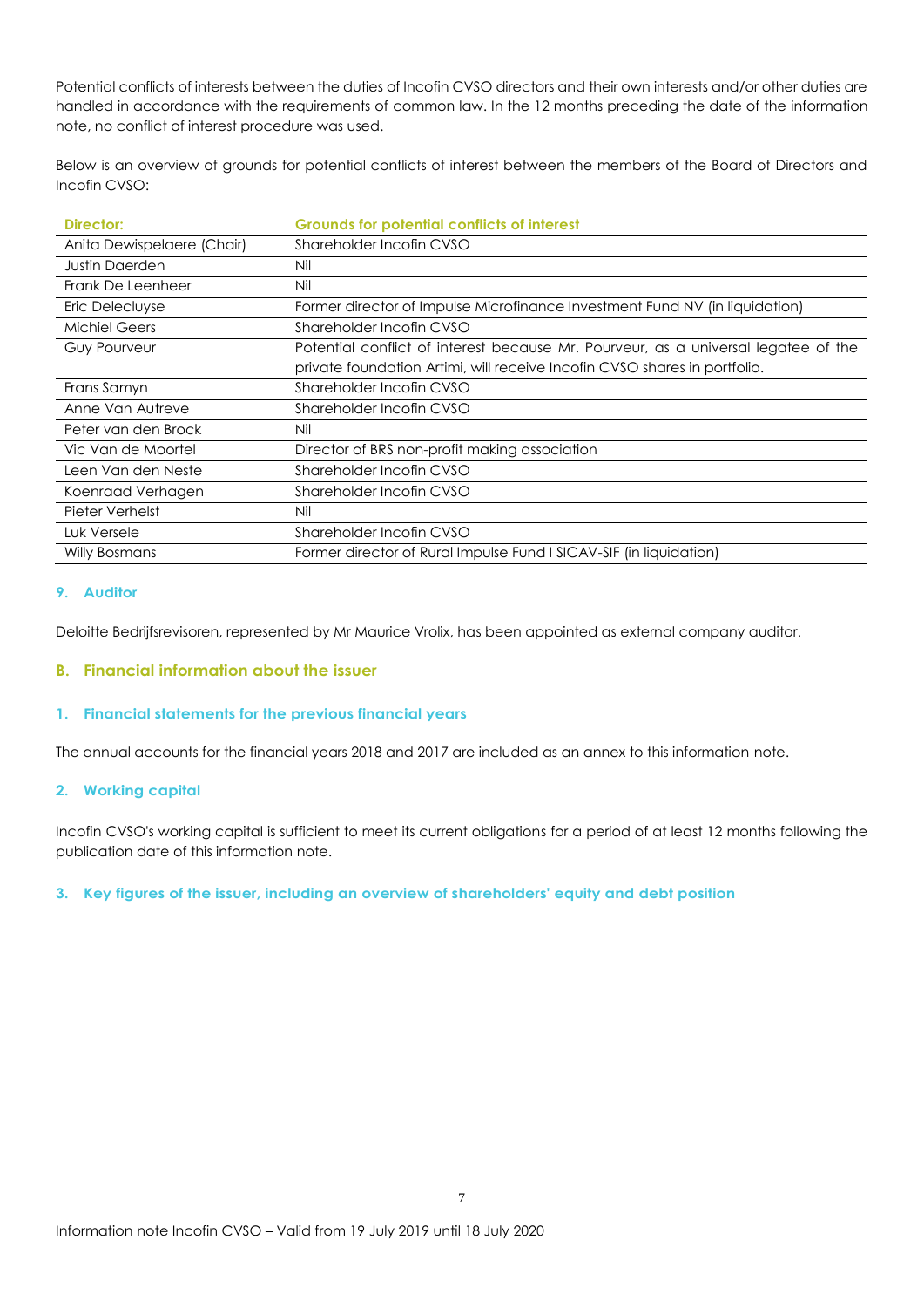Potential conflicts of interests between the duties of Incofin CVSO directors and their own interests and/or other duties are handled in accordance with the requirements of common law. In the 12 months preceding the date of the information note, no conflict of interest procedure was used.

Below is an overview of grounds for potential conflicts of interest between the members of the Board of Directors and Incofin CVSO:

| Director: | Grounds for potential conflicts of interest |
|---|---|
| Anita Dewispelaere (Chair) | Shareholder Incofin CVSO |
| Justin Daerden | Nil |
| Frank De Leenheer | Nil |
| Eric Delecluyse | Former director of Impulse Microfinance Investment Fund NV (in liquidation) |
| Michiel Geers | Shareholder Incofin CVSO |
| Guy Pourveur | Potential conflict of interest because Mr. Pourveur, as a universal legatee of the private foundation Artimi, will receive Incofin CVSO shares in portfolio. |
| Frans Samyn | Shareholder Incofin CVSO |
| Anne Van Autreve | Shareholder Incofin CVSO |
| Peter van den Brock | Nil |
| Vic Van de Moortel | Director of BRS non-profit making association |
| Leen Van den Neste | Shareholder Incofin CVSO |
| Koenraad Verhagen | Shareholder Incofin CVSO |
| Pieter Verhelst | Nil |
| Luk Versele | Shareholder Incofin CVSO |
| Willy Bosmans | Former director of Rural Impulse Fund I SICAV-SIF (in liquidation) |

### 9. Auditor

Deloitte Bedrijfsrevisoren, represented by Mr Maurice Vrolix, has been appointed as external company auditor.

## B. Financial information about the issuer

### 1. Financial statements for the previous financial years

The annual accounts for the financial years 2018 and 2017 are included as an annex to this information note.

### 2. Working capital

Incofin CVSO's working capital is sufficient to meet its current obligations for a period of at least 12 months following the publication date of this information note.

### 3. Key figures of the issuer, including an overview of shareholders' equity and debt position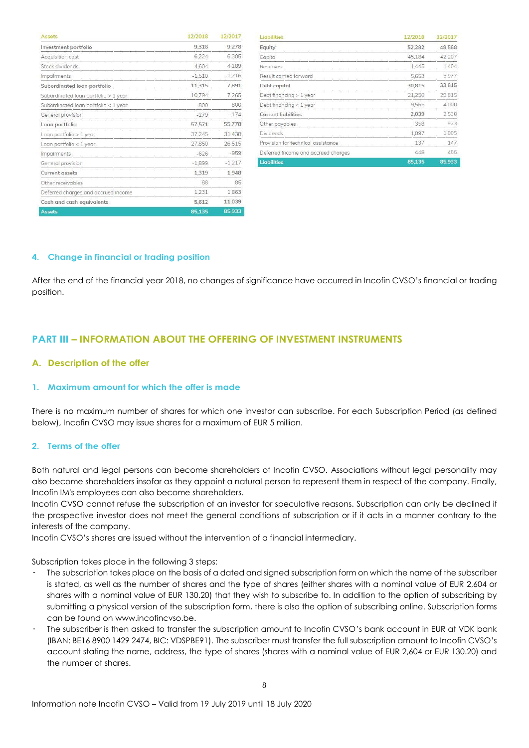| Assets | 12/2018 | 12/2017 |
|---|---|---|
| Investment portfolio | 9,318 | 9,278 |
| Acquisition cost | 6,224 | 6,305 |
| Stock dividends | 4,604 | 4,189 |
| Impairments | -1,510 | -1,216 |
| Subordinated loan portfolio | 11,315 | 7,891 |
| Subordinated loan portfolio > 1 year | 10,794 | 7,265 |
| Subordinated loan portfolio < 1 year | 800 | 800 |
| General provision | -279 | -174 |
| Loan portfolio | 57,571 | 55,778 |
| Loan portfolio > 1 year | 32,245 | 31,438 |
| Loan portfolio < 1 year | 27,850 | 26,515 |
| Impairments | -626 | -959 |
| General provision | -1,899 | -1,217 |
| Current assets | 1,319 | 1,948 |
| Other receivables | 88 | 85 |
| Deferred charges and accrued income | 1,231 | 1,863 |
| Cash and cash equivalents | 5,612 | 11,039 |
| Assets | 85,135 | 85,933 |

| Liabilities | 12/2018 | 12/2017 |
|---|---|---|
| Equity | 52,282 | 49,588 |
| Capital | 45,184 | 42,207 |
| Reserves | 1,445 | 1,404 |
| Result carried forward | 5,653 | 5,977 |
| Debt capital | 30,815 | 33,815 |
| Debt financing > 1 year | 21,250 | 29,815 |
| Debt financing < 1 year | 9,565 | 4,000 |
| Current liabilities | 2,039 | 2,530 |
| Other payables | 358 | 923 |
| Dividends | 1,097 | 1,005 |
| Provision for technical assistance | 137 | 147 |
| Deferred income and accrued charges | 448 | 455 |
| Liabilities | 85,135 | 85,933 |

### 4. Change in financial or trading position

After the end of the financial year 2018, no changes of significance have occurred in Incofin CVSO's financial or trading position.

## PART III – INFORMATION ABOUT THE OFFERING OF INVESTMENT INSTRUMENTS

### A. Description of the offer

#### 1. Maximum amount for which the offer is made

There is no maximum number of shares for which one investor can subscribe. For each Subscription Period (as defined below), Incofin CVSO may issue shares for a maximum of EUR 5 million.

#### 2. Terms of the offer

Both natural and legal persons can become shareholders of Incofin CVSO. Associations without legal personality may also become shareholders insofar as they appoint a natural person to represent them in respect of the company. Finally, Incofin IM's employees can also become shareholders.
Incofin CVSO cannot refuse the subscription of an investor for speculative reasons. Subscription can only be declined if the prospective investor does not meet the general conditions of subscription or if it acts in a manner contrary to the interests of the company.
Incofin CVSO's shares are issued without the intervention of a financial intermediary.

Subscription takes place in the following 3 steps:

- The subscription takes place on the basis of a dated and signed subscription form on which the name of the subscriber is stated, as well as the number of shares and the type of shares (either shares with a nominal value of EUR 2,604 or shares with a nominal value of EUR 130.20) that they wish to subscribe to. In addition to the option of subscribing by submitting a physical version of the subscription form, there is also the option of subscribing online. Subscription forms can be found on www.incofincvso.be.
- The subscriber is then asked to transfer the subscription amount to Incofin CVSO's bank account in EUR at VDK bank (IBAN: BE16 8900 1429 2474, BIC: VDSPBE91). The subscriber must transfer the full subscription amount to Incofin CVSO's account stating the name, address, the type of shares (shares with a nominal value of EUR 2,604 or EUR 130.20) and the number of shares.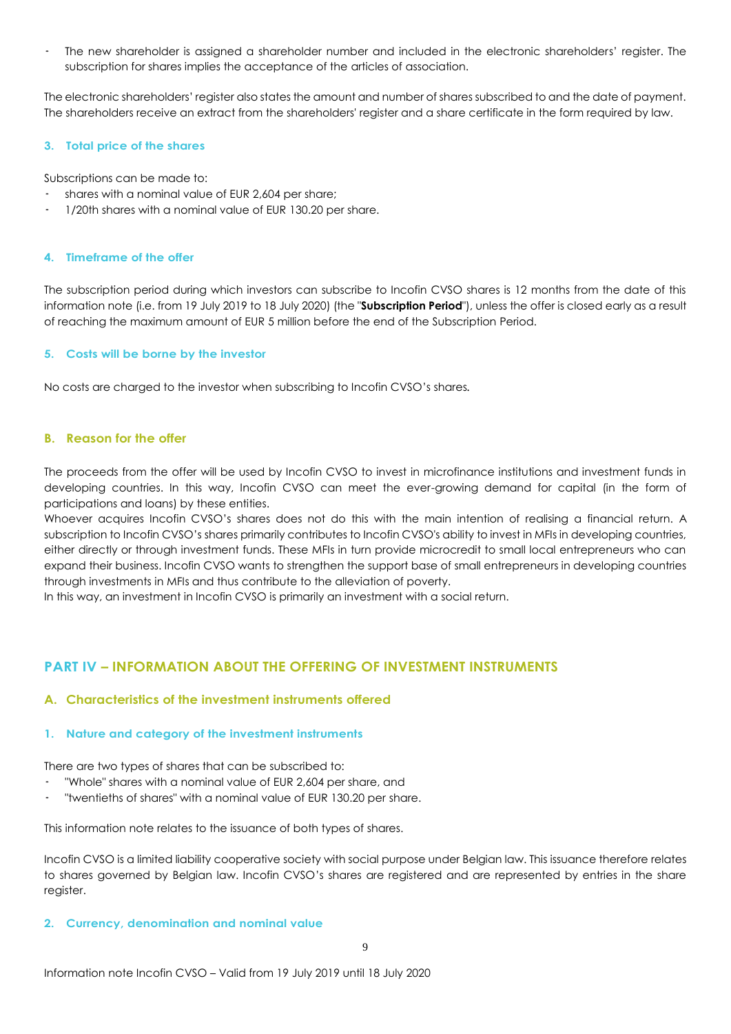- The new shareholder is assigned a shareholder number and included in the electronic shareholders' register. The subscription for shares implies the acceptance of the articles of association.

The electronic shareholders' register also states the amount and number of shares subscribed to and the date of payment. The shareholders receive an extract from the shareholders' register and a share certificate in the form required by law.

### 3. Total price of the shares

Subscriptions can be made to:

- shares with a nominal value of EUR 2,604 per share;
- 1/20th shares with a nominal value of EUR 130.20 per share.

### 4. Timeframe of the offer

The subscription period during which investors can subscribe to Incofin CVSO shares is 12 months from the date of this information note (i.e. from 19 July 2019 to 18 July 2020) (the "**Subscription Period**"), unless the offer is closed early as a result of reaching the maximum amount of EUR 5 million before the end of the Subscription Period.

### 5. Costs will be borne by the investor

No costs are charged to the investor when subscribing to Incofin CVSO's shares.

## B. Reason for the offer

The proceeds from the offer will be used by Incofin CVSO to invest in microfinance institutions and investment funds in developing countries. In this way, Incofin CVSO can meet the ever-growing demand for capital (in the form of participations and loans) by these entities.

Whoever acquires Incofin CVSO's shares does not do this with the main intention of realising a financial return. A subscription to Incofin CVSO's shares primarily contributes to Incofin CVSO's ability to invest in MFIs in developing countries, either directly or through investment funds. These MFIs in turn provide microcredit to small local entrepreneurs who can expand their business. Incofin CVSO wants to strengthen the support base of small entrepreneurs in developing countries through investments in MFIs and thus contribute to the alleviation of poverty.

In this way, an investment in Incofin CVSO is primarily an investment with a social return.

# PART IV – INFORMATION ABOUT THE OFFERING OF INVESTMENT INSTRUMENTS

## A. Characteristics of the investment instruments offered

### 1. Nature and category of the investment instruments

There are two types of shares that can be subscribed to:

- "Whole" shares with a nominal value of EUR 2,604 per share, and
- "twentieths of shares" with a nominal value of EUR 130.20 per share.

This information note relates to the issuance of both types of shares.

Incofin CVSO is a limited liability cooperative society with social purpose under Belgian law. This issuance therefore relates to shares governed by Belgian law. Incofin CVSO's shares are registered and are represented by entries in the share register.

### 2. Currency, denomination and nominal value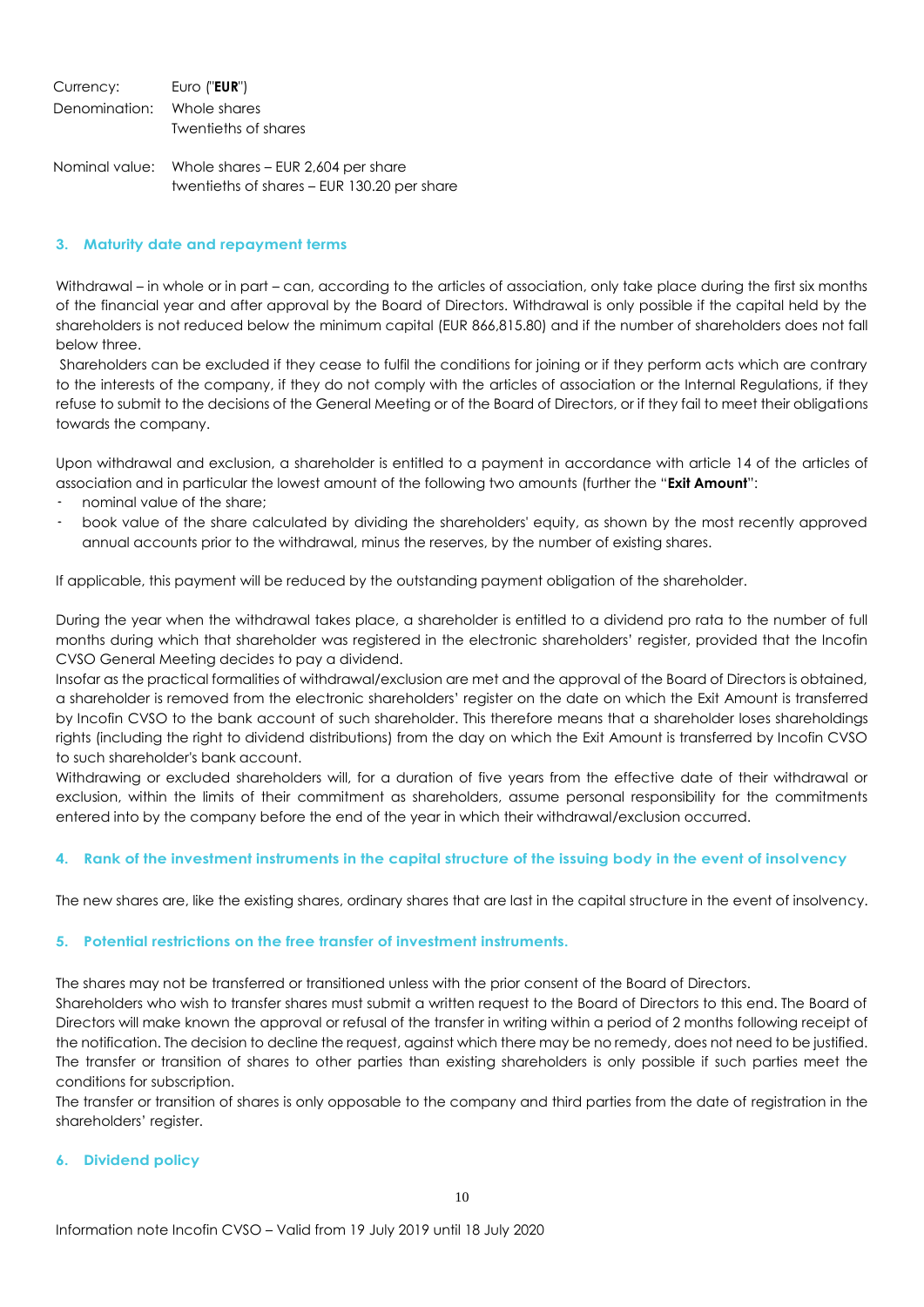| | |
|---|---|
| Currency: | Euro ("**EUR**") |
| Denomination: | Whole shares<br>Twentieths of shares |
| Nominal value: | Whole shares – EUR 2,604 per share<br>twentieths of shares – EUR 130.20 per share |

## 3. Maturity date and repayment terms

Withdrawal – in whole or in part – can, according to the articles of association, only take place during the first six months of the financial year and after approval by the Board of Directors. Withdrawal is only possible if the capital held by the shareholders is not reduced below the minimum capital (EUR 866,815.80) and if the number of shareholders does not fall below three.

Shareholders can be excluded if they cease to fulfil the conditions for joining or if they perform acts which are contrary to the interests of the company, if they do not comply with the articles of association or the Internal Regulations, if they refuse to submit to the decisions of the General Meeting or of the Board of Directors, or if they fail to meet their obligations towards the company.

Upon withdrawal and exclusion, a shareholder is entitled to a payment in accordance with article 14 of the articles of association and in particular the lowest amount of the following two amounts (further the "**Exit Amount**":

- nominal value of the share;
- book value of the share calculated by dividing the shareholders' equity, as shown by the most recently approved annual accounts prior to the withdrawal, minus the reserves, by the number of existing shares.

If applicable, this payment will be reduced by the outstanding payment obligation of the shareholder.

During the year when the withdrawal takes place, a shareholder is entitled to a dividend pro rata to the number of full months during which that shareholder was registered in the electronic shareholders' register, provided that the Incofin CVSO General Meeting decides to pay a dividend.

Insofar as the practical formalities of withdrawal/exclusion are met and the approval of the Board of Directors is obtained, a shareholder is removed from the electronic shareholders' register on the date on which the Exit Amount is transferred by Incofin CVSO to the bank account of such shareholder. This therefore means that a shareholder loses shareholdings rights (including the right to dividend distributions) from the day on which the Exit Amount is transferred by Incofin CVSO to such shareholder's bank account.

Withdrawing or excluded shareholders will, for a duration of five years from the effective date of their withdrawal or exclusion, within the limits of their commitment as shareholders, assume personal responsibility for the commitments entered into by the company before the end of the year in which their withdrawal/exclusion occurred.

## 4. Rank of the investment instruments in the capital structure of the issuing body in the event of insolvency

The new shares are, like the existing shares, ordinary shares that are last in the capital structure in the event of insolvency.

## 5. Potential restrictions on the free transfer of investment instruments.

The shares may not be transferred or transitioned unless with the prior consent of the Board of Directors.

Shareholders who wish to transfer shares must submit a written request to the Board of Directors to this end. The Board of Directors will make known the approval or refusal of the transfer in writing within a period of 2 months following receipt of the notification. The decision to decline the request, against which there may be no remedy, does not need to be justified.

The transfer or transition of shares to other parties than existing shareholders is only possible if such parties meet the conditions for subscription.

The transfer or transition of shares is only opposable to the company and third parties from the date of registration in the shareholders' register.

## 6. Dividend policy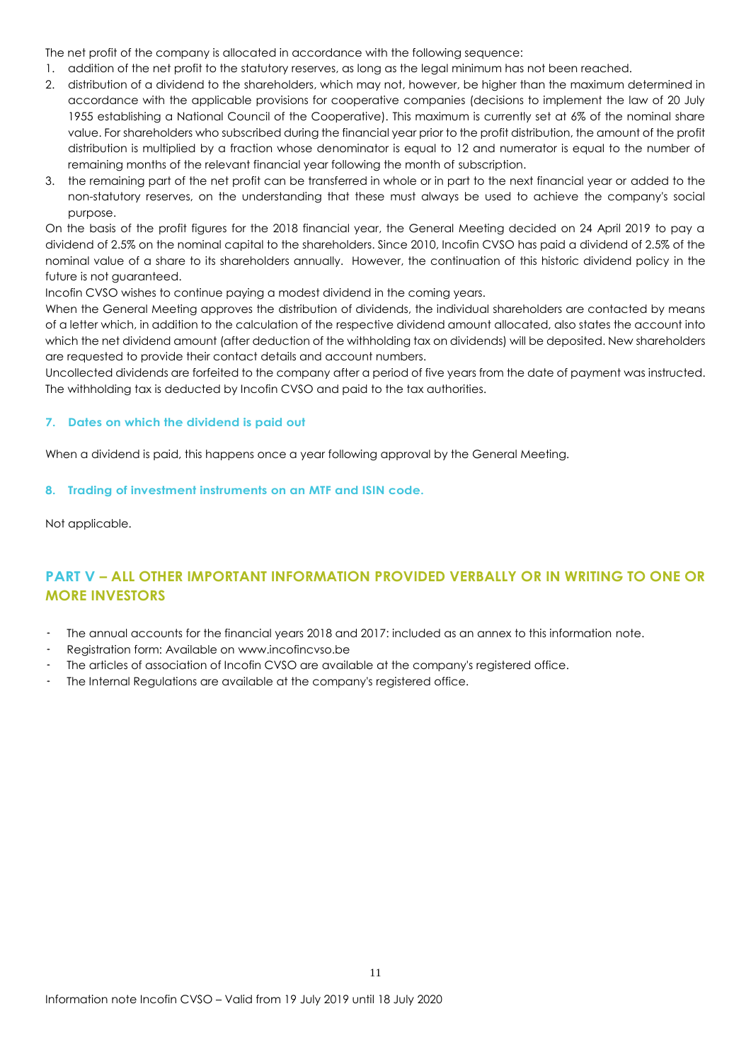The net profit of the company is allocated in accordance with the following sequence:

1. addition of the net profit to the statutory reserves, as long as the legal minimum has not been reached.
2. distribution of a dividend to the shareholders, which may not, however, be higher than the maximum determined in accordance with the applicable provisions for cooperative companies (decisions to implement the law of 20 July 1955 establishing a National Council of the Cooperative). This maximum is currently set at 6% of the nominal share value. For shareholders who subscribed during the financial year prior to the profit distribution, the amount of the profit distribution is multiplied by a fraction whose denominator is equal to 12 and numerator is equal to the number of remaining months of the relevant financial year following the month of subscription.
3. the remaining part of the net profit can be transferred in whole or in part to the next financial year or added to the non-statutory reserves, on the understanding that these must always be used to achieve the company's social purpose.

On the basis of the profit figures for the 2018 financial year, the General Meeting decided on 24 April 2019 to pay a dividend of 2.5% on the nominal capital to the shareholders. Since 2010, Incofin CVSO has paid a dividend of 2.5% of the nominal value of a share to its shareholders annually. However, the continuation of this historic dividend policy in the future is not guaranteed.

Incofin CVSO wishes to continue paying a modest dividend in the coming years.

When the General Meeting approves the distribution of dividends, the individual shareholders are contacted by means of a letter which, in addition to the calculation of the respective dividend amount allocated, also states the account into which the net dividend amount (after deduction of the withholding tax on dividends) will be deposited. New shareholders are requested to provide their contact details and account numbers.

Uncollected dividends are forfeited to the company after a period of five years from the date of payment was instructed. The withholding tax is deducted by Incofin CVSO and paid to the tax authorities.

### 7. Dates on which the dividend is paid out

When a dividend is paid, this happens once a year following approval by the General Meeting.

### 8. Trading of investment instruments on an MTF and ISIN code.

Not applicable.

## PART V – ALL OTHER IMPORTANT INFORMATION PROVIDED VERBALLY OR IN WRITING TO ONE OR MORE INVESTORS

- The annual accounts for the financial years 2018 and 2017: included as an annex to this information note.
- Registration form: Available on www.incofincvso.be
- The articles of association of Incofin CVSO are available at the company's registered office.
- The Internal Regulations are available at the company's registered office.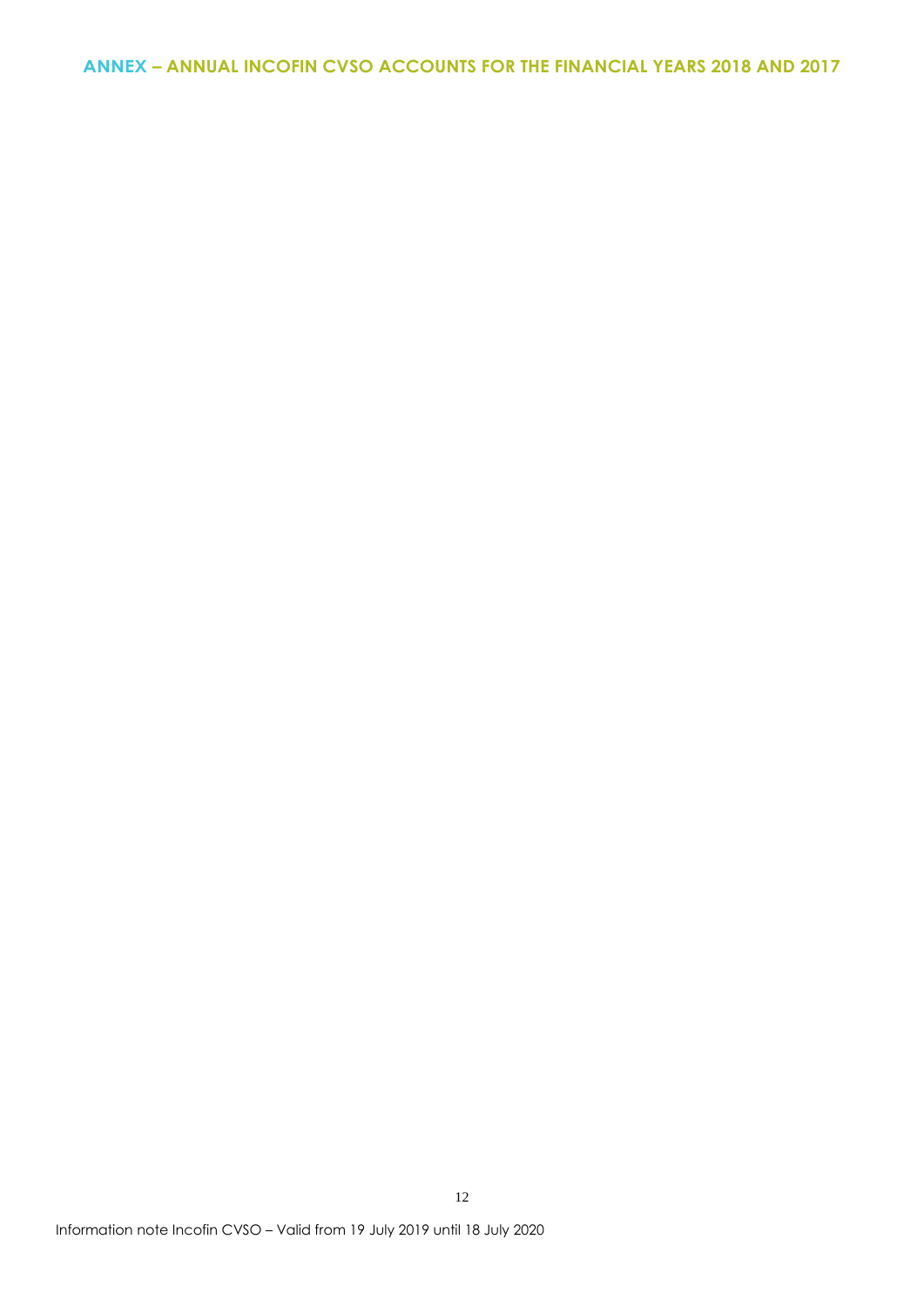## ANNEX – ANNUAL INCOFIN CVSO ACCOUNTS FOR THE FINANCIAL YEARS 2018 AND 2017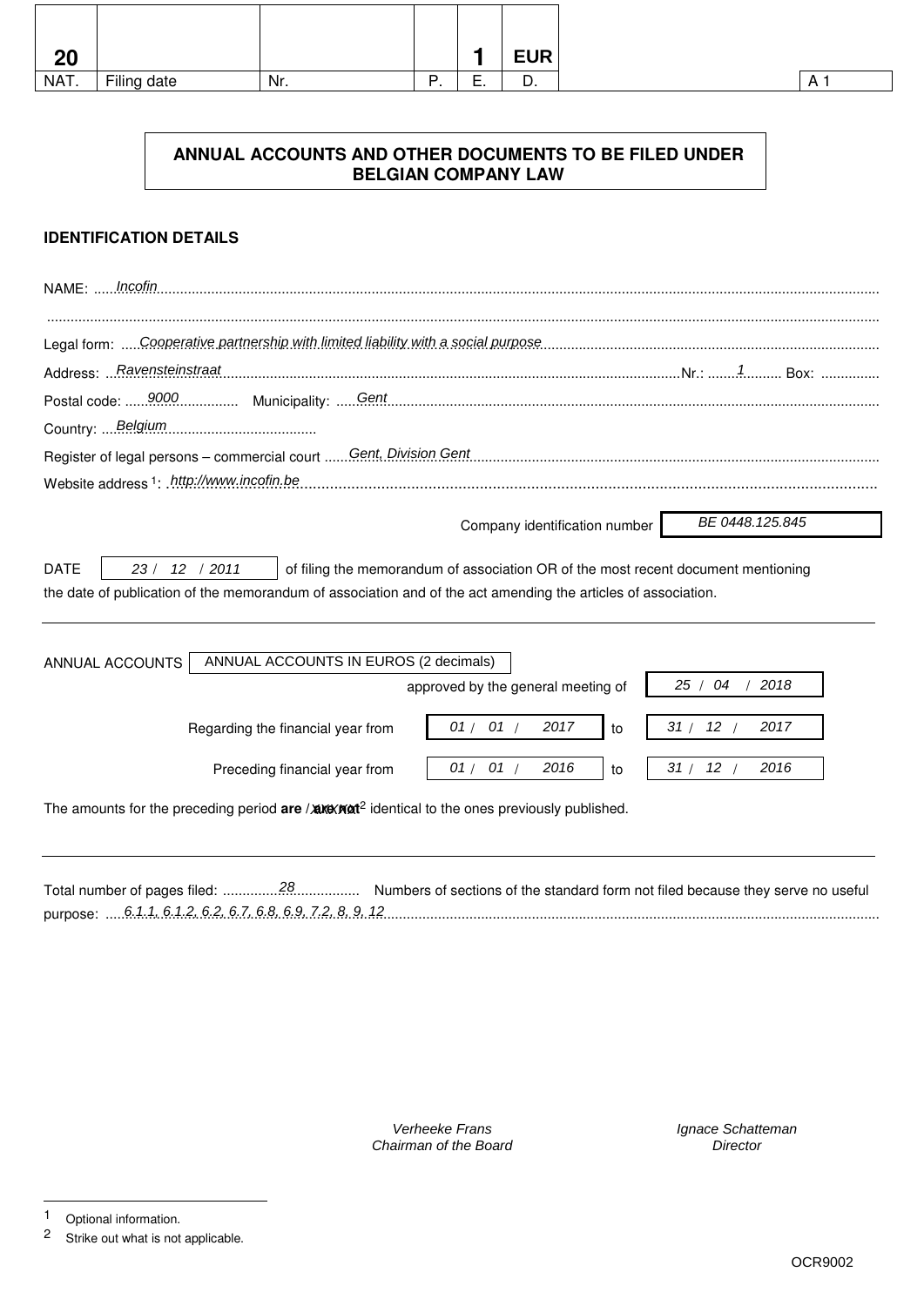| 20 | | | | 1 | EUR | | |
|---|---|---|---|---|---|---|---|
| NAT. | Filing date | Nr. | P. | E. | D. | | A 1 |

**ANNUAL ACCOUNTS AND OTHER DOCUMENTS TO BE FILED UNDER BELGIAN COMPANY LAW**

**IDENTIFICATION DETAILS**

NAME: *Incofin*

Legal form: *Cooperative partnership with limited liability with a social purpose*

Address: *Ravensteinstraat* Nr.: *1* Box:

Postal code: *9000* Municipality: *Gent*

Country: *Belgium*

Register of legal persons – commercial court *Gent, Division Gent*

Website address [1]: *http://www.incofin.be*

Company identification number *BE 0448.125.845*

DATE *23 / 12 / 2011* of filing the memorandum of association OR of the most recent document mentioning the date of publication of the memorandum of association and of the act amending the articles of association.

---

ANNUAL ACCOUNTS — ANNUAL ACCOUNTS IN EUROS (2 decimals)

approved by the general meeting of *25 / 04 / 2018*

Regarding the financial year from *01 / 01 / 2017* to *31 / 12 / 2017*

Preceding financial year from *01 / 01 / 2016* to *31 / 12 / 2016*

The amounts for the preceding period **are** / ~~are not~~[2] identical to the ones previously published.

---

Total number of pages filed: *28* Numbers of sections of the standard form not filed because they serve no useful purpose: *6.1.1, 6.1.2, 6.2, 6.7, 6.8, 6.9, 7.2, 8, 9, 12*

*Verheeke Frans*
*Chairman of the Board*

*Ignace Schatteman*
*Director*

[1] Optional information.

[2] Strike out what is not applicable.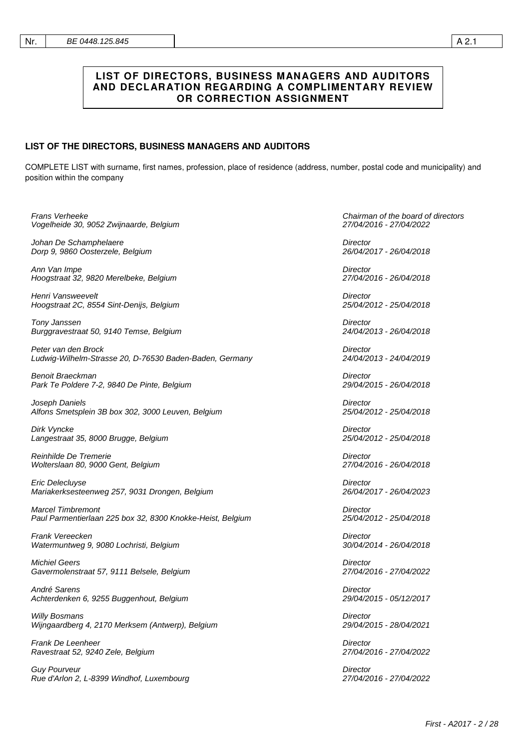| Nr. | BE 0448.125.845 | | A 2.1 |
|---|---|---|---|

# LIST OF DIRECTORS, BUSINESS MANAGERS AND AUDITORS AND DECLARATION REGARDING A COMPLIMENTARY REVIEW OR CORRECTION ASSIGNMENT

## LIST OF THE DIRECTORS, BUSINESS MANAGERS AND AUDITORS

COMPLETE LIST with surname, first names, profession, place of residence (address, number, postal code and municipality) and position within the company

| Name and address | Position / Term |
|---|---|
| *Frans Verheeke*<br>*Vogelheide 30, 9052 Zwijnaarde, Belgium* | *Chairman of the board of directors*<br>*27/04/2016 - 27/04/2022* |
| *Johan De Schamphelaere*<br>*Dorp 9, 9860 Oosterzele, Belgium* | *Director*<br>*26/04/2017 - 26/04/2018* |
| *Ann Van Impe*<br>*Hoogstraat 32, 9820 Merelbeke, Belgium* | *Director*<br>*27/04/2016 - 26/04/2018* |
| *Henri Vansweevelt*<br>*Hoogstraat 2C, 8554 Sint-Denijs, Belgium* | *Director*<br>*25/04/2012 - 25/04/2018* |
| *Tony Janssen*<br>*Burggravestraat 50, 9140 Temse, Belgium* | *Director*<br>*24/04/2013 - 26/04/2018* |
| *Peter van den Brock*<br>*Ludwig-Wilhelm-Strasse 20, D-76530 Baden-Baden, Germany* | *Director*<br>*24/04/2013 - 24/04/2019* |
| *Benoit Braeckman*<br>*Park Te Poldere 7-2, 9840 De Pinte, Belgium* | *Director*<br>*29/04/2015 - 26/04/2018* |
| *Joseph Daniels*<br>*Alfons Smetsplein 3B box 302, 3000 Leuven, Belgium* | *Director*<br>*25/04/2012 - 25/04/2018* |
| *Dirk Vyncke*<br>*Langestraat 35, 8000 Brugge, Belgium* | *Director*<br>*25/04/2012 - 25/04/2018* |
| *Reinhilde De Tremerie*<br>*Wolterslaan 80, 9000 Gent, Belgium* | *Director*<br>*27/04/2016 - 26/04/2018* |
| *Eric Delecluyse*<br>*Mariakerksesteenweg 257, 9031 Drongen, Belgium* | *Director*<br>*26/04/2017 - 26/04/2023* |
| *Marcel Timbremont*<br>*Paul Parmentierlaan 225 box 32, 8300 Knokke-Heist, Belgium* | *Director*<br>*25/04/2012 - 25/04/2018* |
| *Frank Vereecken*<br>*Watermuntweg 9, 9080 Lochristi, Belgium* | *Director*<br>*30/04/2014 - 26/04/2018* |
| *Michiel Geers*<br>*Gavermolenstraat 57, 9111 Belsele, Belgium* | *Director*<br>*27/04/2016 - 27/04/2022* |
| *André Sarens*<br>*Achterdenken 6, 9255 Buggenhout, Belgium* | *Director*<br>*29/04/2015 - 05/12/2017* |
| *Willy Bosmans*<br>*Wijngaardberg 4, 2170 Merksem (Antwerp), Belgium* | *Director*<br>*29/04/2015 - 28/04/2021* |
| *Frank De Leenheer*<br>*Ravestraat 52, 9240 Zele, Belgium* | *Director*<br>*27/04/2016 - 27/04/2022* |
| *Guy Pourveur*<br>*Rue d'Arlon 2, L-8399 Windhof, Luxembourg* | *Director*<br>*27/04/2016 - 27/04/2022* |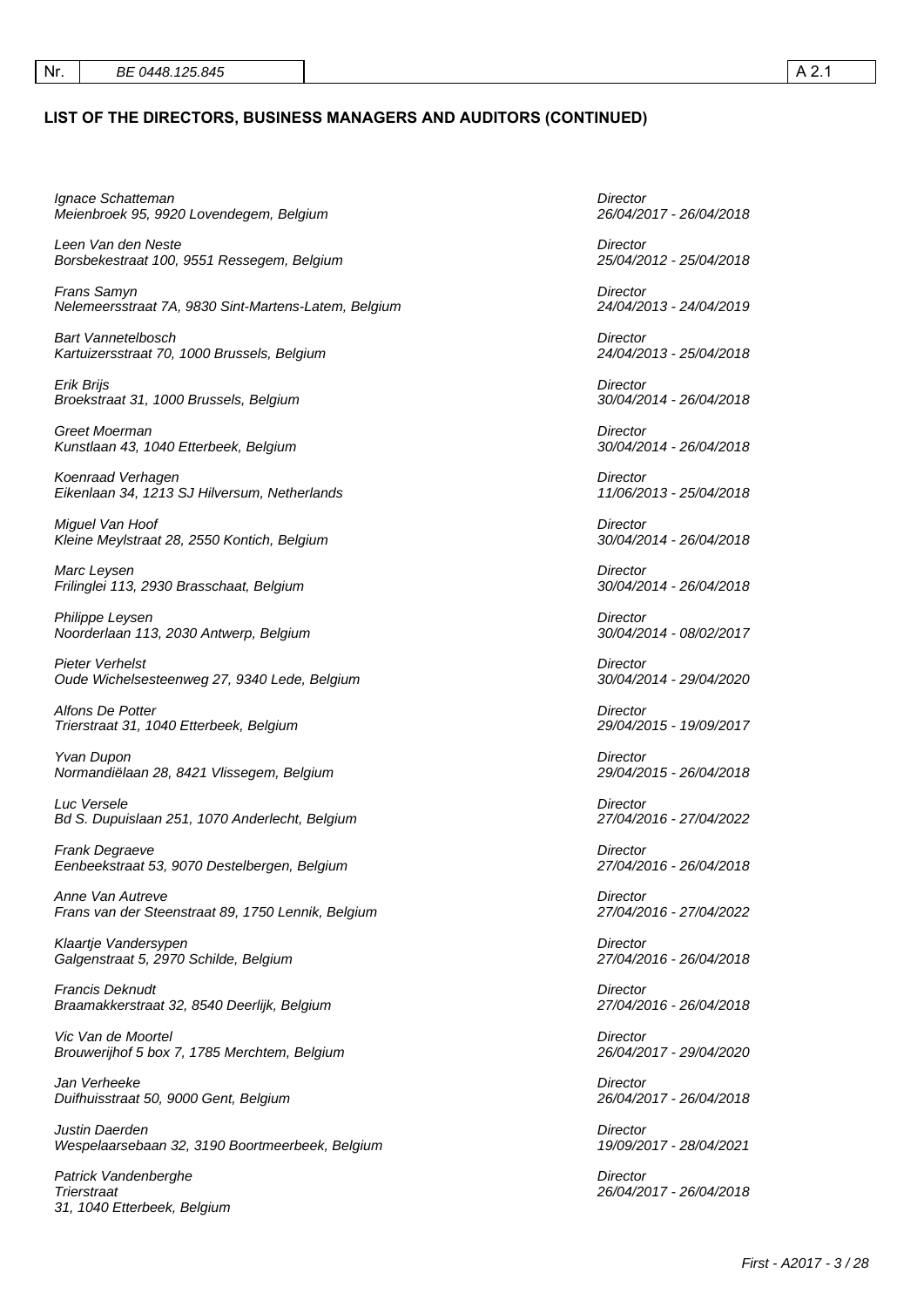| Nr. | BE 0448.125.845 | A 2.1 |
|---|---|---|

## LIST OF THE DIRECTORS, BUSINESS MANAGERS AND AUDITORS (CONTINUED)

| | |
|---|---|
| *Ignace Schatteman*<br>*Meienbroek 95, 9920 Lovendegem, Belgium* | *Director*<br>*26/04/2017 - 26/04/2018* |
| *Leen Van den Neste*<br>*Borsbekestraat 100, 9551 Ressegem, Belgium* | *Director*<br>*25/04/2012 - 25/04/2018* |
| *Frans Samyn*<br>*Nelemeersstraat 7A, 9830 Sint-Martens-Latem, Belgium* | *Director*<br>*24/04/2013 - 24/04/2019* |
| *Bart Vannetelbosch*<br>*Kartuizersstraat 70, 1000 Brussels, Belgium* | *Director*<br>*24/04/2013 - 25/04/2018* |
| *Erik Brijs*<br>*Broekstraat 31, 1000 Brussels, Belgium* | *Director*<br>*30/04/2014 - 26/04/2018* |
| *Greet Moerman*<br>*Kunstlaan 43, 1040 Etterbeek, Belgium* | *Director*<br>*30/04/2014 - 26/04/2018* |
| *Koenraad Verhagen*<br>*Eikenlaan 34, 1213 SJ Hilversum, Netherlands* | *Director*<br>*11/06/2013 - 25/04/2018* |
| *Miguel Van Hoof*<br>*Kleine Meylstraat 28, 2550 Kontich, Belgium* | *Director*<br>*30/04/2014 - 26/04/2018* |
| *Marc Leysen*<br>*Frilinglei 113, 2930 Brasschaat, Belgium* | *Director*<br>*30/04/2014 - 26/04/2018* |
| *Philippe Leysen*<br>*Noorderlaan 113, 2030 Antwerp, Belgium* | *Director*<br>*30/04/2014 - 08/02/2017* |
| *Pieter Verhelst*<br>*Oude Wichelsesteenweg 27, 9340 Lede, Belgium* | *Director*<br>*30/04/2014 - 29/04/2020* |
| *Alfons De Potter*<br>*Trierstraat 31, 1040 Etterbeek, Belgium* | *Director*<br>*29/04/2015 - 19/09/2017* |
| *Yvan Dupon*<br>*Normandiëlaan 28, 8421 Vlissegem, Belgium* | *Director*<br>*29/04/2015 - 26/04/2018* |
| *Luc Versele*<br>*Bd S. Dupuislaan 251, 1070 Anderlecht, Belgium* | *Director*<br>*27/04/2016 - 27/04/2022* |
| *Frank Degraeve*<br>*Eenbeekstraat 53, 9070 Destelbergen, Belgium* | *Director*<br>*27/04/2016 - 26/04/2018* |
| *Anne Van Autreve*<br>*Frans van der Steenstraat 89, 1750 Lennik, Belgium* | *Director*<br>*27/04/2016 - 27/04/2022* |
| *Klaartje Vandersypen*<br>*Galgenstraat 5, 2970 Schilde, Belgium* | *Director*<br>*27/04/2016 - 26/04/2018* |
| *Francis Deknudt*<br>*Braamakkerstraat 32, 8540 Deerlijk, Belgium* | *Director*<br>*27/04/2016 - 26/04/2018* |
| *Vic Van de Moortel*<br>*Brouwerijhof 5 box 7, 1785 Merchtem, Belgium* | *Director*<br>*26/04/2017 - 29/04/2020* |
| *Jan Verheeke*<br>*Duifhuisstraat 50, 9000 Gent, Belgium* | *Director*<br>*26/04/2017 - 26/04/2018* |
| *Justin Daerden*<br>*Wespelaarsebaan 32, 3190 Boortmeerbeek, Belgium* | *Director*<br>*19/09/2017 - 28/04/2021* |
| *Patrick Vandenberghe*<br>*Trierstraat*<br>*31, 1040 Etterbeek, Belgium* | *Director*<br>*26/04/2017 - 26/04/2018* |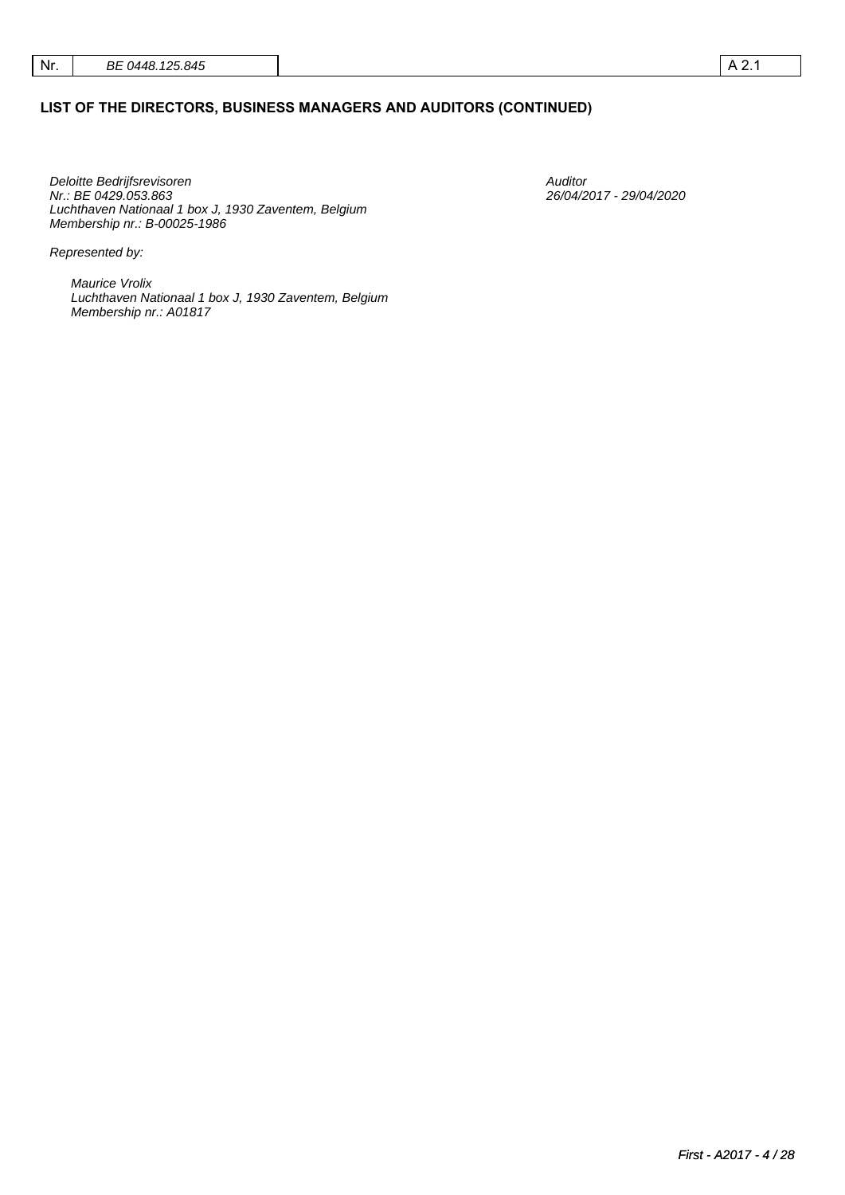| Nr. | BE 0448.125.845 | A 2.1 |
|---|---|---|

## LIST OF THE DIRECTORS, BUSINESS MANAGERS AND AUDITORS (CONTINUED)

| | |
|---|---|
| *Deloitte Bedrijfsrevisoren*<br>*Nr.: BE 0429.053.863*<br>*Luchthaven Nationaal 1 box J, 1930 Zaventem, Belgium*<br>*Membership nr.: B-00025-1986* | *Auditor*<br>*26/04/2017 - 29/04/2020* |

*Represented by:*

*Maurice Vrolix*
*Luchthaven Nationaal 1 box J, 1930 Zaventem, Belgium*
*Membership nr.: A01817*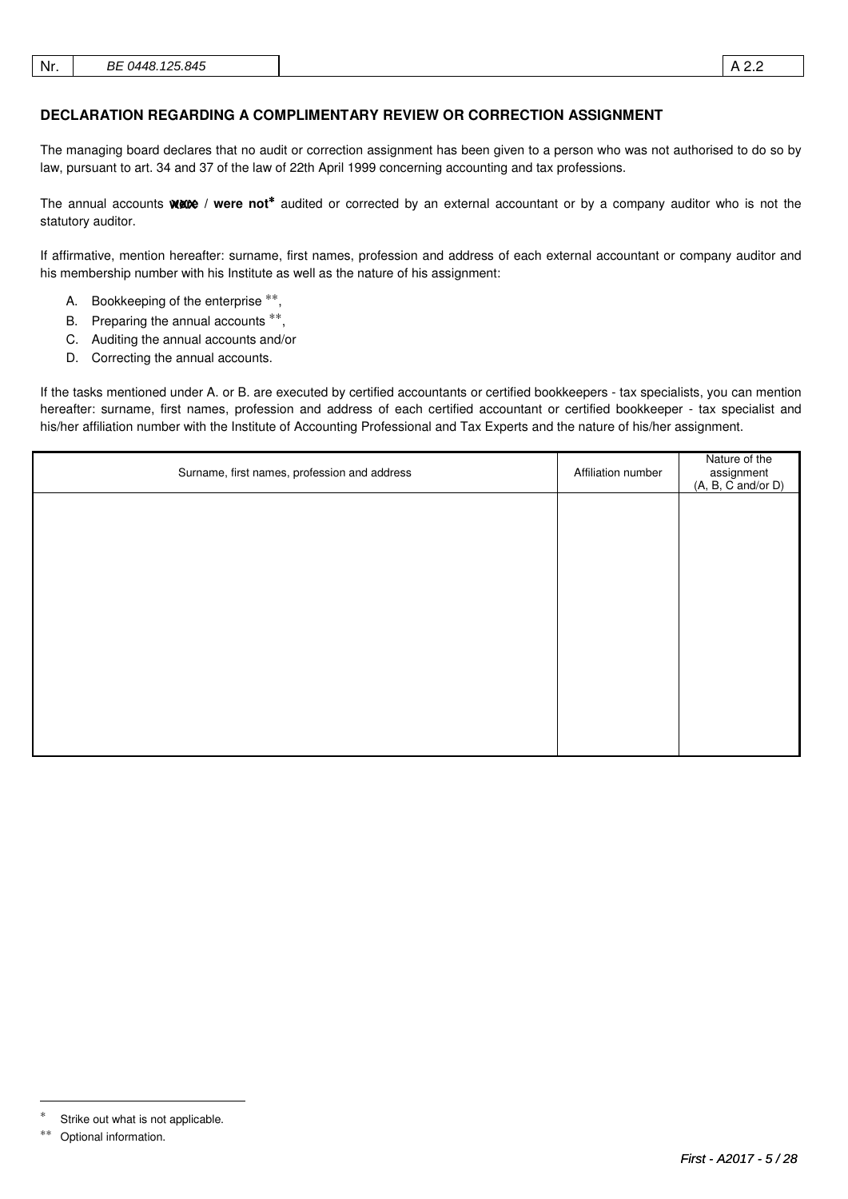| Nr. | BE 0448.125.845 | | A 2.2 |
|---|---|---|---|

## DECLARATION REGARDING A COMPLIMENTARY REVIEW OR CORRECTION ASSIGNMENT

The managing board declares that no audit or correction assignment has been given to a person who was not authorised to do so by law, pursuant to art. 34 and 37 of the law of 22th April 1999 concerning accounting and tax professions.

The annual accounts ~~were~~ / **were not*** audited or corrected by an external accountant or by a company auditor who is not the statutory auditor.

If affirmative, mention hereafter: surname, first names, profession and address of each external accountant or company auditor and his membership number with his Institute as well as the nature of his assignment:

A. Bookkeeping of the enterprise **,
B. Preparing the annual accounts **,
C. Auditing the annual accounts and/or
D. Correcting the annual accounts.

If the tasks mentioned under A. or B. are executed by certified accountants or certified bookkeepers - tax specialists, you can mention hereafter: surname, first names, profession and address of each certified accountant or certified bookkeeper - tax specialist and his/her affiliation number with the Institute of Accounting Professional and Tax Experts and the nature of his/her assignment.

| Surname, first names, profession and address | Affiliation number | Nature of the assignment (A, B, C and/or D) |
|---|---|---|
| | | |

\* Strike out what is not applicable.

\*\* Optional information.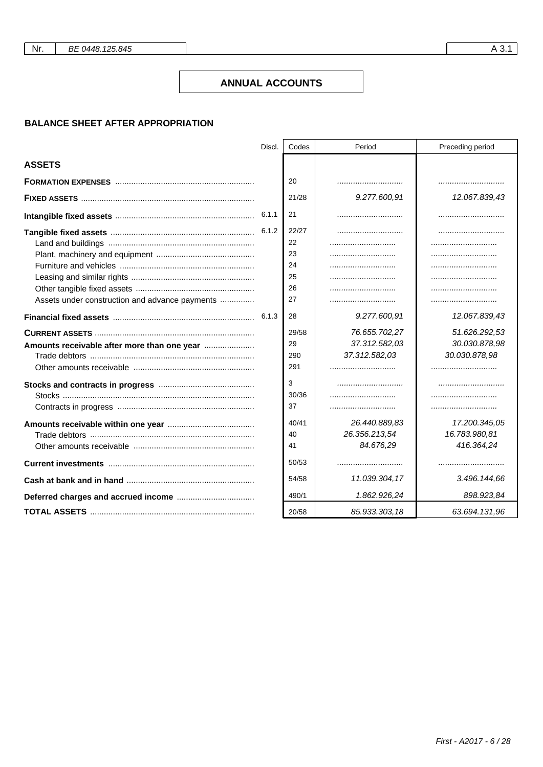# ANNUAL ACCOUNTS

## BALANCE SHEET AFTER APPROPRIATION

| | Discl. | Codes | Period | Preceding period |
|---|---|---|---|---|
| **ASSETS** | | | | |
| **FORMATION EXPENSES** | | 20 | ............................ | ............................ |
| **FIXED ASSETS** | | 21/28 | *9.277.600,91* | *12.067.839,43* |
| **Intangible fixed assets** | 6.1.1 | 21 | ............................ | ............................ |
| **Tangible fixed assets** | 6.1.2 | 22/27 | ............................ | ............................ |
| Land and buildings | | 22 | ............................ | ............................ |
| Plant, machinery and equipment | | 23 | ............................ | ............................ |
| Furniture and vehicles | | 24 | ............................ | ............................ |
| Leasing and similar rights | | 25 | ............................ | ............................ |
| Other tangible fixed assets | | 26 | ............................ | ............................ |
| Assets under construction and advance payments | | 27 | ............................ | ............................ |
| **Financial fixed assets** | 6.1.3 | 28 | *9.277.600,91* | *12.067.839,43* |
| **CURRENT ASSETS** | | 29/58 | *76.655.702,27* | *51.626.292,53* |
| **Amounts receivable after more than one year** | | 29 | *37.312.582,03* | *30.030.878,98* |
| Trade debtors | | 290 | *37.312.582,03* | *30.030.878,98* |
| Other amounts receivable | | 291 | ............................ | ............................ |
| **Stocks and contracts in progress** | | 3 | ............................ | ............................ |
| Stocks | | 30/36 | ............................ | ............................ |
| Contracts in progress | | 37 | ............................ | ............................ |
| **Amounts receivable within one year** | | 40/41 | *26.440.889,83* | *17.200.345,05* |
| Trade debtors | | 40 | *26.356.213,54* | *16.783.980,81* |
| Other amounts receivable | | 41 | *84.676,29* | *416.364,24* |
| **Current investments** | | 50/53 | ............................ | ............................ |
| **Cash at bank and in hand** | | 54/58 | *11.039.304,17* | *3.496.144,66* |
| **Deferred charges and accrued income** | | 490/1 | *1.862.926,24* | *898.923,84* |
| **TOTAL ASSETS** | | 20/58 | *85.933.303,18* | *63.694.131,96* |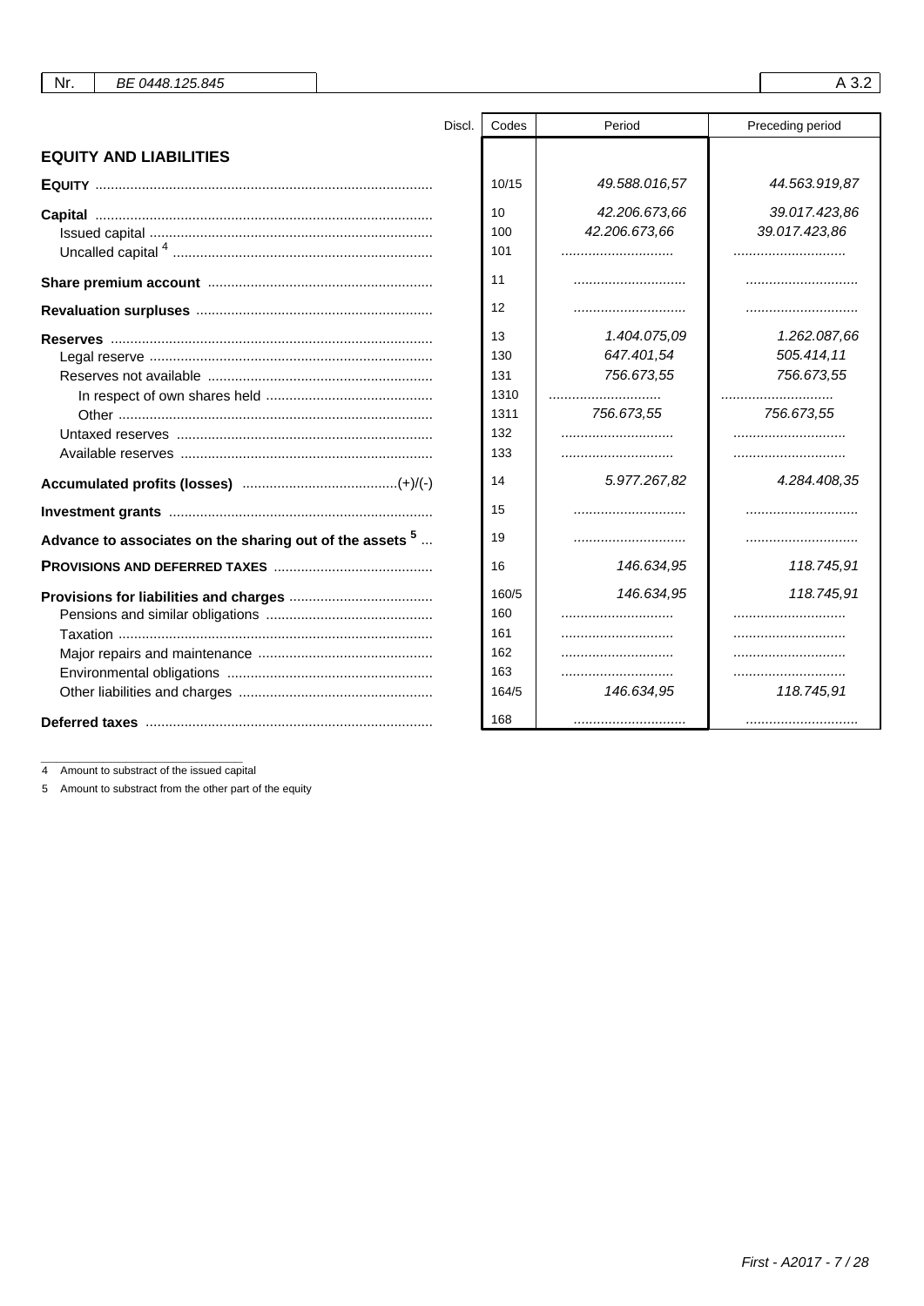| Nr. | BE 0448.125.845 | A 3.2 |
|---|---|---|

| | Discl. | Codes | Period | Preceding period |
|---|---|---|---|---|
| **EQUITY AND LIABILITIES** | | | | |
| **EQUITY** | | 10/15 | 49.588.016,57 | 44.563.919,87 |
| **Capital** | | 10 | 42.206.673,66 | 39.017.423,86 |
| Issued capital | | 100 | 42.206.673,66 | 39.017.423,86 |
| Uncalled capital [4] | | 101 | | |
| **Share premium account** | | 11 | | |
| **Revaluation surpluses** | | 12 | | |
| **Reserves** | | 13 | 1.404.075,09 | 1.262.087,66 |
| Legal reserve | | 130 | 647.401,54 | 505.414,11 |
| Reserves not available | | 131 | 756.673,55 | 756.673,55 |
| In respect of own shares held | | 1310 | | |
| Other | | 1311 | 756.673,55 | 756.673,55 |
| Untaxed reserves | | 132 | | |
| Available reserves | | 133 | | |
| **Accumulated profits (losses)** (+)/(-) | | 14 | 5.977.267,82 | 4.284.408,35 |
| **Investment grants** | | 15 | | |
| **Advance to associates on the sharing out of the assets [5]** | | 19 | | |
| **PROVISIONS AND DEFERRED TAXES** | | 16 | 146.634,95 | 118.745,91 |
| **Provisions for liabilities and charges** | | 160/5 | 146.634,95 | 118.745,91 |
| Pensions and similar obligations | | 160 | | |
| Taxation | | 161 | | |
| Major repairs and maintenance | | 162 | | |
| Environmental obligations | | 163 | | |
| Other liabilities and charges | | 164/5 | 146.634,95 | 118.745,91 |
| **Deferred taxes** | | 168 | | |

4 Amount to substract of the issued capital

5 Amount to substract from the other part of the equity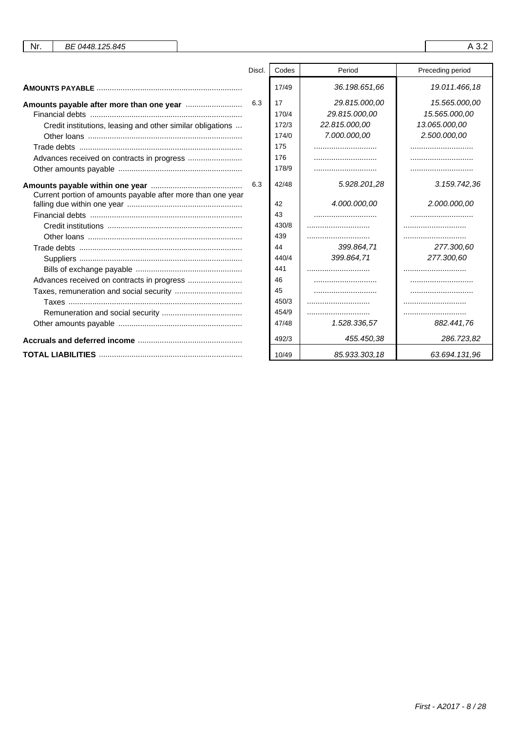| Nr. | BE 0448.125.845 | A 3.2 |
|---|---|---|

| | Discl. | Codes | Period | Preceding period |
|---|---|---|---|---|
| **AMOUNTS PAYABLE** | | 17/49 | *36.198.651,66* | *19.011.466,18* |
| **Amounts payable after more than one year** | 6.3 | 17 | *29.815.000,00* | *15.565.000,00* |
| Financial debts | | 170/4 | *29.815.000,00* | *15.565.000,00* |
| Credit institutions, leasing and other similar obligations | | 172/3 | *22.815.000,00* | *13.065.000,00* |
| Other loans | | 174/0 | *7.000.000,00* | *2.500.000,00* |
| Trade debts | | 175 | | |
| Advances received on contracts in progress | | 176 | | |
| Other amounts payable | | 178/9 | | |
| **Amounts payable within one year** | 6.3 | 42/48 | *5.928.201,28* | *3.159.742,36* |
| Current portion of amounts payable after more than one year falling due within one year | | 42 | *4.000.000,00* | *2.000.000,00* |
| Financial debts | | 43 | | |
| Credit institutions | | 430/8 | | |
| Other loans | | 439 | | |
| Trade debts | | 44 | *399.864,71* | *277.300,60* |
| Suppliers | | 440/4 | *399.864,71* | *277.300,60* |
| Bills of exchange payable | | 441 | | |
| Advances received on contracts in progress | | 46 | | |
| Taxes, remuneration and social security | | 45 | | |
| Taxes | | 450/3 | | |
| Remuneration and social security | | 454/9 | | |
| Other amounts payable | | 47/48 | *1.528.336,57* | *882.441,76* |
| **Accruals and deferred income** | | 492/3 | *455.450,38* | *286.723,82* |
| **TOTAL LIABILITIES** | | 10/49 | *85.933.303,18* | *63.694.131,96* |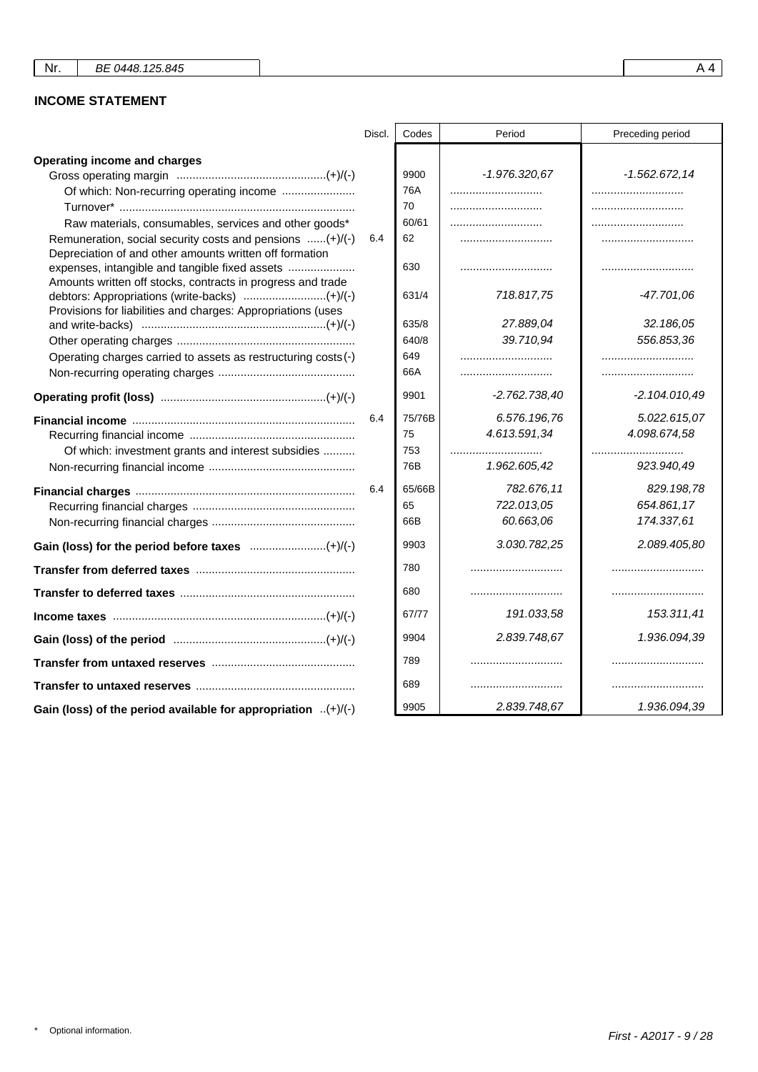| Nr. | BE 0448.125.845 | A 4 |
|---|---|---|

## INCOME STATEMENT

| | Discl. | Codes | Period | Preceding period |
|---|---|---|---|---|
| **Operating income and charges** | | | | |
| Gross operating margin (+)/(-) | | 9900 | -1.976.320,67 | -1.562.672,14 |
| Of which: Non-recurring operating income | | 76A | | |
| Turnover* | | 70 | | |
| Raw materials, consumables, services and other goods* | | 60/61 | | |
| Remuneration, social security costs and pensions (+)/(-) | 6.4 | 62 | | |
| Depreciation of and other amounts written off formation expenses, intangible and tangible fixed assets | | 630 | | |
| Amounts written off stocks, contracts in progress and trade debtors: Appropriations (write-backs) (+)/(-) | | 631/4 | 718.817,75 | -47.701,06 |
| Provisions for liabilities and charges: Appropriations (uses and write-backs) (+)/(-) | | 635/8 | 27.889,04 | 32.186,05 |
| Other operating charges | | 640/8 | 39.710,94 | 556.853,36 |
| Operating charges carried to assets as restructuring costs (-) | | 649 | | |
| Non-recurring operating charges | | 66A | | |
| **Operating profit (loss)** (+)/(-) | | 9901 | -2.762.738,40 | -2.104.010,49 |
| **Financial income** | 6.4 | 75/76B | 6.576.196,76 | 5.022.615,07 |
| Recurring financial income | | 75 | 4.613.591,34 | 4.098.674,58 |
| Of which: investment grants and interest subsidies | | 753 | | |
| Non-recurring financial income | | 76B | 1.962.605,42 | 923.940,49 |
| **Financial charges** | 6.4 | 65/66B | 782.676,11 | 829.198,78 |
| Recurring financial charges | | 65 | 722.013,05 | 654.861,17 |
| Non-recurring financial charges | | 66B | 60.663,06 | 174.337,61 |
| **Gain (loss) for the period before taxes** (+)/(-) | | 9903 | 3.030.782,25 | 2.089.405,80 |
| **Transfer from deferred taxes** | | 780 | | |
| **Transfer to deferred taxes** | | 680 | | |
| **Income taxes** (+)/(-) | | 67/77 | 191.033,58 | 153.311,41 |
| **Gain (loss) of the period** (+)/(-) | | 9904 | 2.839.748,67 | 1.936.094,39 |
| **Transfer from untaxed reserves** | | 789 | | |
| **Transfer to untaxed reserves** | | 689 | | |
| **Gain (loss) of the period available for appropriation** (+)/(-) | | 9905 | 2.839.748,67 | 1.936.094,39 |

\* Optional information.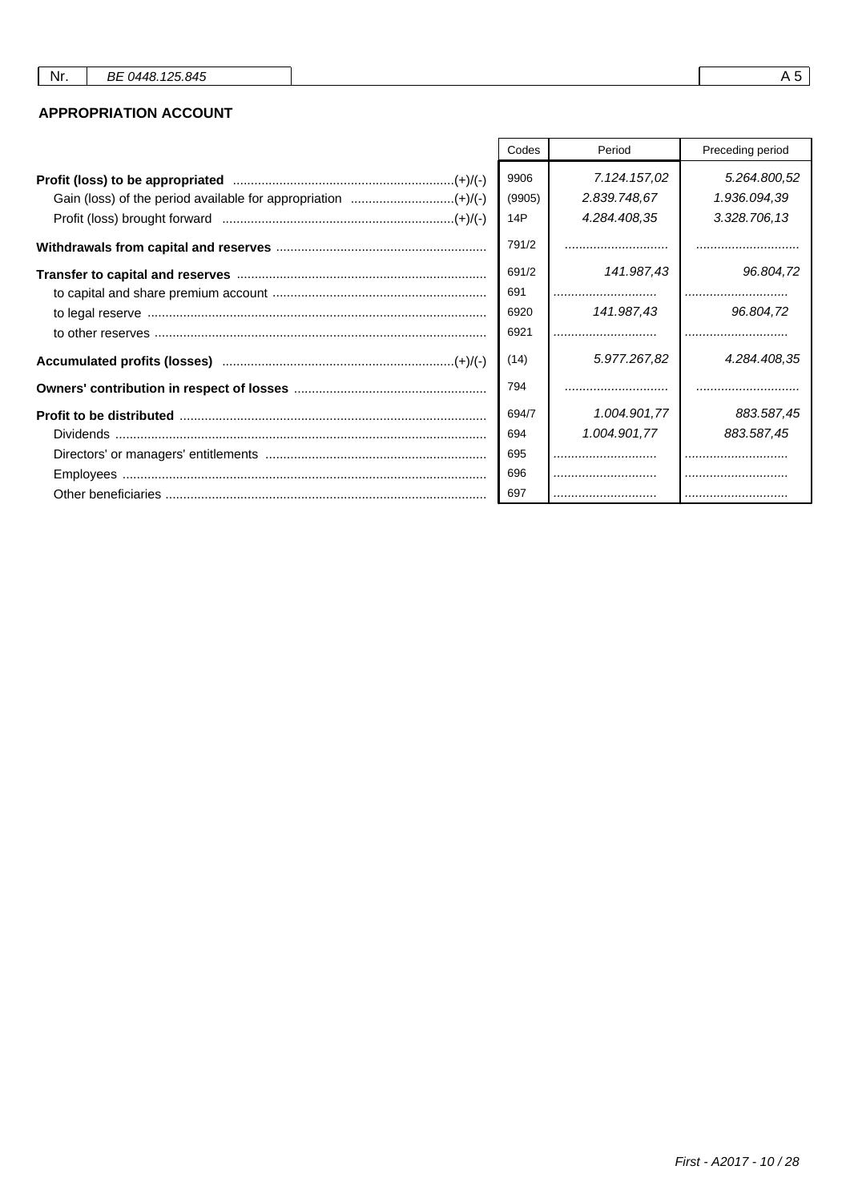## APPROPRIATION ACCOUNT

| | Codes | Period | Preceding period |
|---|---|---|---|
| **Profit (loss) to be appropriated** (+)/(-) | 9906 | 7.124.157,02 | 5.264.800,52 |
| Gain (loss) of the period available for appropriation (+)/(-) | (9905) | 2.839.748,67 | 1.936.094,39 |
| Profit (loss) brought forward (+)/(-) | 14P | 4.284.408,35 | 3.328.706,13 |
| **Withdrawals from capital and reserves** | 791/2 | ............................ | ............................ |
| **Transfer to capital and reserves** | 691/2 | 141.987,43 | 96.804,72 |
| to capital and share premium account | 691 | ............................ | ............................ |
| to legal reserve | 6920 | 141.987,43 | 96.804,72 |
| to other reserves | 6921 | ............................ | ............................ |
| **Accumulated profits (losses)** (+)/(-) | (14) | 5.977.267,82 | 4.284.408,35 |
| **Owners' contribution in respect of losses** | 794 | ............................ | ............................ |
| **Profit to be distributed** | 694/7 | 1.004.901,77 | 883.587,45 |
| Dividends | 694 | 1.004.901,77 | 883.587,45 |
| Directors' or managers' entitlements | 695 | ............................ | ............................ |
| Employees | 696 | ............................ | ............................ |
| Other beneficiaries | 697 | ............................ | ............................ |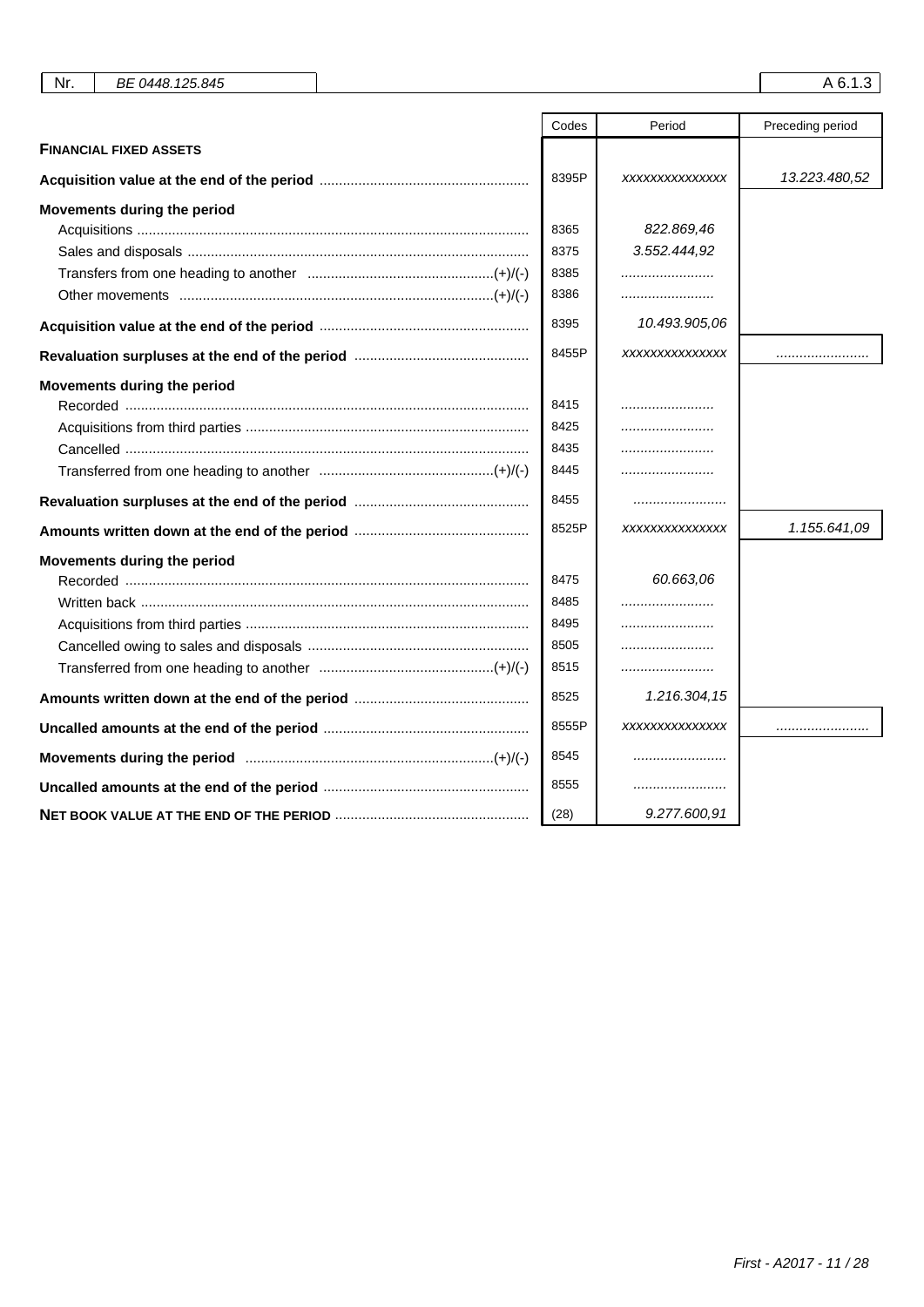| | Codes | Period | Preceding period |
|---|---|---|---|
| **FINANCIAL FIXED ASSETS** | | | |
| **Acquisition value at the end of the period** | 8395P | xxxxxxxxxxxxxxx | 13.223.480,52 |
| **Movements during the period** | | | |
| Acquisitions | 8365 | 822.869,46 | |
| Sales and disposals | 8375 | 3.552.444,92 | |
| Transfers from one heading to another (+)/(-) | 8385 | ........................ | |
| Other movements (+)/(-) | 8386 | ........................ | |
| **Acquisition value at the end of the period** | 8395 | 10.493.905,06 | |
| **Revaluation surpluses at the end of the period** | 8455P | xxxxxxxxxxxxxxx | ........................ |
| **Movements during the period** | | | |
| Recorded | 8415 | ........................ | |
| Acquisitions from third parties | 8425 | ........................ | |
| Cancelled | 8435 | ........................ | |
| Transferred from one heading to another (+)/(-) | 8445 | ........................ | |
| **Revaluation surpluses at the end of the period** | 8455 | ........................ | |
| **Amounts written down at the end of the period** | 8525P | xxxxxxxxxxxxxxx | 1.155.641,09 |
| **Movements during the period** | | | |
| Recorded | 8475 | 60.663,06 | |
| Written back | 8485 | ........................ | |
| Acquisitions from third parties | 8495 | ........................ | |
| Cancelled owing to sales and disposals | 8505 | ........................ | |
| Transferred from one heading to another (+)/(-) | 8515 | ........................ | |
| **Amounts written down at the end of the period** | 8525 | 1.216.304,15 | |
| **Uncalled amounts at the end of the period** | 8555P | xxxxxxxxxxxxxxx | ........................ |
| **Movements during the period** (+)/(-) | 8545 | ........................ | |
| **Uncalled amounts at the end of the period** | 8555 | ........................ | |
| **NET BOOK VALUE AT THE END OF THE PERIOD** | (28) | 9.277.600,91 | |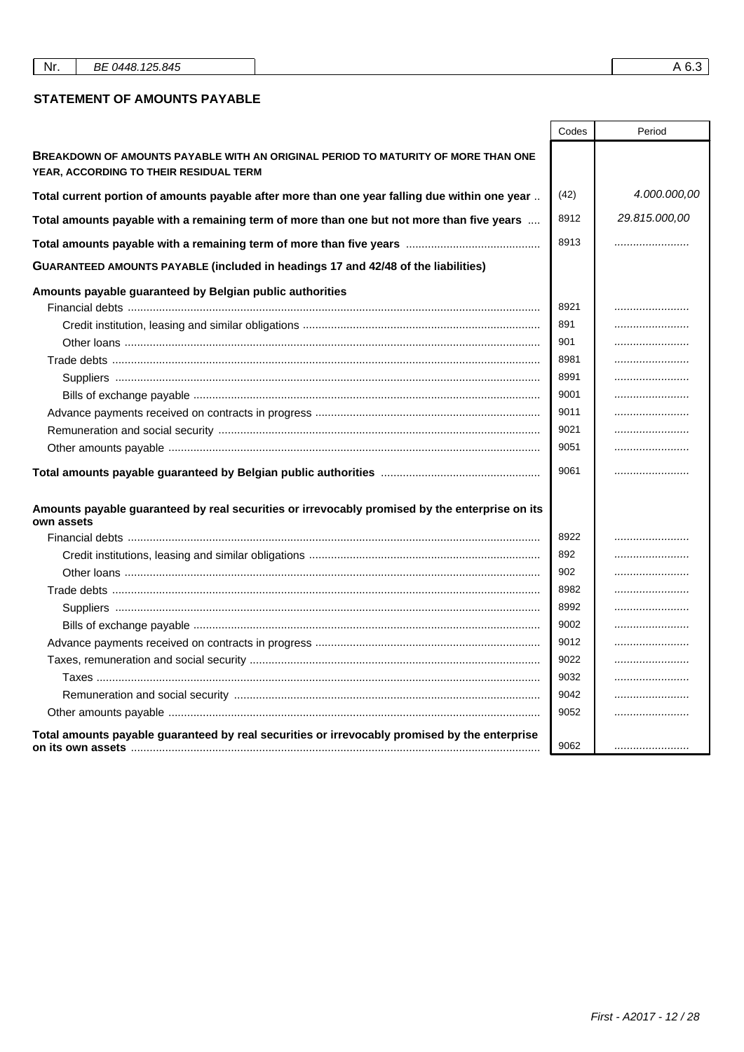| Nr. | BE 0448.125.845 | A 6.3 |
|---|---|---|

## STATEMENT OF AMOUNTS PAYABLE

| | Codes | Period |
|---|---|---|
| **BREAKDOWN OF AMOUNTS PAYABLE WITH AN ORIGINAL PERIOD TO MATURITY OF MORE THAN ONE YEAR, ACCORDING TO THEIR RESIDUAL TERM** | | |
| **Total current portion of amounts payable after more than one year falling due within one year** | (42) | 4.000.000,00 |
| **Total amounts payable with a remaining term of more than one but not more than five years** | 8912 | 29.815.000,00 |
| **Total amounts payable with a remaining term of more than five years** | 8913 | ........................ |
| **GUARANTEED AMOUNTS PAYABLE (included in headings 17 and 42/48 of the liabilities)** | | |
| **Amounts payable guaranteed by Belgian public authorities** | | |
| Financial debts | 8921 | ........................ |
| Credit institution, leasing and similar obligations | 891 | ........................ |
| Other loans | 901 | ........................ |
| Trade debts | 8981 | ........................ |
| Suppliers | 8991 | ........................ |
| Bills of exchange payable | 9001 | ........................ |
| Advance payments received on contracts in progress | 9011 | ........................ |
| Remuneration and social security | 9021 | ........................ |
| Other amounts payable | 9051 | ........................ |
| **Total amounts payable guaranteed by Belgian public authorities** | 9061 | ........................ |
| **Amounts payable guaranteed by real securities or irrevocably promised by the enterprise on its own assets** | | |
| Financial debts | 8922 | ........................ |
| Credit institutions, leasing and similar obligations | 892 | ........................ |
| Other loans | 902 | ........................ |
| Trade debts | 8982 | ........................ |
| Suppliers | 8992 | ........................ |
| Bills of exchange payable | 9002 | ........................ |
| Advance payments received on contracts in progress | 9012 | ........................ |
| Taxes, remuneration and social security | 9022 | ........................ |
| Taxes | 9032 | ........................ |
| Remuneration and social security | 9042 | ........................ |
| Other amounts payable | 9052 | ........................ |
| **Total amounts payable guaranteed by real securities or irrevocably promised by the enterprise on its own assets** | 9062 | ........................ |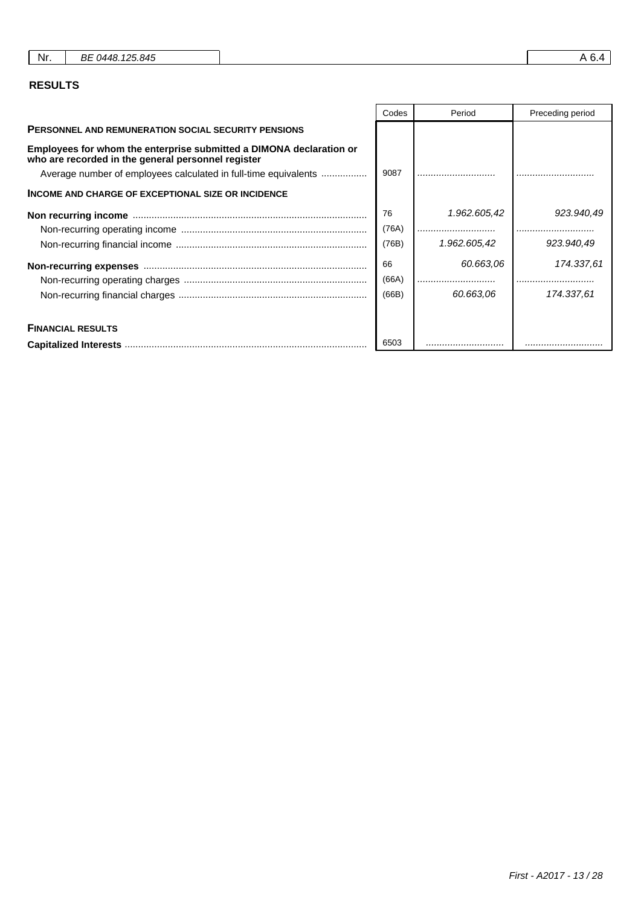| Nr. | BE 0448.125.845 | A 6.4 |
|---|---|---|

## RESULTS

| | Codes | Period | Preceding period |
|---|---|---|---|
| **PERSONNEL AND REMUNERATION SOCIAL SECURITY PENSIONS** | | | |
| **Employees for whom the enterprise submitted a DIMONA declaration or who are recorded in the general personnel register** | | | |
| Average number of employees calculated in full-time equivalents | 9087 | ............................ | ............................ |
| **INCOME AND CHARGE OF EXCEPTIONAL SIZE OR INCIDENCE** | | | |
| **Non recurring income** | 76 | 1.962.605,42 | 923.940,49 |
| Non-recurring operating income | (76A) | ............................ | ............................ |
| Non-recurring financial income | (76B) | 1.962.605,42 | 923.940,49 |
| **Non-recurring expenses** | 66 | 60.663,06 | 174.337,61 |
| Non-recurring operating charges | (66A) | ............................ | ............................ |
| Non-recurring financial charges | (66B) | 60.663,06 | 174.337,61 |
| **FINANCIAL RESULTS** | | | |
| **Capitalized Interests** | 6503 | ............................ | ............................ |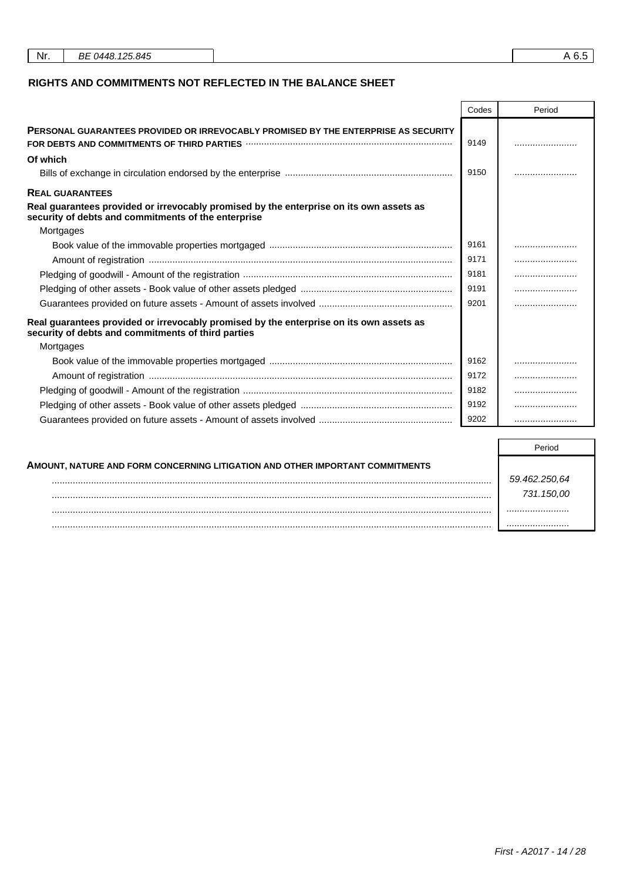| Nr. | BE 0448.125.845 | A 6.5 |
|---|---|---|

## RIGHTS AND COMMITMENTS NOT REFLECTED IN THE BALANCE SHEET

| | Codes | Period |
|---|---|---|
| **PERSONAL GUARANTEES PROVIDED OR IRREVOCABLY PROMISED BY THE ENTERPRISE AS SECURITY FOR DEBTS AND COMMITMENTS OF THIRD PARTIES** | 9149 | ........................ |
| **Of which** | | |
| Bills of exchange in circulation endorsed by the enterprise | 9150 | ........................ |
| **REAL GUARANTEES** | | |
| **Real guarantees provided or irrevocably promised by the enterprise on its own assets as security of debts and commitments of the enterprise** | | |
| Mortgages | | |
| Book value of the immovable properties mortgaged | 9161 | ........................ |
| Amount of registration | 9171 | ........................ |
| Pledging of goodwill - Amount of the registration | 9181 | ........................ |
| Pledging of other assets - Book value of other assets pledged | 9191 | ........................ |
| Guarantees provided on future assets - Amount of assets involved | 9201 | ........................ |
| **Real guarantees provided or irrevocably promised by the enterprise on its own assets as security of debts and commitments of third parties** | | |
| Mortgages | | |
| Book value of the immovable properties mortgaged | 9162 | ........................ |
| Amount of registration | 9172 | ........................ |
| Pledging of goodwill - Amount of the registration | 9182 | ........................ |
| Pledging of other assets - Book value of other assets pledged | 9192 | ........................ |
| Guarantees provided on future assets - Amount of assets involved | 9202 | ........................ |

| | Period |
|---|---|
| **AMOUNT, NATURE AND FORM CONCERNING LITIGATION AND OTHER IMPORTANT COMMITMENTS** | |
| ........................ | *59.462.250,64* |
| ........................ | *731.150,00* |
| ........................ | ........................ |
| ........................ | ........................ |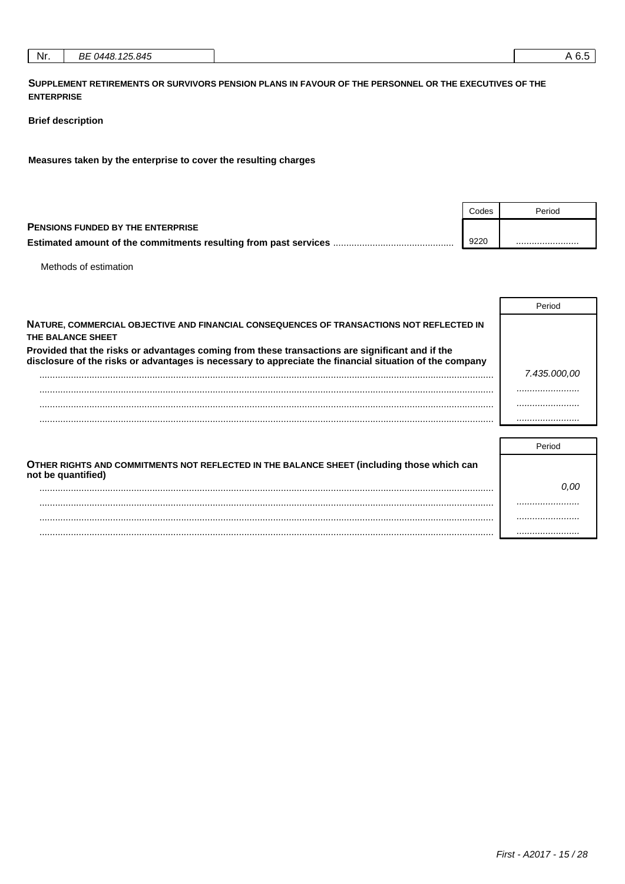| Nr. | BE 0448.125.845 | A 6.5 |
|---|---|---|

**SUPPLEMENT RETIREMENTS OR SURVIVORS PENSION PLANS IN FAVOUR OF THE PERSONNEL OR THE EXECUTIVES OF THE ENTERPRISE**

**Brief description**

**Measures taken by the enterprise to cover the resulting charges**

| | Codes | Period |
|---|---|---|
| **PENSIONS FUNDED BY THE ENTERPRISE** | | |
| **Estimated amount of the commitments resulting from past services** | 9220 | ........................ |

Methods of estimation

| | Period |
|---|---|
| **NATURE, COMMERCIAL OBJECTIVE AND FINANCIAL CONSEQUENCES OF TRANSACTIONS NOT REFLECTED IN THE BALANCE SHEET** | |
| **Provided that the risks or advantages coming from these transactions are significant and if the disclosure of the risks or advantages is necessary to appreciate the financial situation of the company** | |
| ........................ | 7.435.000,00 |
| ........................ | ........................ |
| ........................ | ........................ |
| ........................ | ........................ |

| | Period |
|---|---|
| **OTHER RIGHTS AND COMMITMENTS NOT REFLECTED IN THE BALANCE SHEET (including those which can not be quantified)** | |
| ........................ | 0,00 |
| ........................ | ........................ |
| ........................ | ........................ |
| ........................ | ........................ |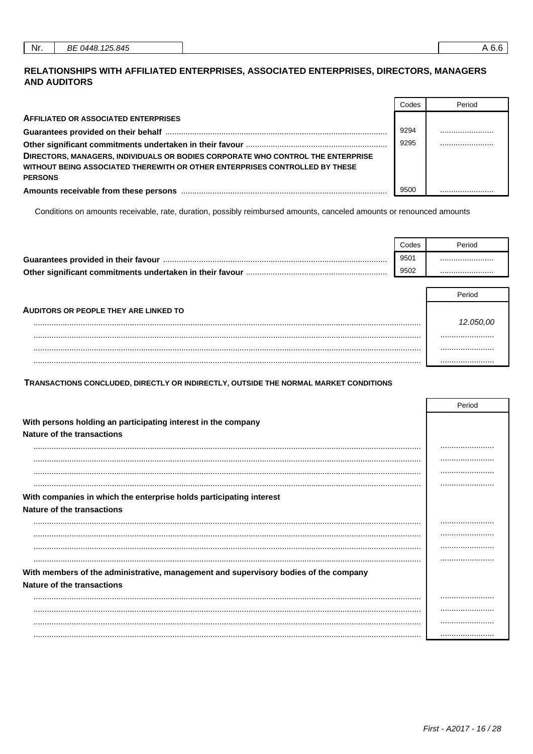| Nr. | BE 0448.125.845 | A 6.6 |
|---|---|---|

## RELATIONSHIPS WITH AFFILIATED ENTERPRISES, ASSOCIATED ENTERPRISES, DIRECTORS, MANAGERS AND AUDITORS

| | Codes | Period |
|---|---|---|
| **AFFILIATED OR ASSOCIATED ENTERPRISES** | | |
| **Guarantees provided on their behalf** | 9294 | ........................ |
| **Other significant commitments undertaken in their favour** | 9295 | ........................ |
| **DIRECTORS, MANAGERS, INDIVIDUALS OR BODIES CORPORATE WHO CONTROL THE ENTERPRISE WITHOUT BEING ASSOCIATED THEREWITH OR OTHER ENTERPRISES CONTROLLED BY THESE PERSONS** | | |
| **Amounts receivable from these persons** | 9500 | ........................ |

Conditions on amounts receivable, rate, duration, possibly reimbursed amounts, canceled amounts or renounced amounts

| | Codes | Period |
|---|---|---|
| **Guarantees provided in their favour** | 9501 | ........................ |
| **Other significant commitments undertaken in their favour** | 9502 | ........................ |

| | Period |
|---|---|
| **AUDITORS OR PEOPLE THEY ARE LINKED TO** | |
| ........................ | *12.050,00* |
| ........................ | ........................ |
| ........................ | ........................ |
| ........................ | ........................ |

### TRANSACTIONS CONCLUDED, DIRECTLY OR INDIRECTLY, OUTSIDE THE NORMAL MARKET CONDITIONS

| | Period |
|---|---|
| **With persons holding an participating interest in the company** | |
| **Nature of the transactions** | |
| ........................ | ........................ |
| ........................ | ........................ |
| ........................ | ........................ |
| ........................ | ........................ |
| **With companies in which the enterprise holds participating interest** | |
| **Nature of the transactions** | |
| ........................ | ........................ |
| ........................ | ........................ |
| ........................ | ........................ |
| ........................ | ........................ |
| **With members of the administrative, management and supervisory bodies of the company** | |
| **Nature of the transactions** | |
| ........................ | ........................ |
| ........................ | ........................ |
| ........................ | ........................ |
| ........................ | ........................ |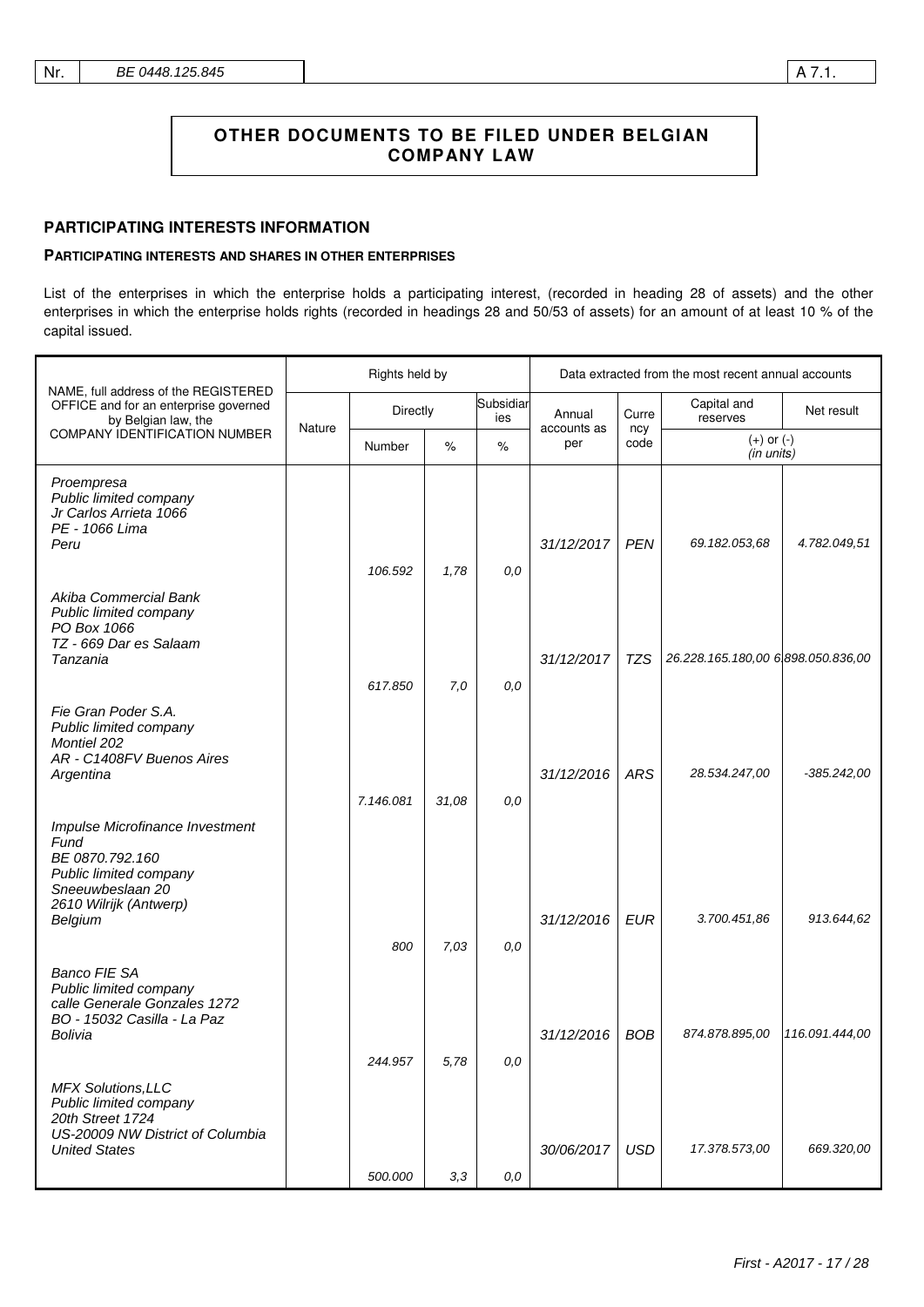# OTHER DOCUMENTS TO BE FILED UNDER BELGIAN COMPANY LAW

## PARTICIPATING INTERESTS INFORMATION

### PARTICIPATING INTERESTS AND SHARES IN OTHER ENTERPRISES

List of the enterprises in which the enterprise holds a participating interest, (recorded in heading 28 of assets) and the other enterprises in which the enterprise holds rights (recorded in headings 28 and 50/53 of assets) for an amount of at least 10 % of the capital issued.

| NAME, full address of the REGISTERED OFFICE and for an enterprise governed by Belgian law, the COMPANY IDENTIFICATION NUMBER | Rights held by | | | | Data extracted from the most recent annual accounts | | | |
|---|---|---|---|---|---|---|---|---|
| | Nature | Directly | | Subsidiaries | Annual accounts as per | Currency code | Capital and reserves | Net result |
| | | Number | % | % | | | (+) or (-) (in units) | |
| *Proempresa*<br>*Public limited company*<br>*Jr Carlos Arrieta 1066*<br>*PE - 1066 Lima*<br>*Peru* | | *106.592* | *1,78* | *0,0* | *31/12/2017* | *PEN* | *69.182.053,68* | *4.782.049,51* |
| *Akiba Commercial Bank*<br>*Public limited company*<br>*PO Box 1066*<br>*TZ - 669 Dar es Salaam*<br>*Tanzania* | | *617.850* | *7,0* | *0,0* | *31/12/2017* | *TZS* | *26.228.165.180,00* | *6.898.050.836,00* |
| *Fie Gran Poder S.A.*<br>*Public limited company*<br>*Montiel 202*<br>*AR - C1408FV Buenos Aires*<br>*Argentina* | | *7.146.081* | *31,08* | *0,0* | *31/12/2016* | *ARS* | *28.534.247,00* | *-385.242,00* |
| *Impulse Microfinance Investment Fund*<br>*BE 0870.792.160*<br>*Public limited company*<br>*Sneeuwbeslaan 20*<br>*2610 Wilrijk (Antwerp)*<br>*Belgium* | | *800* | *7,03* | *0,0* | *31/12/2016* | *EUR* | *3.700.451,86* | *913.644,62* |
| *Banco FIE SA*<br>*Public limited company*<br>*calle Generale Gonzales 1272*<br>*BO - 15032 Casilla - La Paz*<br>*Bolivia* | | *244.957* | *5,78* | *0,0* | *31/12/2016* | *BOB* | *874.878.895,00* | *116.091.444,00* |
| *MFX Solutions,LLC*<br>*Public limited company*<br>*20th Street 1724*<br>*US-20009 NW District of Columbia*<br>*United States* | | *500.000* | *3,3* | *0,0* | *30/06/2017* | *USD* | *17.378.573,00* | *669.320,00* |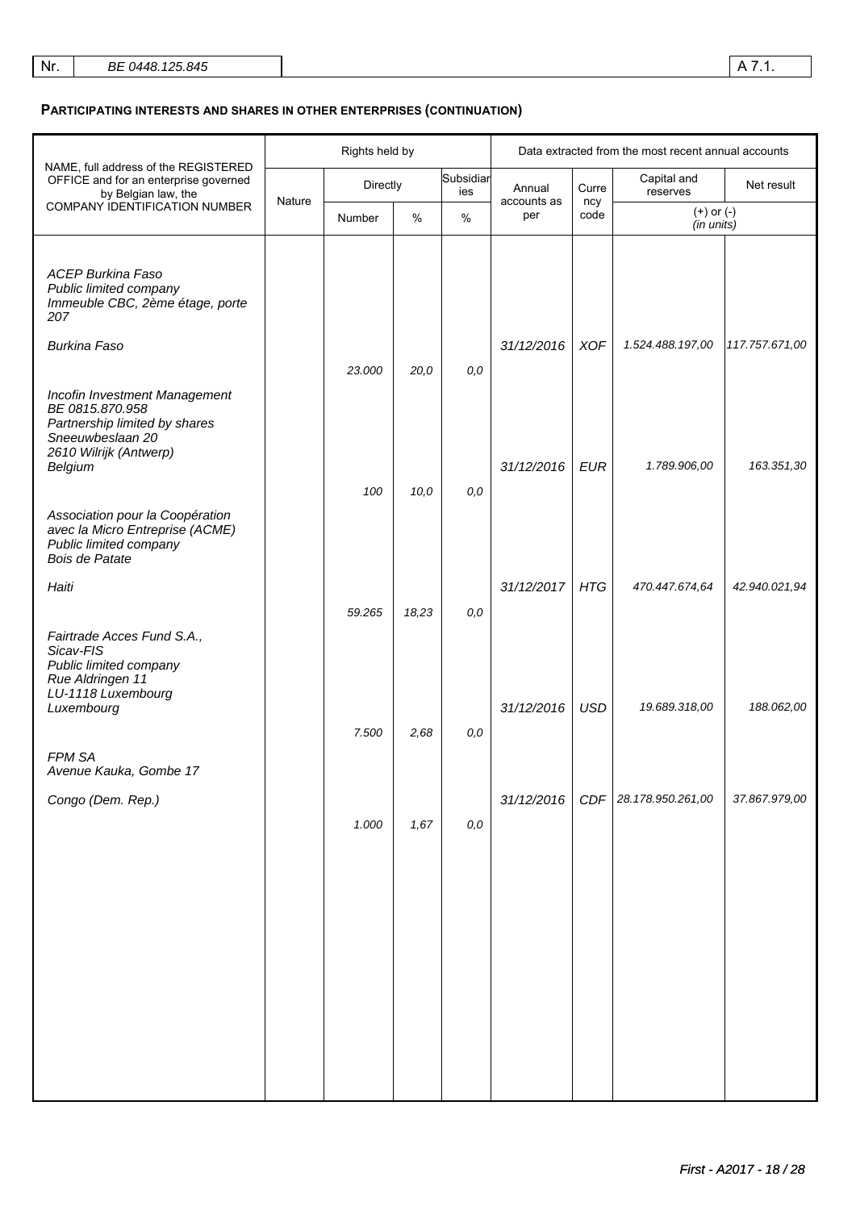## PARTICIPATING INTERESTS AND SHARES IN OTHER ENTERPRISES (CONTINUATION)

| NAME, full address of the REGISTERED OFFICE and for an enterprise governed by Belgian law, the COMPANY IDENTIFICATION NUMBER | Rights held by | | | | Data extracted from the most recent annual accounts | | | |
|---|---|---|---|---|---|---|---|---|
| | Nature | Directly | | Subsidiaries | Annual accounts as per | Currency code | Capital and reserves | Net result |
| | | Number | % | % | | | (+) or (-) (in units) | |
| *ACEP Burkina Faso*<br>*Public limited company*<br>*Immeuble CBC, 2ème étage, porte 207*<br>*Burkina Faso* | | | | | *31/12/2016* | *XOF* | *1.524.488.197,00* | *117.757.671,00* |
| | | *23.000* | *20,0* | *0,0* | | | | |
| *Incofin Investment Management*<br>*BE 0815.870.958*<br>*Partnership limited by shares*<br>*Sneeuwbeslaan 20*<br>*2610 Wilrijk (Antwerp)*<br>*Belgium* | | | | | *31/12/2016* | *EUR* | *1.789.906,00* | *163.351,30* |
| | | *100* | *10,0* | *0,0* | | | | |
| *Association pour la Coopération avec la Micro Entreprise (ACME)*<br>*Public limited company*<br>*Bois de Patate*<br>*Haiti* | | | | | *31/12/2017* | *HTG* | *470.447.674,64* | *42.940.021,94* |
| | | *59.265* | *18,23* | *0,0* | | | | |
| *Fairtrade Acces Fund S.A., Sicav-FIS*<br>*Public limited company*<br>*Rue Aldringen 11*<br>*LU-1118 Luxembourg*<br>*Luxembourg* | | | | | *31/12/2016* | *USD* | *19.689.318,00* | *188.062,00* |
| | | *7.500* | *2,68* | *0,0* | | | | |
| *FPM SA*<br>*Avenue Kauka, Gombe 17*<br>*Congo (Dem. Rep.)* | | | | | *31/12/2016* | *CDF* | *28.178.950.261,00* | *37.867.979,00* |
| | | *1.000* | *1,67* | *0,0* | | | | |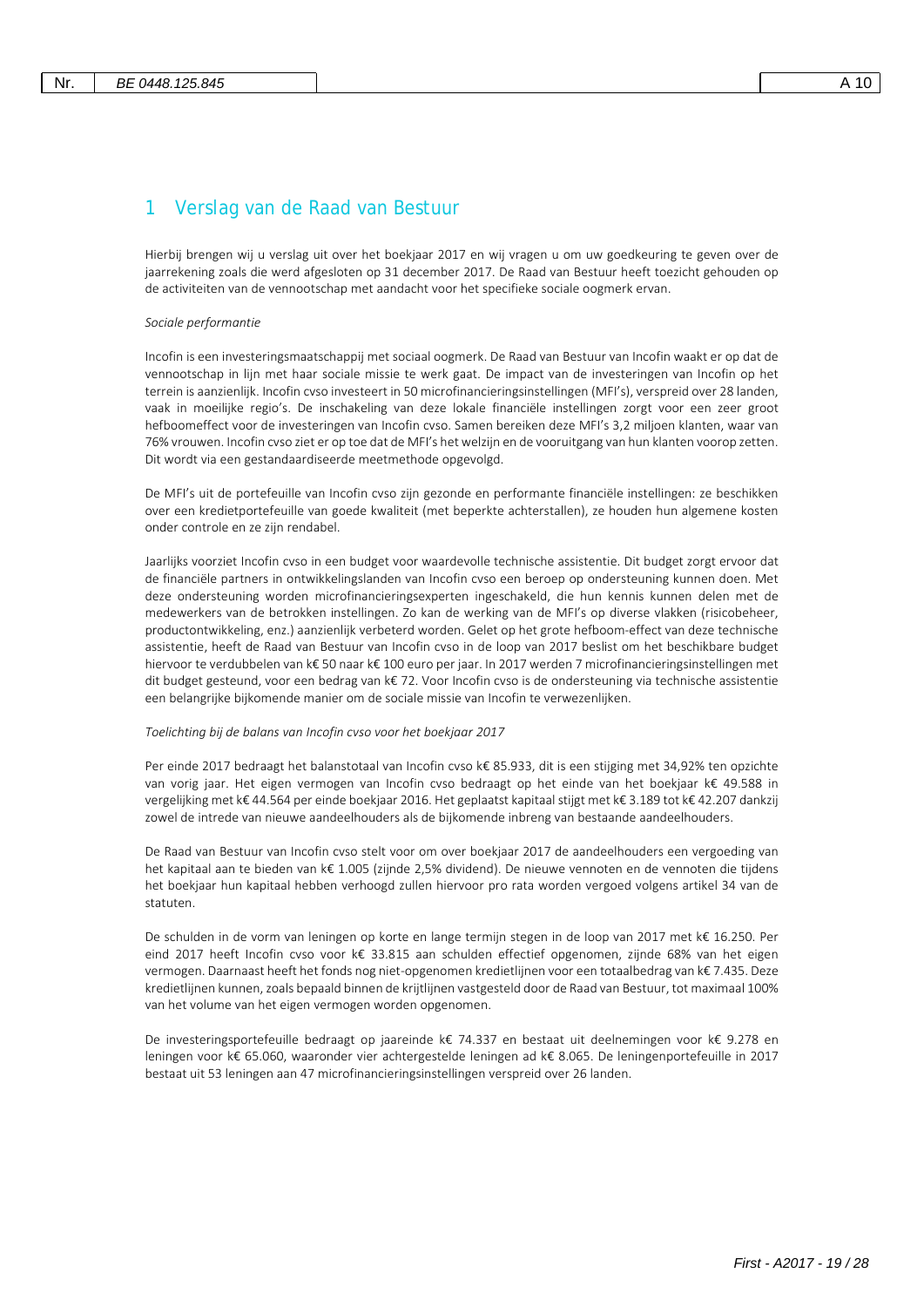# 1 Verslag van de Raad van Bestuur

Hierbij brengen wij u verslag uit over het boekjaar 2017 en wij vragen u om uw goedkeuring te geven over de jaarrekening zoals die werd afgesloten op 31 december 2017. De Raad van Bestuur heeft toezicht gehouden op de activiteiten van de vennootschap met aandacht voor het specifieke sociale oogmerk ervan.

*Sociale performantie*

Incofin is een investeringsmaatschappij met sociaal oogmerk. De Raad van Bestuur van Incofin waakt er op dat de vennootschap in lijn met haar sociale missie te werk gaat. De impact van de investeringen van Incofin op het terrein is aanzienlijk. Incofin cvso investeert in 50 microfinancieringsinstellingen (MFI's), verspreid over 28 landen, vaak in moeilijke regio's. De inschakeling van deze lokale financiële instellingen zorgt voor een zeer groot hefboomeffect voor de investeringen van Incofin cvso. Samen bereiken deze MFI's 3,2 miljoen klanten, waar van 76% vrouwen. Incofin cvso ziet er op toe dat de MFI's het welzijn en de vooruitgang van hun klanten voorop zetten. Dit wordt via een gestandaardiseerde meetmethode opgevolgd.

De MFI's uit de portefeuille van Incofin cvso zijn gezonde en performante financiële instellingen: ze beschikken over een kredietportefeuille van goede kwaliteit (met beperkte achterstallen), ze houden hun algemene kosten onder controle en ze zijn rendabel.

Jaarlijks voorziet Incofin cvso in een budget voor waardevolle technische assistentie. Dit budget zorgt ervoor dat de financiële partners in ontwikkelingslanden van Incofin cvso een beroep op ondersteuning kunnen doen. Met deze ondersteuning worden microfinancieringsexperten ingeschakeld, die hun kennis kunnen delen met de medewerkers van de betrokken instellingen. Zo kan de werking van de MFI's op diverse vlakken (risicobeheer, productontwikkeling, enz.) aanzienlijk verbeterd worden. Gelet op het grote hefboom-effect van deze technische assistentie, heeft de Raad van Bestuur van Incofin cvso in de loop van 2017 beslist om het beschikbare budget hiervoor te verdubbelen van k€ 50 naar k€ 100 euro per jaar. In 2017 werden 7 microfinancieringsinstellingen met dit budget gesteund, voor een bedrag van k€ 72. Voor Incofin cvso is de ondersteuning via technische assistentie een belangrijke bijkomende manier om de sociale missie van Incofin te verwezenlijken.

*Toelichting bij de balans van Incofin cvso voor het boekjaar 2017*

Per einde 2017 bedraagt het balanstotaal van Incofin cvso k€ 85.933, dit is een stijging met 34,92% ten opzichte van vorig jaar. Het eigen vermogen van Incofin cvso bedraagt op het einde van het boekjaar k€ 49.588 in vergelijking met k€ 44.564 per einde boekjaar 2016. Het geplaatst kapitaal stijgt met k€ 3.189 tot k€ 42.207 dankzij zowel de intrede van nieuwe aandeelhouders als de bijkomende inbreng van bestaande aandeelhouders.

De Raad van Bestuur van Incofin cvso stelt voor om over boekjaar 2017 de aandeelhouders een vergoeding van het kapitaal aan te bieden van k€ 1.005 (zijnde 2,5% dividend). De nieuwe vennoten en de vennoten die tijdens het boekjaar hun kapitaal hebben verhoogd zullen hiervoor pro rata worden vergoed volgens artikel 34 van de statuten.

De schulden in de vorm van leningen op korte en lange termijn stegen in de loop van 2017 met k€ 16.250. Per eind 2017 heeft Incofin cvso voor k€ 33.815 aan schulden effectief opgenomen, zijnde 68% van het eigen vermogen. Daarnaast heeft het fonds nog niet-opgenomen kredietlijnen voor een totaalbedrag van k€ 7.435. Deze kredietlijnen kunnen, zoals bepaald binnen de krijtlijnen vastgesteld door de Raad van Bestuur, tot maximaal 100% van het volume van het eigen vermogen worden opgenomen.

De investeringsportefeuille bedraagt op jaareinde k€ 74.337 en bestaat uit deelnemingen voor k€ 9.278 en leningen voor k€ 65.060, waaronder vier achtergestelde leningen ad k€ 8.065. De leningenportefeuille in 2017 bestaat uit 53 leningen aan 47 microfinancieringsinstellingen verspreid over 26 landen.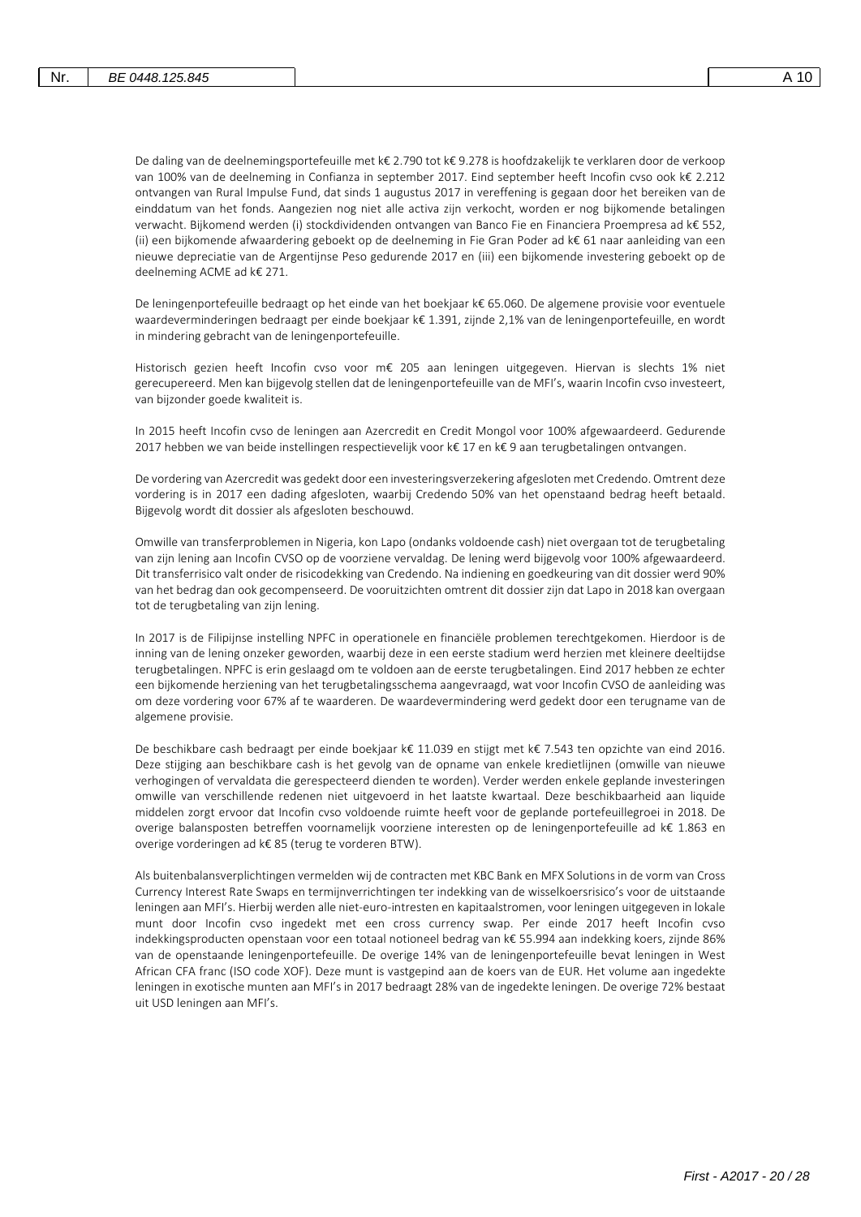De daling van de deelnemingsportefeuille met k€ 2.790 tot k€ 9.278 is hoofdzakelijk te verklaren door de verkoop van 100% van de deelneming in Confianza in september 2017. Eind september heeft Incofin cvso ook k€ 2.212 ontvangen van Rural Impulse Fund, dat sinds 1 augustus 2017 in vereffening is gegaan door het bereiken van de einddatum van het fonds. Aangezien nog niet alle activa zijn verkocht, worden er nog bijkomende betalingen verwacht. Bijkomend werden (i) stockdividenden ontvangen van Banco Fie en Financiera Proempresa ad k€ 552, (ii) een bijkomende afwaardering geboekt op de deelneming in Fie Gran Poder ad k€ 61 naar aanleiding van een nieuwe depreciatie van de Argentijnse Peso gedurende 2017 en (iii) een bijkomende investering geboekt op de deelneming ACME ad k€ 271.

De leningenportefeuille bedraagt op het einde van het boekjaar k€ 65.060. De algemene provisie voor eventuele waardeverminderingen bedraagt per einde boekjaar k€ 1.391, zijnde 2,1% van de leningenportefeuille, en wordt in mindering gebracht van de leningenportefeuille.

Historisch gezien heeft Incofin cvso voor m€ 205 aan leningen uitgegeven. Hiervan is slechts 1% niet gerecupereerd. Men kan bijgevolg stellen dat de leningenportefeuille van de MFI's, waarin Incofin cvso investeert, van bijzonder goede kwaliteit is.

In 2015 heeft Incofin cvso de leningen aan Azercredit en Credit Mongol voor 100% afgewaardeerd. Gedurende 2017 hebben we van beide instellingen respectievelijk voor k€ 17 en k€ 9 aan terugbetalingen ontvangen.

De vordering van Azercredit was gedekt door een investeringsverzekering afgesloten met Credendo. Omtrent deze vordering is in 2017 een dading afgesloten, waarbij Credendo 50% van het openstaand bedrag heeft betaald. Bijgevolg wordt dit dossier als afgesloten beschouwd.

Omwille van transferproblemen in Nigeria, kon Lapo (ondanks voldoende cash) niet overgaan tot de terugbetaling van zijn lening aan Incofin CVSO op de voorziene vervaldag. De lening werd bijgevolg voor 100% afgewaardeerd. Dit transferrisico valt onder de risicodekking van Credendo. Na indiening en goedkeuring van dit dossier werd 90% van het bedrag dan ook gecompenseerd. De vooruitzichten omtrent dit dossier zijn dat Lapo in 2018 kan overgaan tot de terugbetaling van zijn lening.

In 2017 is de Filipijnse instelling NPFC in operationele en financiële problemen terechtgekomen. Hierdoor is de inning van de lening onzeker geworden, waarbij deze in een eerste stadium werd herzien met kleinere deeltijdse terugbetalingen. NPFC is erin geslaagd om te voldoen aan de eerste terugbetalingen. Eind 2017 hebben ze echter een bijkomende herziening van het terugbetalingsschema aangevraagd, wat voor Incofin CVSO de aanleiding was om deze vordering voor 67% af te waarderen. De waardevermindering werd gedekt door een terugname van de algemene provisie.

De beschikbare cash bedraagt per einde boekjaar k€ 11.039 en stijgt met k€ 7.543 ten opzichte van eind 2016. Deze stijging aan beschikbare cash is het gevolg van de opname van enkele kredietlijnen (omwille van nieuwe verhogingen of vervaldata die gerespecteerd dienden te worden). Verder werden enkele geplande investeringen omwille van verschillende redenen niet uitgevoerd in het laatste kwartaal. Deze beschikbaarheid aan liquide middelen zorgt ervoor dat Incofin cvso voldoende ruimte heeft voor de geplande portefeuillegroei in 2018. De overige balansposten betreffen voornamelijk voorziene interesten op de leningenportefeuille ad k€ 1.863 en overige vorderingen ad k€ 85 (terug te vorderen BTW).

Als buitenbalansverplichtingen vermelden wij de contracten met KBC Bank en MFX Solutions in de vorm van Cross Currency Interest Rate Swaps en termijnverrichtingen ter indekking van de wisselkoersrisico's voor de uitstaande leningen aan MFI's. Hierbij werden alle niet-euro-intresten en kapitaalstromen, voor leningen uitgegeven in lokale munt door Incofin cvso ingedekt met een cross currency swap. Per einde 2017 heeft Incofin cvso indekkingsproducten openstaan voor een totaal notioneel bedrag van k€ 55.994 aan indekking koers, zijnde 86% van de openstaande leningenportefeuille. De overige 14% van de leningenportefeuille bevat leningen in West African CFA franc (ISO code XOF). Deze munt is vastgepind aan de koers van de EUR. Het volume aan ingedekte leningen in exotische munten aan MFI's in 2017 bedraagt 28% van de ingedekte leningen. De overige 72% bestaat uit USD leningen aan MFI's.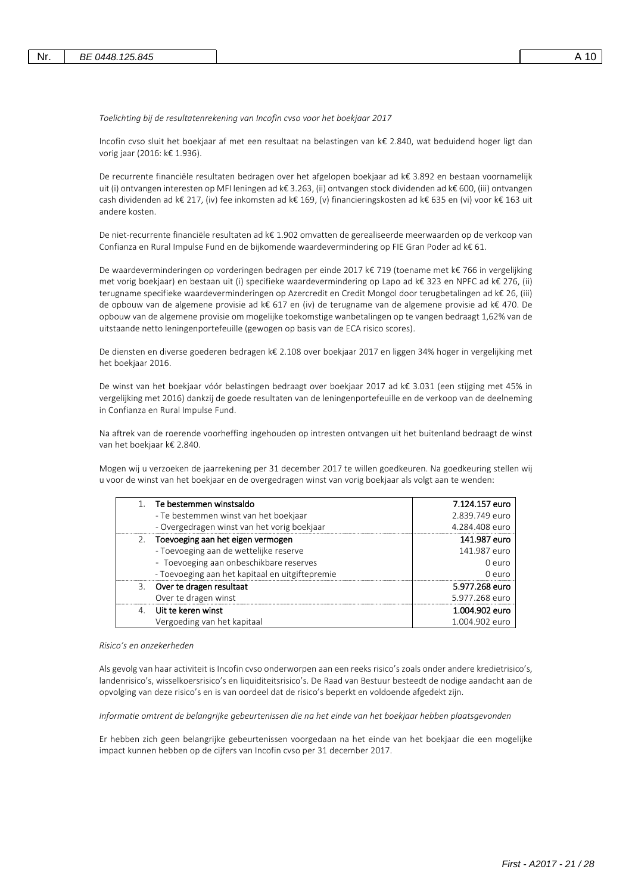*Toelichting bij de resultatenrekening van Incofin cvso voor het boekjaar 2017*

Incofin cvso sluit het boekjaar af met een resultaat na belastingen van k€ 2.840, wat beduidend hoger ligt dan vorig jaar (2016: k€ 1.936).

De recurrente financiële resultaten bedragen over het afgelopen boekjaar ad k€ 3.892 en bestaan voornamelijk uit (i) ontvangen interesten op MFI leningen ad k€ 3.263, (ii) ontvangen stock dividenden ad k€ 600, (iii) ontvangen cash dividenden ad k€ 217, (iv) fee inkomsten ad k€ 169, (v) financieringskosten ad k€ 635 en (vi) voor k€ 163 uit andere kosten.

De niet-recurrente financiële resultaten ad k€ 1.902 omvatten de gerealiseerde meerwaarden op de verkoop van Confianza en Rural Impulse Fund en de bijkomende waardevermindering op FIE Gran Poder ad k€ 61.

De waardeverminderingen op vorderingen bedragen per einde 2017 k€ 719 (toename met k€ 766 in vergelijking met vorig boekjaar) en bestaan uit (i) specifieke waardevermindering op Lapo ad k€ 323 en NPFC ad k€ 276, (ii) terugname specifieke waardeverminderingen op Azercredit en Credit Mongol door terugbetalingen ad k€ 26, (iii) de opbouw van de algemene provisie ad k€ 617 en (iv) de terugname van de algemene provisie ad k€ 470. De opbouw van de algemene provisie om mogelijke toekomstige wanbetalingen op te vangen bedraagt 1,62% van de uitstaande netto leningenportefeuille (gewogen op basis van de ECA risico scores).

De diensten en diverse goederen bedragen k€ 2.108 over boekjaar 2017 en liggen 34% hoger in vergelijking met het boekjaar 2016.

De winst van het boekjaar vóór belastingen bedraagt over boekjaar 2017 ad k€ 3.031 (een stijging met 45% in vergelijking met 2016) dankzij de goede resultaten van de leningenportefeuille en de verkoop van de deelneming in Confianza en Rural Impulse Fund.

Na aftrek van de roerende voorheffing ingehouden op intresten ontvangen uit het buitenland bedraagt de winst van het boekjaar k€ 2.840.

Mogen wij u verzoeken de jaarrekening per 31 december 2017 te willen goedkeuren. Na goedkeuring stellen wij u voor de winst van het boekjaar en de overgedragen winst van vorig boekjaar als volgt aan te wenden:

| | |
|---|---|
| 1. **Te bestemmen winstsaldo** | **7.124.157 euro** |
| - Te bestemmen winst van het boekjaar | 2.839.749 euro |
| - Overgedragen winst van het vorig boekjaar | 4.284.408 euro |
| 2. **Toevoeging aan het eigen vermogen** | **141.987 euro** |
| - Toevoeging aan de wettelijke reserve | 141.987 euro |
| - Toevoeging aan onbeschikbare reserves | 0 euro |
| - Toevoeging aan het kapitaal en uitgiftepremie | 0 euro |
| 3. **Over te dragen resultaat** | **5.977.268 euro** |
| Over te dragen winst | 5.977.268 euro |
| 4. **Uit te keren winst** | **1.004.902 euro** |
| Vergoeding van het kapitaal | 1.004.902 euro |

*Risico's en onzekerheden*

Als gevolg van haar activiteit is Incofin cvso onderworpen aan een reeks risico's zoals onder andere kredietrisico's, landenrisico's, wisselkoersrisico's en liquiditeitsrisico's. De Raad van Bestuur besteedt de nodige aandacht aan de opvolging van deze risico's en is van oordeel dat de risico's beperkt en voldoende afgedekt zijn.

*Informatie omtrent de belangrijke gebeurtenissen die na het einde van het boekjaar hebben plaatsgevonden*

Er hebben zich geen belangrijke gebeurtenissen voorgedaan na het einde van het boekjaar die een mogelijke impact kunnen hebben op de cijfers van Incofin cvso per 31 december 2017.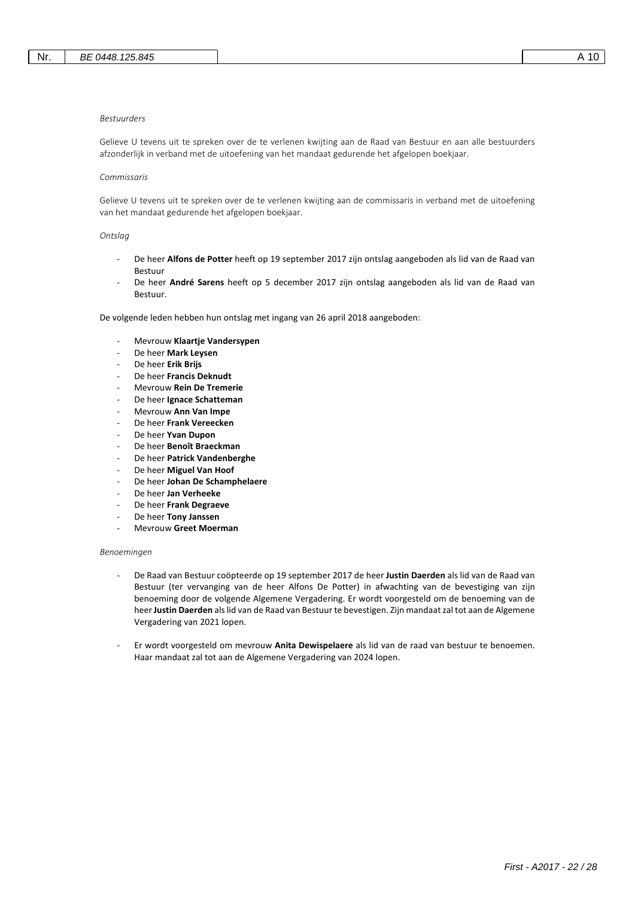*Bestuurders*

Gelieve U tevens uit te spreken over de te verlenen kwijting aan de Raad van Bestuur en aan alle bestuurders afzonderlijk in verband met de uitoefening van het mandaat gedurende het afgelopen boekjaar.

*Commissaris*

Gelieve U tevens uit te spreken over de te verlenen kwijting aan de commissaris in verband met de uitoefening van het mandaat gedurende het afgelopen boekjaar.

*Ontslag*

- De heer **Alfons de Potter** heeft op 19 september 2017 zijn ontslag aangeboden als lid van de Raad van Bestuur
- De heer **André Sarens** heeft op 5 december 2017 zijn ontslag aangeboden als lid van de Raad van Bestuur.

De volgende leden hebben hun ontslag met ingang van 26 april 2018 aangeboden:

- Mevrouw **Klaartje Vandersypen**
- De heer **Mark Leysen**
- De heer **Erik Brijs**
- De heer **Francis Deknudt**
- Mevrouw **Rein De Tremerie**
- De heer **Ignace Schatteman**
- Mevrouw **Ann Van Impe**
- De heer **Frank Vereecken**
- De heer **Yvan Dupon**
- De heer **Benoît Braeckman**
- De heer **Patrick Vandenberghe**
- De heer **Miguel Van Hoof**
- De heer **Johan De Schamphelaere**
- De heer **Jan Verheeke**
- De heer **Frank Degraeve**
- De heer **Tony Janssen**
- Mevrouw **Greet Moerman**

*Benoemingen*

- De Raad van Bestuur coöpteerde op 19 september 2017 de heer **Justin Daerden** als lid van de Raad van Bestuur (ter vervanging van de heer Alfons De Potter) in afwachting van de bevestiging van zijn benoeming door de volgende Algemene Vergadering. Er wordt voorgesteld om de benoeming van de heer **Justin Daerden** als lid van de Raad van Bestuur te bevestigen. Zijn mandaat zal tot aan de Algemene Vergadering van 2021 lopen.

- Er wordt voorgesteld om mevrouw **Anita Dewispelaere** als lid van de raad van bestuur te benoemen. Haar mandaat zal tot aan de Algemene Vergadering van 2024 lopen.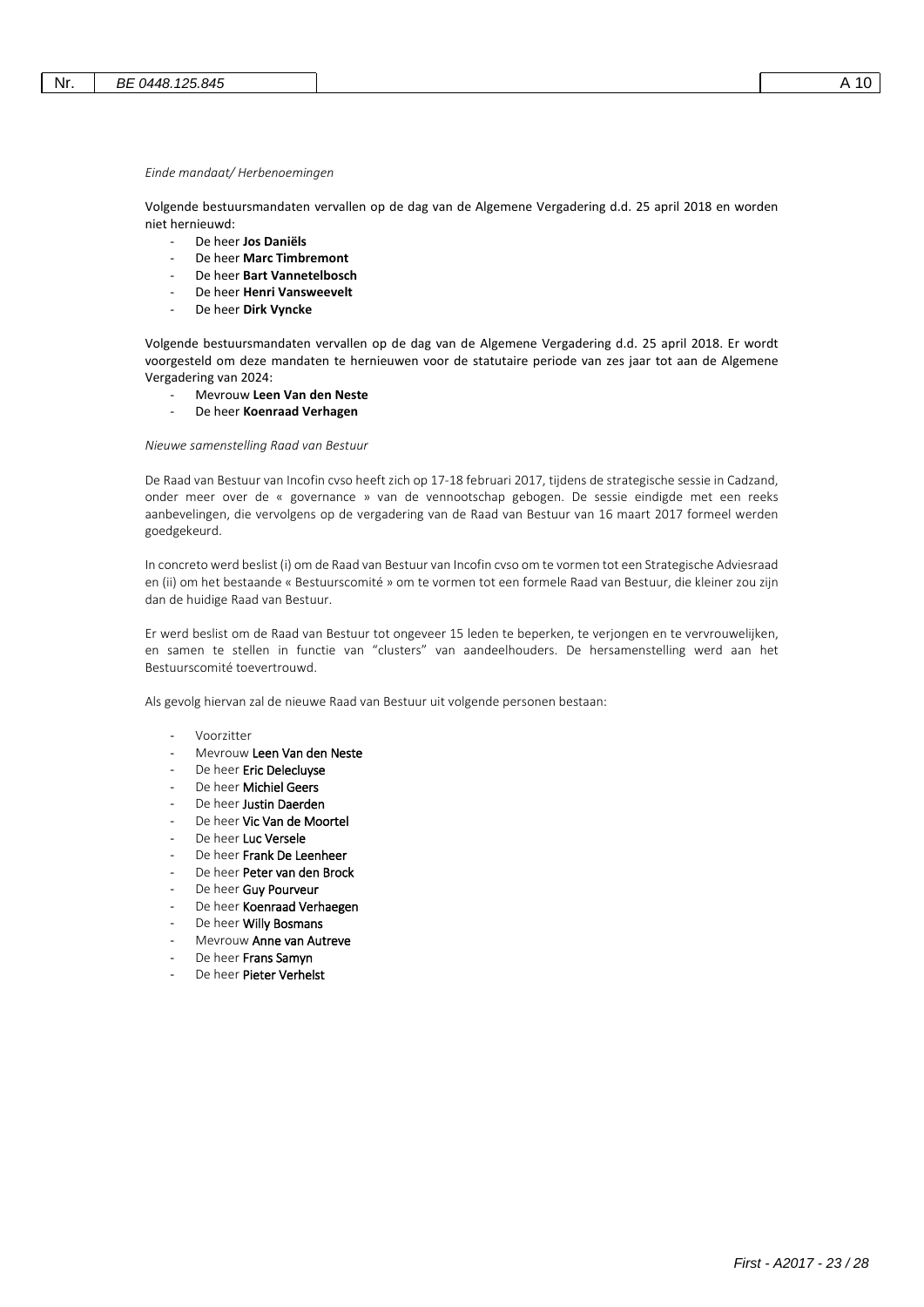*Einde mandaat/ Herbenoemingen*

Volgende bestuursmandaten vervallen op de dag van de Algemene Vergadering d.d. 25 april 2018 en worden niet hernieuwd:

- De heer **Jos Daniëls**
- De heer **Marc Timbremont**
- De heer **Bart Vannetelbosch**
- De heer **Henri Vansweevelt**
- De heer **Dirk Vyncke**

Volgende bestuursmandaten vervallen op de dag van de Algemene Vergadering d.d. 25 april 2018. Er wordt voorgesteld om deze mandaten te hernieuwen voor de statutaire periode van zes jaar tot aan de Algemene Vergadering van 2024:

- Mevrouw **Leen Van den Neste**
- De heer **Koenraad Verhagen**

*Nieuwe samenstelling Raad van Bestuur*

De Raad van Bestuur van Incofin cvso heeft zich op 17-18 februari 2017, tijdens de strategische sessie in Cadzand, onder meer over de « governance » van de vennootschap gebogen. De sessie eindigde met een reeks aanbevelingen, die vervolgens op de vergadering van de Raad van Bestuur van 16 maart 2017 formeel werden goedgekeurd.

In concreto werd beslist (i) om de Raad van Bestuur van Incofin cvso om te vormen tot een Strategische Adviesraad en (ii) om het bestaande « Bestuurscomité » om te vormen tot een formele Raad van Bestuur, die kleiner zou zijn dan de huidige Raad van Bestuur.

Er werd beslist om de Raad van Bestuur tot ongeveer 15 leden te beperken, te verjongen en te vervrouwelijken, en samen te stellen in functie van "clusters" van aandeelhouders. De hersamenstelling werd aan het Bestuurscomité toevertrouwd.

Als gevolg hiervan zal de nieuwe Raad van Bestuur uit volgende personen bestaan:

- Voorzitter
- Mevrouw **Leen Van den Neste**
- De heer **Eric Delecluyse**
- De heer **Michiel Geers**
- De heer **Justin Daerden**
- De heer **Vic Van de Moortel**
- De heer **Luc Versele**
- De heer **Frank De Leenheer**
- De heer **Peter van den Brock**
- De heer **Guy Pourveur**
- De heer **Koenraad Verhaegen**
- De heer **Willy Bosmans**
- Mevrouw **Anne van Autreve**
- De heer **Frans Samyn**
- De heer **Pieter Verhelst**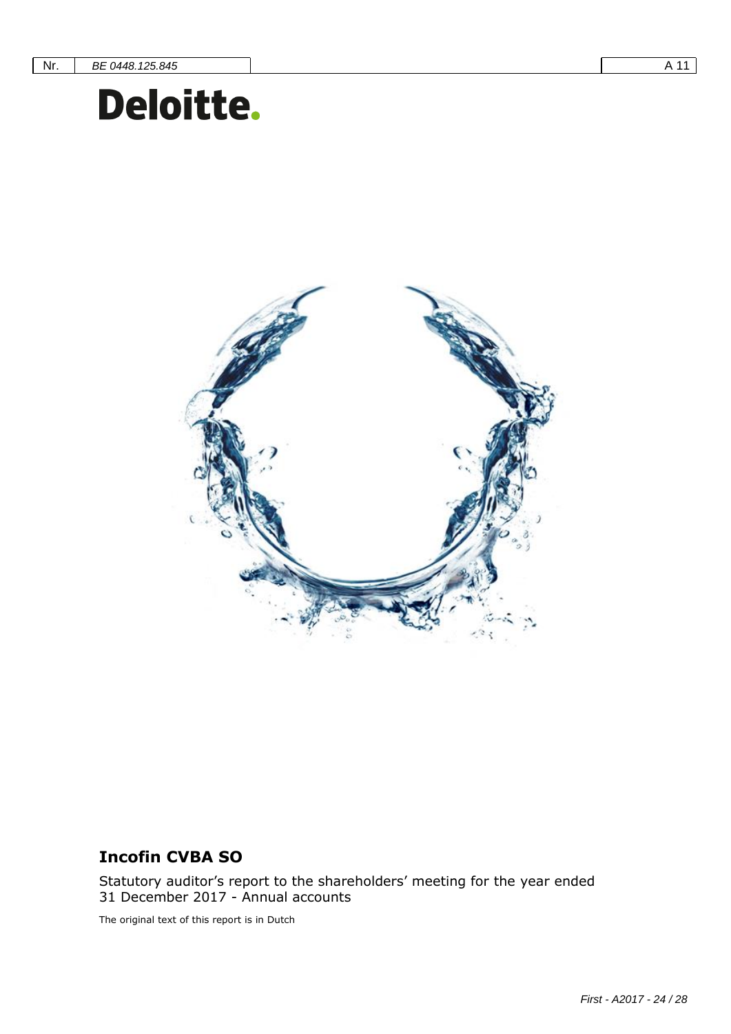# Deloitte.

**Incofin CVBA SO**

Statutory auditor's report to the shareholders' meeting for the year ended 31 December 2017 - Annual accounts

The original text of this report is in Dutch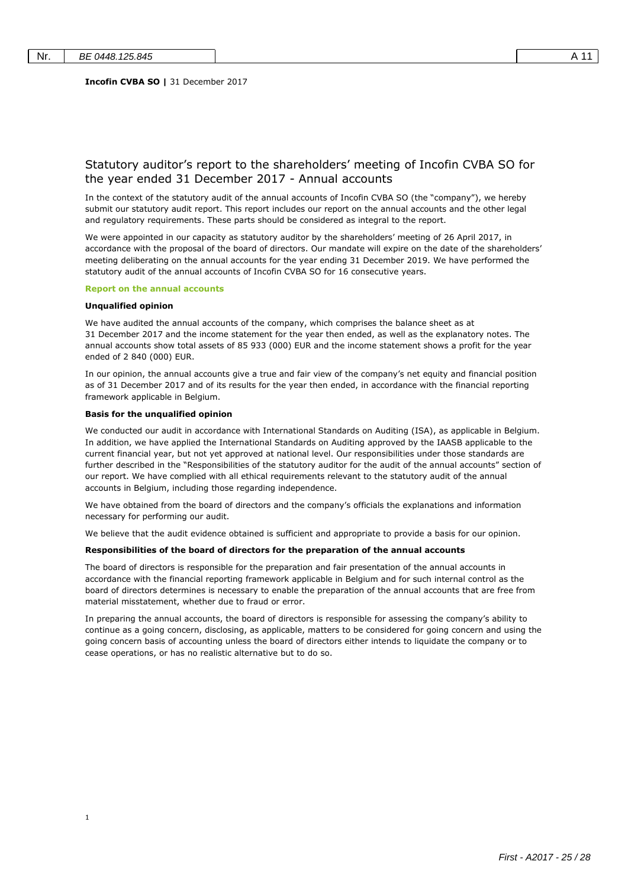**Incofin CVBA SO |** 31 December 2017

## Statutory auditor's report to the shareholders' meeting of Incofin CVBA SO for the year ended 31 December 2017 - Annual accounts

In the context of the statutory audit of the annual accounts of Incofin CVBA SO (the "company"), we hereby submit our statutory audit report. This report includes our report on the annual accounts and the other legal and regulatory requirements. These parts should be considered as integral to the report.

We were appointed in our capacity as statutory auditor by the shareholders' meeting of 26 April 2017, in accordance with the proposal of the board of directors. Our mandate will expire on the date of the shareholders' meeting deliberating on the annual accounts for the year ending 31 December 2019. We have performed the statutory audit of the annual accounts of Incofin CVBA SO for 16 consecutive years.

### Report on the annual accounts

#### Unqualified opinion

We have audited the annual accounts of the company, which comprises the balance sheet as at 31 December 2017 and the income statement for the year then ended, as well as the explanatory notes. The annual accounts show total assets of 85 933 (000) EUR and the income statement shows a profit for the year ended of 2 840 (000) EUR.

In our opinion, the annual accounts give a true and fair view of the company's net equity and financial position as of 31 December 2017 and of its results for the year then ended, in accordance with the financial reporting framework applicable in Belgium.

#### Basis for the unqualified opinion

We conducted our audit in accordance with International Standards on Auditing (ISA), as applicable in Belgium. In addition, we have applied the International Standards on Auditing approved by the IAASB applicable to the current financial year, but not yet approved at national level. Our responsibilities under those standards are further described in the "Responsibilities of the statutory auditor for the audit of the annual accounts" section of our report. We have complied with all ethical requirements relevant to the statutory audit of the annual accounts in Belgium, including those regarding independence.

We have obtained from the board of directors and the company's officials the explanations and information necessary for performing our audit.

We believe that the audit evidence obtained is sufficient and appropriate to provide a basis for our opinion.

#### Responsibilities of the board of directors for the preparation of the annual accounts

The board of directors is responsible for the preparation and fair presentation of the annual accounts in accordance with the financial reporting framework applicable in Belgium and for such internal control as the board of directors determines is necessary to enable the preparation of the annual accounts that are free from material misstatement, whether due to fraud or error.

In preparing the annual accounts, the board of directors is responsible for assessing the company's ability to continue as a going concern, disclosing, as applicable, matters to be considered for going concern and using the going concern basis of accounting unless the board of directors either intends to liquidate the company or to cease operations, or has no realistic alternative but to do so.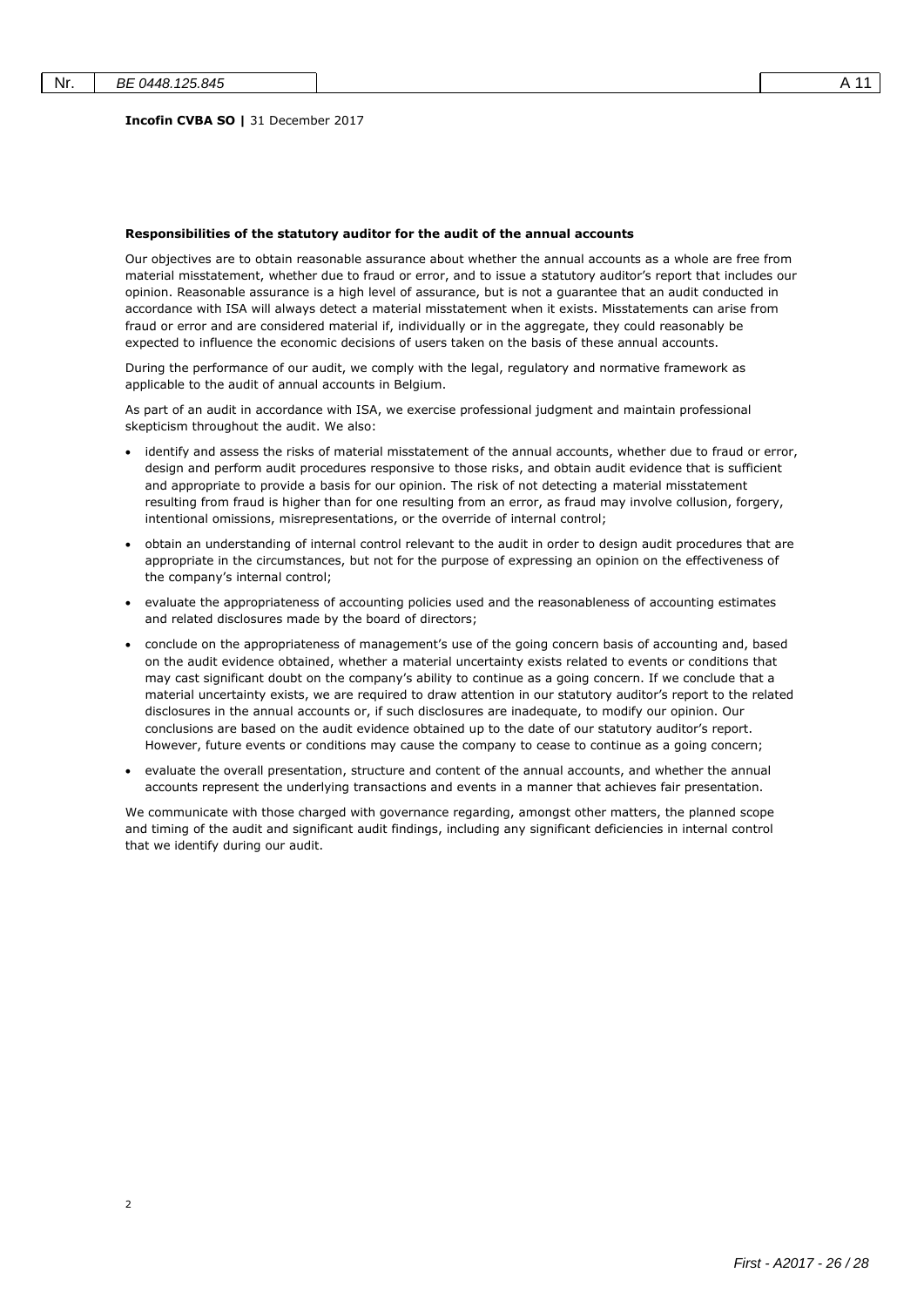**Incofin CVBA SO |** 31 December 2017

**Responsibilities of the statutory auditor for the audit of the annual accounts**

Our objectives are to obtain reasonable assurance about whether the annual accounts as a whole are free from material misstatement, whether due to fraud or error, and to issue a statutory auditor's report that includes our opinion. Reasonable assurance is a high level of assurance, but is not a guarantee that an audit conducted in accordance with ISA will always detect a material misstatement when it exists. Misstatements can arise from fraud or error and are considered material if, individually or in the aggregate, they could reasonably be expected to influence the economic decisions of users taken on the basis of these annual accounts.

During the performance of our audit, we comply with the legal, regulatory and normative framework as applicable to the audit of annual accounts in Belgium.

As part of an audit in accordance with ISA, we exercise professional judgment and maintain professional skepticism throughout the audit. We also:

- identify and assess the risks of material misstatement of the annual accounts, whether due to fraud or error, design and perform audit procedures responsive to those risks, and obtain audit evidence that is sufficient and appropriate to provide a basis for our opinion. The risk of not detecting a material misstatement resulting from fraud is higher than for one resulting from an error, as fraud may involve collusion, forgery, intentional omissions, misrepresentations, or the override of internal control;
- obtain an understanding of internal control relevant to the audit in order to design audit procedures that are appropriate in the circumstances, but not for the purpose of expressing an opinion on the effectiveness of the company's internal control;
- evaluate the appropriateness of accounting policies used and the reasonableness of accounting estimates and related disclosures made by the board of directors;
- conclude on the appropriateness of management's use of the going concern basis of accounting and, based on the audit evidence obtained, whether a material uncertainty exists related to events or conditions that may cast significant doubt on the company's ability to continue as a going concern. If we conclude that a material uncertainty exists, we are required to draw attention in our statutory auditor's report to the related disclosures in the annual accounts or, if such disclosures are inadequate, to modify our opinion. Our conclusions are based on the audit evidence obtained up to the date of our statutory auditor's report. However, future events or conditions may cause the company to cease to continue as a going concern;
- evaluate the overall presentation, structure and content of the annual accounts, and whether the annual accounts represent the underlying transactions and events in a manner that achieves fair presentation.

We communicate with those charged with governance regarding, amongst other matters, the planned scope and timing of the audit and significant audit findings, including any significant deficiencies in internal control that we identify during our audit.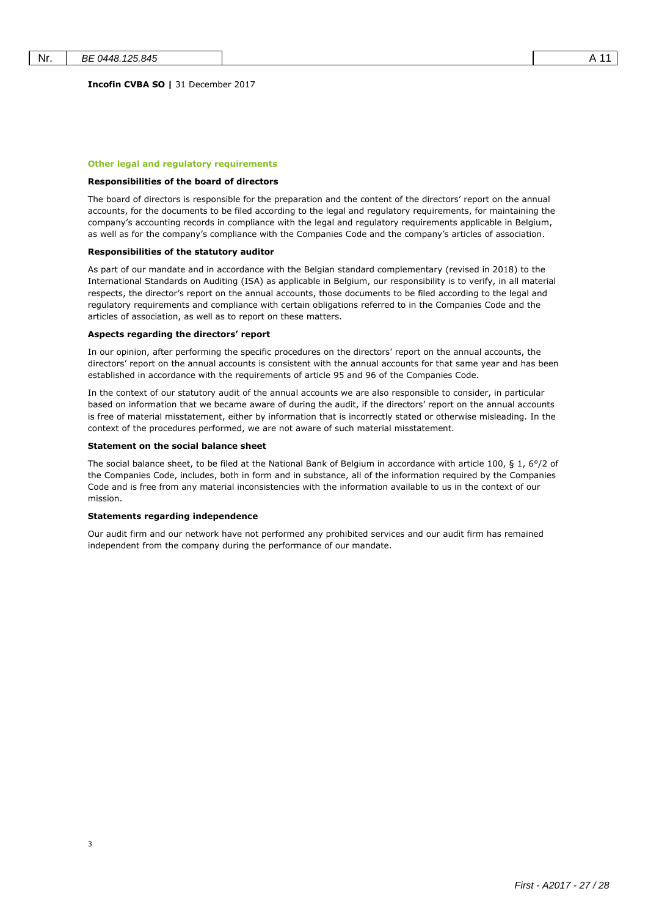**Incofin CVBA SO |** 31 December 2017

## Other legal and regulatory requirements

### Responsibilities of the board of directors

The board of directors is responsible for the preparation and the content of the directors' report on the annual accounts, for the documents to be filed according to the legal and regulatory requirements, for maintaining the company's accounting records in compliance with the legal and regulatory requirements applicable in Belgium, as well as for the company's compliance with the Companies Code and the company's articles of association.

### Responsibilities of the statutory auditor

As part of our mandate and in accordance with the Belgian standard complementary (revised in 2018) to the International Standards on Auditing (ISA) as applicable in Belgium, our responsibility is to verify, in all material respects, the director's report on the annual accounts, those documents to be filed according to the legal and regulatory requirements and compliance with certain obligations referred to in the Companies Code and the articles of association, as well as to report on these matters.

### Aspects regarding the directors' report

In our opinion, after performing the specific procedures on the directors' report on the annual accounts, the directors' report on the annual accounts is consistent with the annual accounts for that same year and has been established in accordance with the requirements of article 95 and 96 of the Companies Code.

In the context of our statutory audit of the annual accounts we are also responsible to consider, in particular based on information that we became aware of during the audit, if the directors' report on the annual accounts is free of material misstatement, either by information that is incorrectly stated or otherwise misleading. In the context of the procedures performed, we are not aware of such material misstatement.

### Statement on the social balance sheet

The social balance sheet, to be filed at the National Bank of Belgium in accordance with article 100, § 1, 6°/2 of the Companies Code, includes, both in form and in substance, all of the information required by the Companies Code and is free from any material inconsistencies with the information available to us in the context of our mission.

### Statements regarding independence

Our audit firm and our network have not performed any prohibited services and our audit firm has remained independent from the company during the performance of our mandate.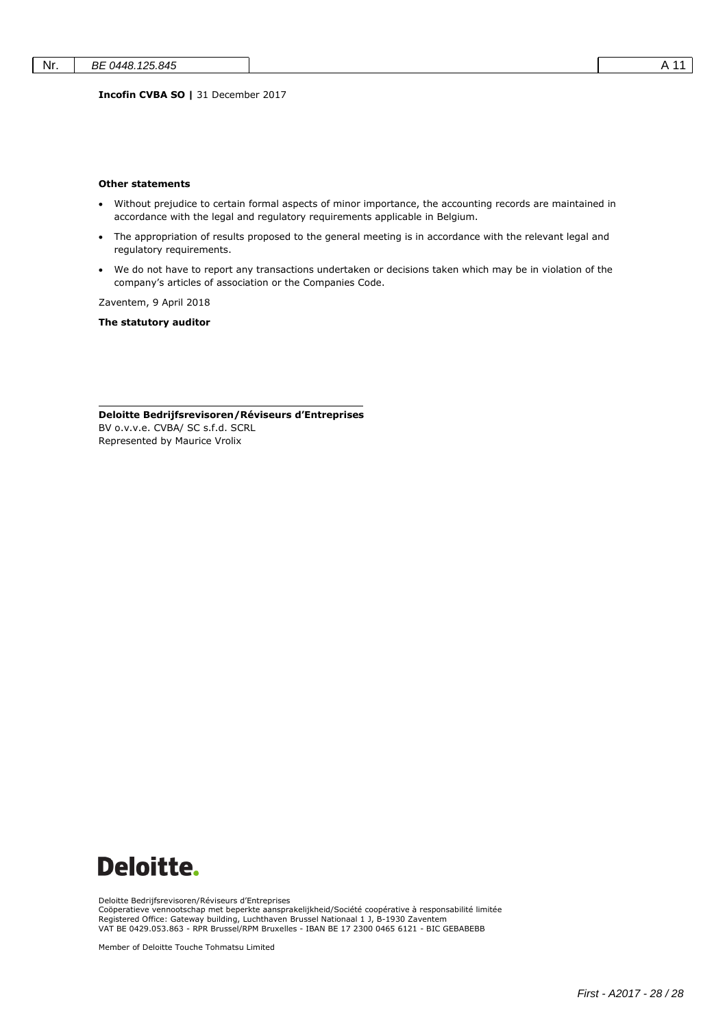**Incofin CVBA SO |** 31 December 2017

**Other statements**

- Without prejudice to certain formal aspects of minor importance, the accounting records are maintained in accordance with the legal and regulatory requirements applicable in Belgium.
- The appropriation of results proposed to the general meeting is in accordance with the relevant legal and regulatory requirements.
- We do not have to report any transactions undertaken or decisions taken which may be in violation of the company's articles of association or the Companies Code.

Zaventem, 9 April 2018

**The statutory auditor**

**Deloitte Bedrijfsrevisoren/Réviseurs d'Entreprises**
BV o.v.v.e. CVBA/ SC s.f.d. SCRL
Represented by Maurice Vrolix

**Deloitte.**

Deloitte Bedrijfsrevisoren/Réviseurs d'Entreprises
Coöperatieve vennootschap met beperkte aansprakelijkheid/Société coopérative à responsabilité limitée
Registered Office: Gateway building, Luchthaven Brussel Nationaal 1 J, B-1930 Zaventem
VAT BE 0429.053.863 - RPR Brussel/RPM Bruxelles - IBAN BE 17 2300 0465 6121 - BIC GEBABEBB

Member of Deloitte Touche Tohmatsu Limited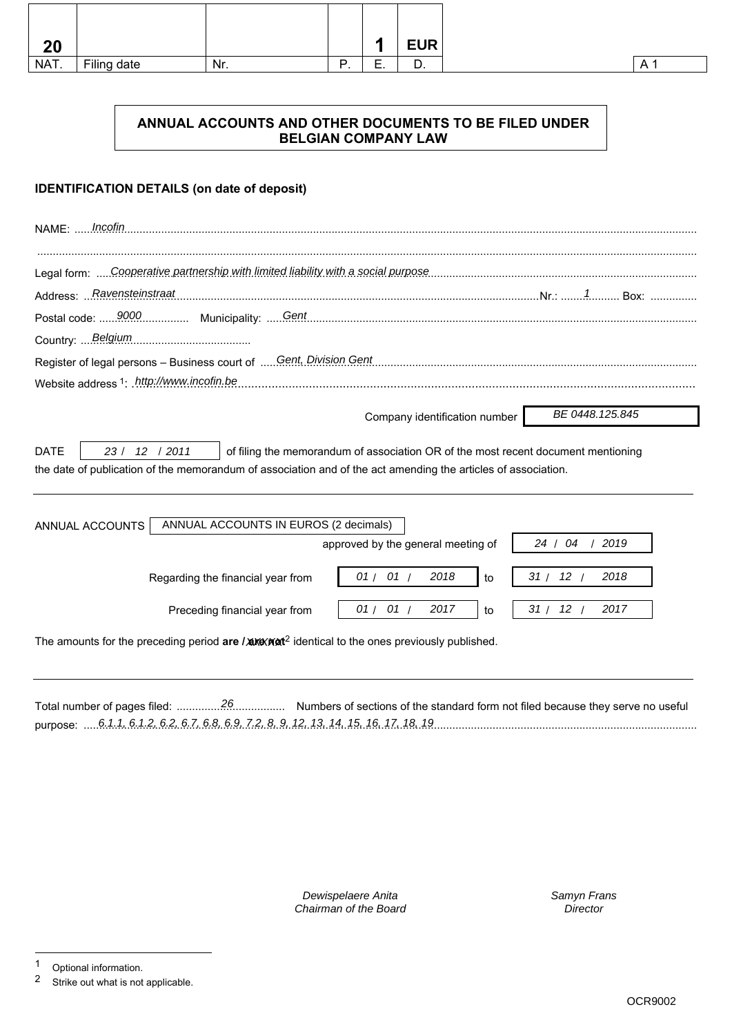| 20 | | | | 1 | EUR | | |
|---|---|---|---|---|---|---|---|
| NAT. | Filing date | Nr. | P. | E. | D. | | A 1 |

## ANNUAL ACCOUNTS AND OTHER DOCUMENTS TO BE FILED UNDER BELGIAN COMPANY LAW

### IDENTIFICATION DETAILS (on date of deposit)

NAME: *Incofin*

Legal form: *Cooperative partnership with limited liability with a social purpose*

Address: *Ravensteinstraat* Nr.: *1* Box:

Postal code: *9000* Municipality: *Gent*

Country: *Belgium*

Register of legal persons – Business court of *Gent, Division Gent*

Website address [1]: *http://www.incofin.be*

Company identification number *BE 0448.125.845*

DATE *23 / 12 / 2011* of filing the memorandum of association OR of the most recent document mentioning the date of publication of the memorandum of association and of the act amending the articles of association.

---

ANNUAL ACCOUNTS | ANNUAL ACCOUNTS IN EUROS (2 decimals) |

approved by the general meeting of *24 / 04 / 2019*

Regarding the financial year from *01 / 01 / 2018* to *31 / 12 / 2018*

Preceding financial year from *01 / 01 / 2017* to *31 / 12 / 2017*

The amounts for the preceding period **are** / ~~are not~~[2] identical to the ones previously published.

---

Total number of pages filed: *26* Numbers of sections of the standard form not filed because they serve no useful purpose: *6.1.1, 6.1.2, 6.2, 6.7, 6.8, 6.9, 7.2, 8, 9, 12, 13, 14, 15, 16, 17, 18, 19*

*Dewispelaere Anita*
*Chairman of the Board*

*Samyn Frans*
*Director*

[1] Optional information.
[2] Strike out what is not applicable.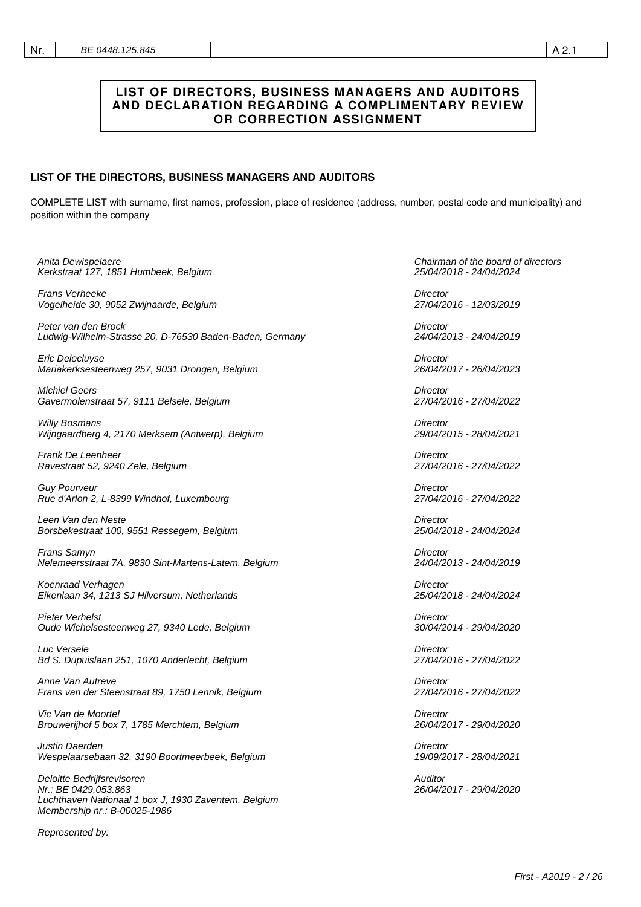| Nr. | BE 0448.125.845 | A 2.1 |
|---|---|---|

## LIST OF DIRECTORS, BUSINESS MANAGERS AND AUDITORS AND DECLARATION REGARDING A COMPLIMENTARY REVIEW OR CORRECTION ASSIGNMENT

### LIST OF THE DIRECTORS, BUSINESS MANAGERS AND AUDITORS

COMPLETE LIST with surname, first names, profession, place of residence (address, number, postal code and municipality) and position within the company

| | |
|---|---|
| *Anita Dewispelaere*<br>*Kerkstraat 127, 1851 Humbeek, Belgium* | *Chairman of the board of directors*<br>*25/04/2018 - 24/04/2024* |
| *Frans Verheeke*<br>*Vogelheide 30, 9052 Zwijnaarde, Belgium* | *Director*<br>*27/04/2016 - 12/03/2019* |
| *Peter van den Brock*<br>*Ludwig-Wilhelm-Strasse 20, D-76530 Baden-Baden, Germany* | *Director*<br>*24/04/2013 - 24/04/2019* |
| *Eric Delecluyse*<br>*Mariakerksesteenweg 257, 9031 Drongen, Belgium* | *Director*<br>*26/04/2017 - 26/04/2023* |
| *Michiel Geers*<br>*Gavermolenstraat 57, 9111 Belsele, Belgium* | *Director*<br>*27/04/2016 - 27/04/2022* |
| *Willy Bosmans*<br>*Wijngaardberg 4, 2170 Merksem (Antwerp), Belgium* | *Director*<br>*29/04/2015 - 28/04/2021* |
| *Frank De Leenheer*<br>*Ravestraat 52, 9240 Zele, Belgium* | *Director*<br>*27/04/2016 - 27/04/2022* |
| *Guy Pourveur*<br>*Rue d'Arlon 2, L-8399 Windhof, Luxembourg* | *Director*<br>*27/04/2016 - 27/04/2022* |
| *Leen Van den Neste*<br>*Borsbekestraat 100, 9551 Ressegem, Belgium* | *Director*<br>*25/04/2018 - 24/04/2024* |
| *Frans Samyn*<br>*Nelemeersstraat 7A, 9830 Sint-Martens-Latem, Belgium* | *Director*<br>*24/04/2013 - 24/04/2019* |
| *Koenraad Verhagen*<br>*Eikenlaan 34, 1213 SJ Hilversum, Netherlands* | *Director*<br>*25/04/2018 - 24/04/2024* |
| *Pieter Verhelst*<br>*Oude Wichelsesteenweg 27, 9340 Lede, Belgium* | *Director*<br>*30/04/2014 - 29/04/2020* |
| *Luc Versele*<br>*Bd S. Dupuislaan 251, 1070 Anderlecht, Belgium* | *Director*<br>*27/04/2016 - 27/04/2022* |
| *Anne Van Autreve*<br>*Frans van der Steenstraat 89, 1750 Lennik, Belgium* | *Director*<br>*27/04/2016 - 27/04/2022* |
| *Vic Van de Moortel*<br>*Brouwerijhof 5 box 7, 1785 Merchtem, Belgium* | *Director*<br>*26/04/2017 - 29/04/2020* |
| *Justin Daerden*<br>*Wespelaarsebaan 32, 3190 Boortmeerbeek, Belgium* | *Director*<br>*19/09/2017 - 28/04/2021* |
| *Deloitte Bedrijfsrevisoren*<br>*Nr.: BE 0429.053.863*<br>*Luchthaven Nationaal 1 box J, 1930 Zaventem, Belgium*<br>*Membership nr.: B-00025-1986* | *Auditor*<br>*26/04/2017 - 29/04/2020* |

*Represented by:*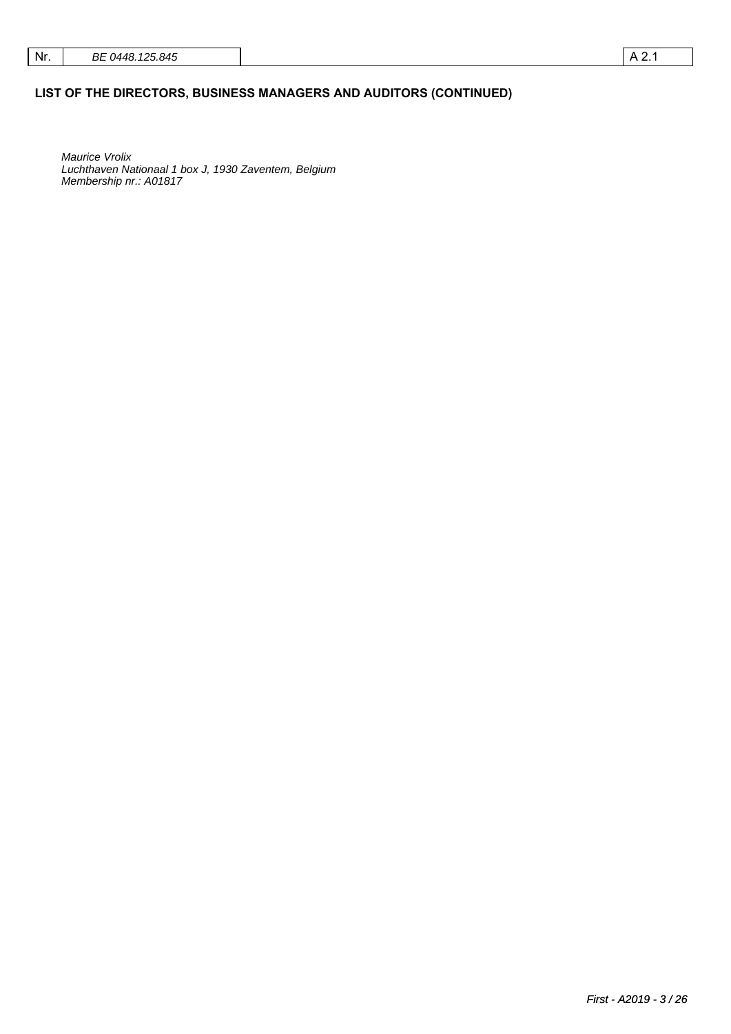| Nr. | BE 0448.125.845 | | A 2.1 |
|---|---|---|---|

## LIST OF THE DIRECTORS, BUSINESS MANAGERS AND AUDITORS (CONTINUED)

*Maurice Vrolix*
*Luchthaven Nationaal 1 box J, 1930 Zaventem, Belgium*
*Membership nr.: A01817*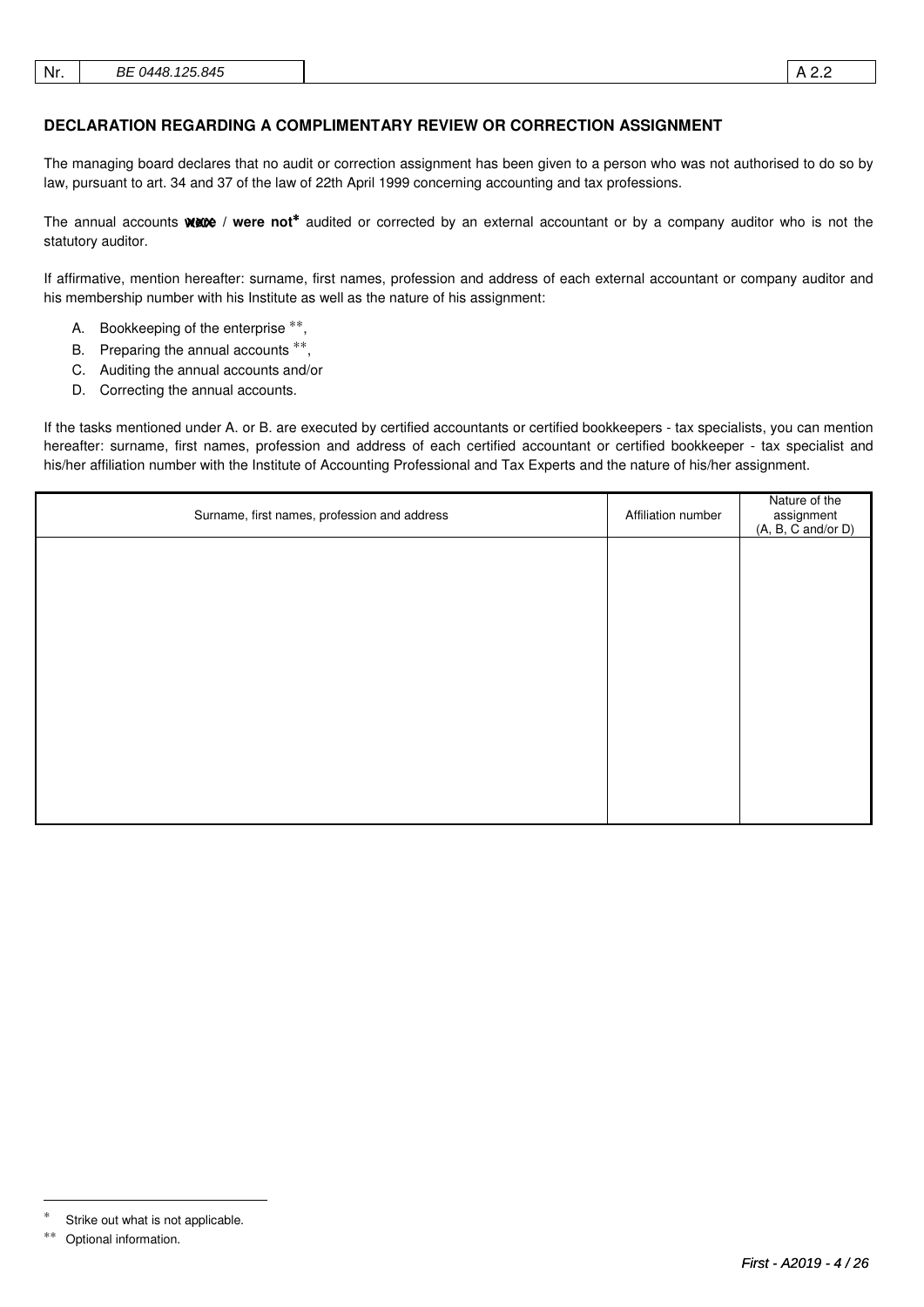| Nr. | BE 0448.125.845 | | A 2.2 |
|---|---|---|---|

## DECLARATION REGARDING A COMPLIMENTARY REVIEW OR CORRECTION ASSIGNMENT

The managing board declares that no audit or correction assignment has been given to a person who was not authorised to do so by law, pursuant to art. 34 and 37 of the law of 22th April 1999 concerning accounting and tax professions.

The annual accounts ~~were~~ / **were not*** audited or corrected by an external accountant or by a company auditor who is not the statutory auditor.

If affirmative, mention hereafter: surname, first names, profession and address of each external accountant or company auditor and his membership number with his Institute as well as the nature of his assignment:

A. Bookkeeping of the enterprise **,
B. Preparing the annual accounts **,
C. Auditing the annual accounts and/or
D. Correcting the annual accounts.

If the tasks mentioned under A. or B. are executed by certified accountants or certified bookkeepers - tax specialists, you can mention hereafter: surname, first names, profession and address of each certified accountant or certified bookkeeper - tax specialist and his/her affiliation number with the Institute of Accounting Professional and Tax Experts and the nature of his/her assignment.

| Surname, first names, profession and address | Affiliation number | Nature of the assignment (A, B, C and/or D) |
|---|---|---|
| | | |

\* Strike out what is not applicable.

\*\* Optional information.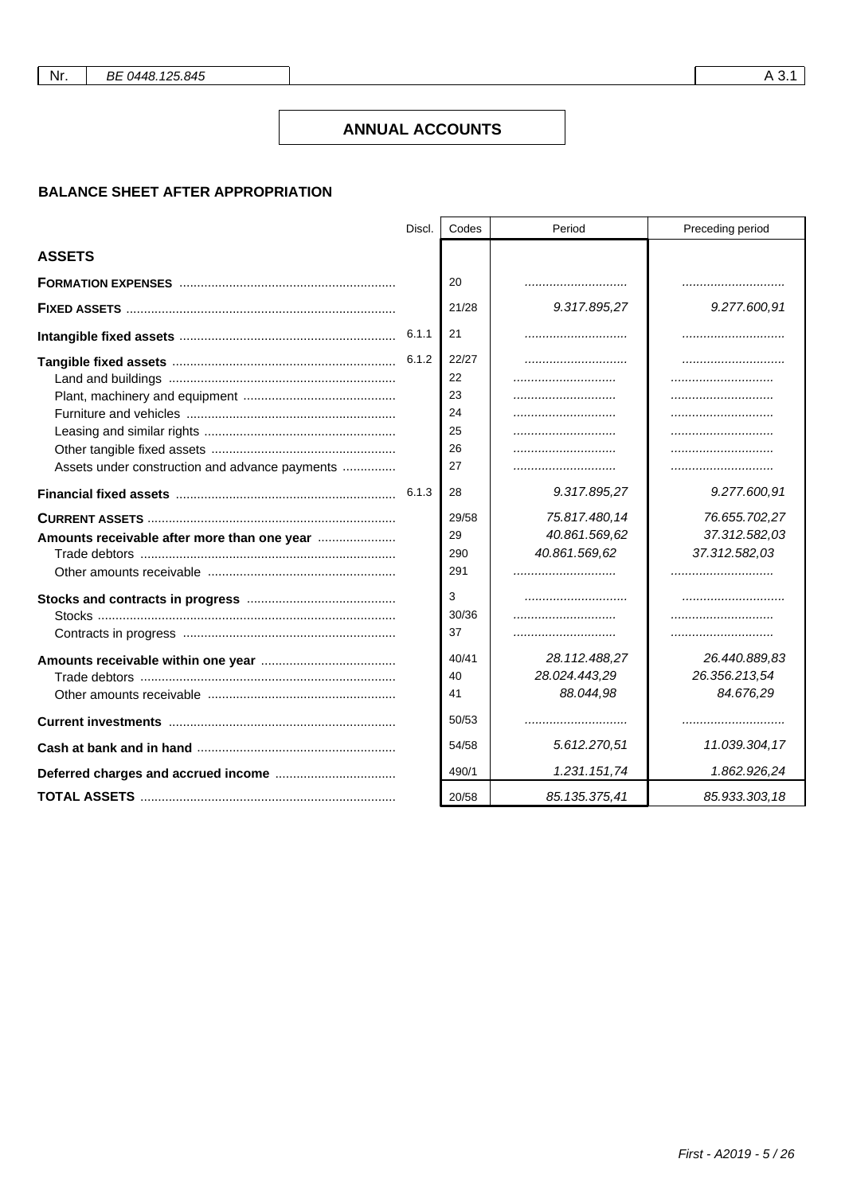| Nr. | BE 0448.125.845 | A 3.1 |
|---|---|---|

# ANNUAL ACCOUNTS

## BALANCE SHEET AFTER APPROPRIATION

| | Discl. | Codes | Period | Preceding period |
|---|---|---|---|---|
| **ASSETS** | | | | |
| **FORMATION EXPENSES** | | 20 | ............................ | ............................ |
| **FIXED ASSETS** | | 21/28 | 9.317.895,27 | 9.277.600,91 |
| **Intangible fixed assets** | 6.1.1 | 21 | ............................ | ............................ |
| **Tangible fixed assets** | 6.1.2 | 22/27 | ............................ | ............................ |
| Land and buildings | | 22 | ............................ | ............................ |
| Plant, machinery and equipment | | 23 | ............................ | ............................ |
| Furniture and vehicles | | 24 | ............................ | ............................ |
| Leasing and similar rights | | 25 | ............................ | ............................ |
| Other tangible fixed assets | | 26 | ............................ | ............................ |
| Assets under construction and advance payments | | 27 | ............................ | ............................ |
| **Financial fixed assets** | 6.1.3 | 28 | 9.317.895,27 | 9.277.600,91 |
| **CURRENT ASSETS** | | 29/58 | 75.817.480,14 | 76.655.702,27 |
| **Amounts receivable after more than one year** | | 29 | 40.861.569,62 | 37.312.582,03 |
| Trade debtors | | 290 | 40.861.569,62 | 37.312.582,03 |
| Other amounts receivable | | 291 | ............................ | ............................ |
| **Stocks and contracts in progress** | | 3 | ............................ | ............................ |
| Stocks | | 30/36 | ............................ | ............................ |
| Contracts in progress | | 37 | ............................ | ............................ |
| **Amounts receivable within one year** | | 40/41 | 28.112.488,27 | 26.440.889,83 |
| Trade debtors | | 40 | 28.024.443,29 | 26.356.213,54 |
| Other amounts receivable | | 41 | 88.044,98 | 84.676,29 |
| **Current investments** | | 50/53 | ............................ | ............................ |
| **Cash at bank and in hand** | | 54/58 | 5.612.270,51 | 11.039.304,17 |
| **Deferred charges and accrued income** | | 490/1 | 1.231.151,74 | 1.862.926,24 |
| **TOTAL ASSETS** | | 20/58 | 85.135.375,41 | 85.933.303,18 |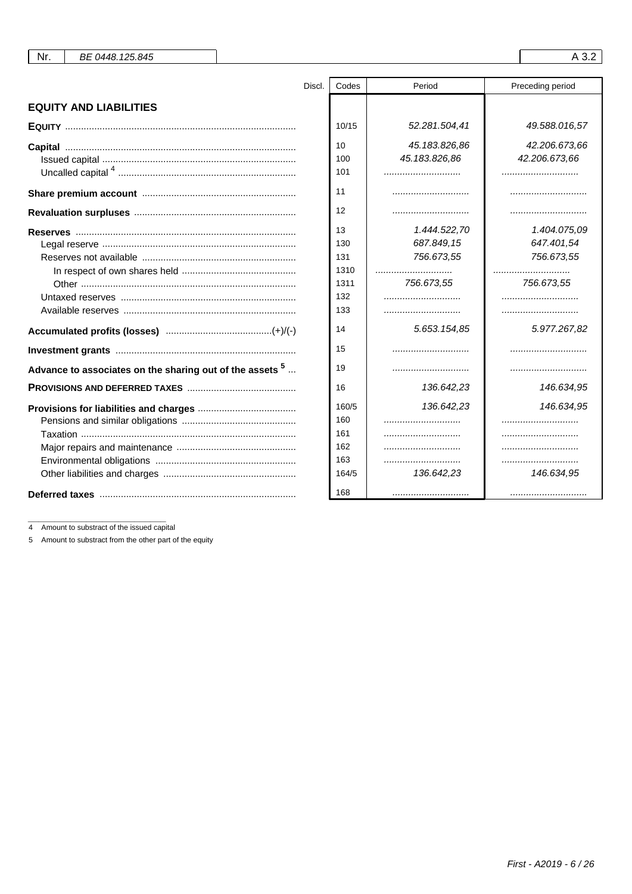| | Discl. | Codes | Period | Preceding period |
|---|---|---|---|---|
| **EQUITY AND LIABILITIES** | | | | |
| **EQUITY** | | 10/15 | 52.281.504,41 | 49.588.016,57 |
| **Capital** | | 10 | 45.183.826,86 | 42.206.673,66 |
| Issued capital | | 100 | 45.183.826,86 | 42.206.673,66 |
| Uncalled capital [4] | | 101 | | |
| **Share premium account** | | 11 | | |
| **Revaluation surpluses** | | 12 | | |
| **Reserves** | | 13 | 1.444.522,70 | 1.404.075,09 |
| Legal reserve | | 130 | 687.849,15 | 647.401,54 |
| Reserves not available | | 131 | 756.673,55 | 756.673,55 |
| In respect of own shares held | | 1310 | | |
| Other | | 1311 | 756.673,55 | 756.673,55 |
| Untaxed reserves | | 132 | | |
| Available reserves | | 133 | | |
| **Accumulated profits (losses)** (+)/(-) | | 14 | 5.653.154,85 | 5.977.267,82 |
| **Investment grants** | | 15 | | |
| **Advance to associates on the sharing out of the assets [5]** | | 19 | | |
| **PROVISIONS AND DEFERRED TAXES** | | 16 | 136.642,23 | 146.634,95 |
| **Provisions for liabilities and charges** | | 160/5 | 136.642,23 | 146.634,95 |
| Pensions and similar obligations | | 160 | | |
| Taxation | | 161 | | |
| Major repairs and maintenance | | 162 | | |
| Environmental obligations | | 163 | | |
| Other liabilities and charges | | 164/5 | 136.642,23 | 146.634,95 |
| **Deferred taxes** | | 168 | | |

4 Amount to substract of the issued capital

5 Amount to substract from the other part of the equity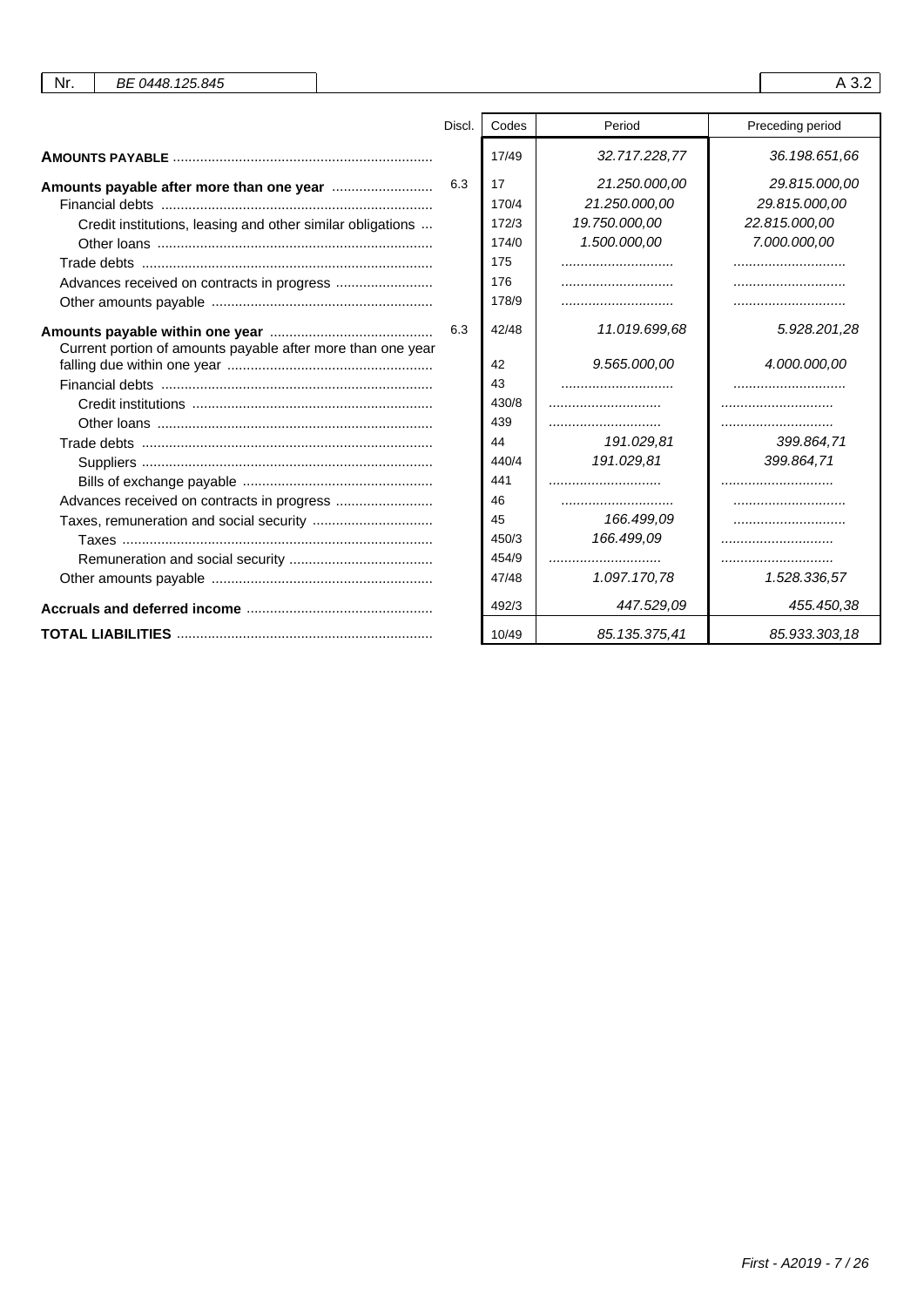| Nr. | BE 0448.125.845 | | | A 3.2 |
|---|---|---|---|---|

| | Discl. | Codes | Period | Preceding period |
|---|---|---|---|---|
| **AMOUNTS PAYABLE** | | 17/49 | *32.717.228,77* | *36.198.651,66* |
| **Amounts payable after more than one year** | 6.3 | 17 | *21.250.000,00* | *29.815.000,00* |
| Financial debts | | 170/4 | *21.250.000,00* | *29.815.000,00* |
| Credit institutions, leasing and other similar obligations | | 172/3 | *19.750.000,00* | *22.815.000,00* |
| Other loans | | 174/0 | *1.500.000,00* | *7.000.000,00* |
| Trade debts | | 175 | | |
| Advances received on contracts in progress | | 176 | | |
| Other amounts payable | | 178/9 | | |
| **Amounts payable within one year** | 6.3 | 42/48 | *11.019.699,68* | *5.928.201,28* |
| Current portion of amounts payable after more than one year falling due within one year | | 42 | *9.565.000,00* | *4.000.000,00* |
| Financial debts | | 43 | | |
| Credit institutions | | 430/8 | | |
| Other loans | | 439 | | |
| Trade debts | | 44 | *191.029,81* | *399.864,71* |
| Suppliers | | 440/4 | *191.029,81* | *399.864,71* |
| Bills of exchange payable | | 441 | | |
| Advances received on contracts in progress | | 46 | | |
| Taxes, remuneration and social security | | 45 | *166.499,09* | |
| Taxes | | 450/3 | *166.499,09* | |
| Remuneration and social security | | 454/9 | | |
| Other amounts payable | | 47/48 | *1.097.170,78* | *1.528.336,57* |
| **Accruals and deferred income** | | 492/3 | *447.529,09* | *455.450,38* |
| **TOTAL LIABILITIES** | | 10/49 | *85.135.375,41* | *85.933.303,18* |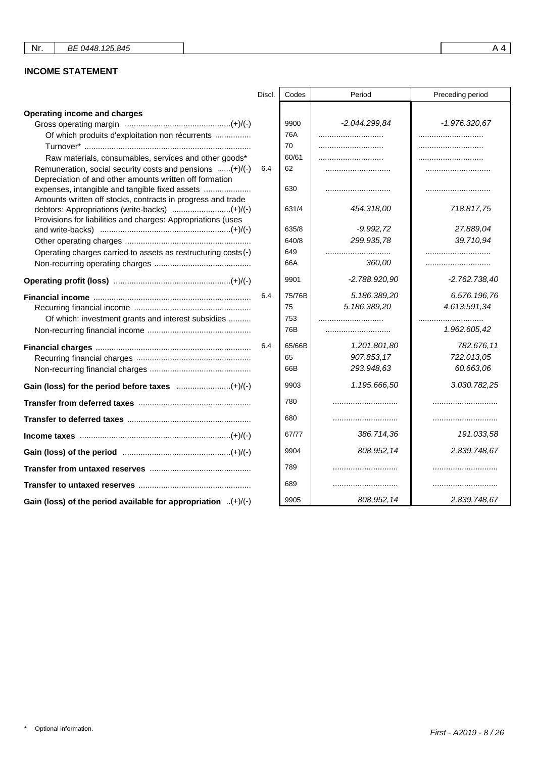| Nr. | BE 0448.125.845 | | A 4 |
|---|---|---|---|

## INCOME STATEMENT

| | Discl. | Codes | Period | Preceding period |
|---|---|---|---|---|
| **Operating income and charges** | | | | |
| Gross operating margin ..............................................(+)/(-) | | 9900 | *-2.044.299,84* | *-1.976.320,67* |
| Of which produits d'exploitation non récurrents ................ | | 76A | ............................ | ............................ |
| Turnover* ......................................................................... | | 70 | ............................ | ............................ |
| Raw materials, consumables, services and other goods* | | 60/61 | ............................ | ............................ |
| Remuneration, social security costs and pensions ......(+)/(-) | 6.4 | 62 | ............................ | ............................ |
| Depreciation of and other amounts written off formation expenses, intangible and tangible fixed assets ..................... | | 630 | ............................ | ............................ |
| Amounts written off stocks, contracts in progress and trade debtors: Appropriations (write-backs) ..........................(+)/(-) | | 631/4 | *454.318,00* | *718.817,75* |
| Provisions for liabilities and charges: Appropriations (uses and write-backs) .........................................................(+)/(-) | | 635/8 | *-9.992,72* | *27.889,04* |
| Other operating charges ....................................................... | | 640/8 | *299.935,78* | *39.710,94* |
| Operating charges carried to assets as restructuring costs(-) | | 649 | ............................ | ............................ |
| Non-recurring operating charges .......................................... | | 66A | *360,00* | ............................ |
| **Operating profit (loss)** ..................................................(+)/(-) | | 9901 | *-2.788.920,90* | *-2.762.738,40* |
| **Financial income** .................................................................... | 6.4 | 75/76B | *5.186.389,20* | *6.576.196,76* |
| Recurring financial income ................................................... | | 75 | *5.186.389,20* | *4.613.591,34* |
| Of which: investment grants and interest subsidies .......... | | 753 | ............................ | ............................ |
| Non-recurring financial income ............................................. | | 76B | ............................ | *1.962.605,42* |
| **Financial charges** .................................................................... | 6.4 | 65/66B | *1.201.801,80* | *782.676,11* |
| Recurring financial charges .................................................. | | 65 | *907.853,17* | *722.013,05* |
| Non-recurring financial charges ............................................ | | 66B | *293.948,63* | *60.663,06* |
| **Gain (loss) for the period before taxes** .......................(+)/(-) | | 9903 | *1.195.666,50* | *3.030.782,25* |
| **Transfer from deferred taxes** ................................................. | | 780 | ............................ | ............................ |
| **Transfer to deferred taxes** ...................................................... | | 680 | ............................ | ............................ |
| **Income taxes** ..................................................................(+)/(-) | | 67/77 | *386.714,36* | *191.033,58* |
| **Gain (loss) of the period** ...............................................(+)/(-) | | 9904 | *808.952,14* | *2.839.748,67* |
| **Transfer from untaxed reserves** ............................................ | | 789 | ............................ | ............................ |
| **Transfer to untaxed reserves** ................................................. | | 689 | ............................ | ............................ |
| **Gain (loss) of the period available for appropriation** ..(+)/(-) | | 9905 | *808.952,14* | *2.839.748,67* |

\* Optional information.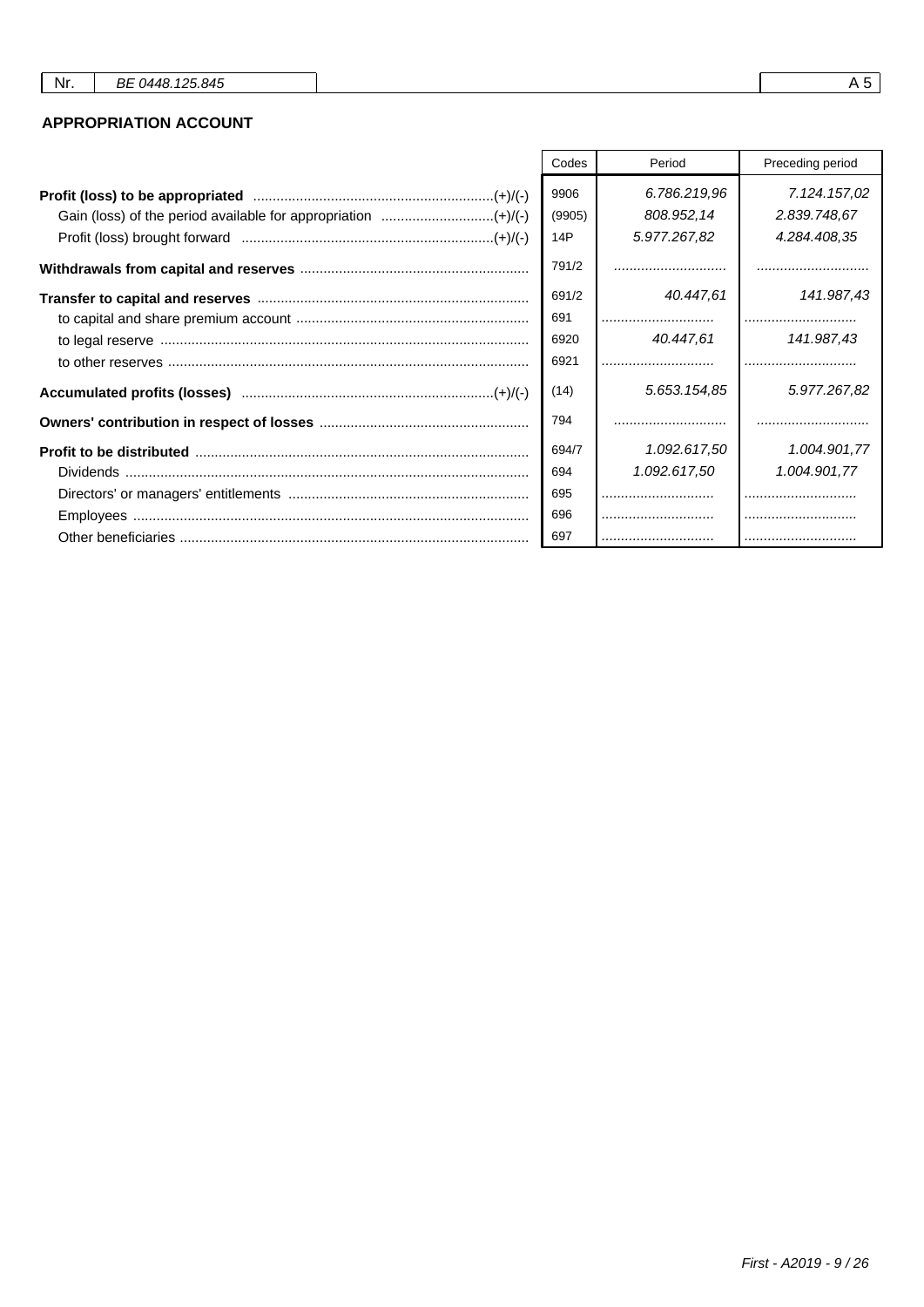| Nr. | BE 0448.125.845 | A 5 |
|---|---|---|

## APPROPRIATION ACCOUNT

| | Codes | Period | Preceding period |
|---|---|---|---|
| **Profit (loss) to be appropriated** (+)/(-) | 9906 | 6.786.219,96 | 7.124.157,02 |
| Gain (loss) of the period available for appropriation (+)/(-) | (9905) | 808.952,14 | 2.839.748,67 |
| Profit (loss) brought forward (+)/(-) | 14P | 5.977.267,82 | 4.284.408,35 |
| **Withdrawals from capital and reserves** | 791/2 | ............................ | ............................ |
| **Transfer to capital and reserves** | 691/2 | 40.447,61 | 141.987,43 |
| to capital and share premium account | 691 | ............................ | ............................ |
| to legal reserve | 6920 | 40.447,61 | 141.987,43 |
| to other reserves | 6921 | ............................ | ............................ |
| **Accumulated profits (losses)** (+)/(-) | (14) | 5.653.154,85 | 5.977.267,82 |
| **Owners' contribution in respect of losses** | 794 | ............................ | ............................ |
| **Profit to be distributed** | 694/7 | 1.092.617,50 | 1.004.901,77 |
| Dividends | 694 | 1.092.617,50 | 1.004.901,77 |
| Directors' or managers' entitlements | 695 | ............................ | ............................ |
| Employees | 696 | ............................ | ............................ |
| Other beneficiaries | 697 | ............................ | ............................ |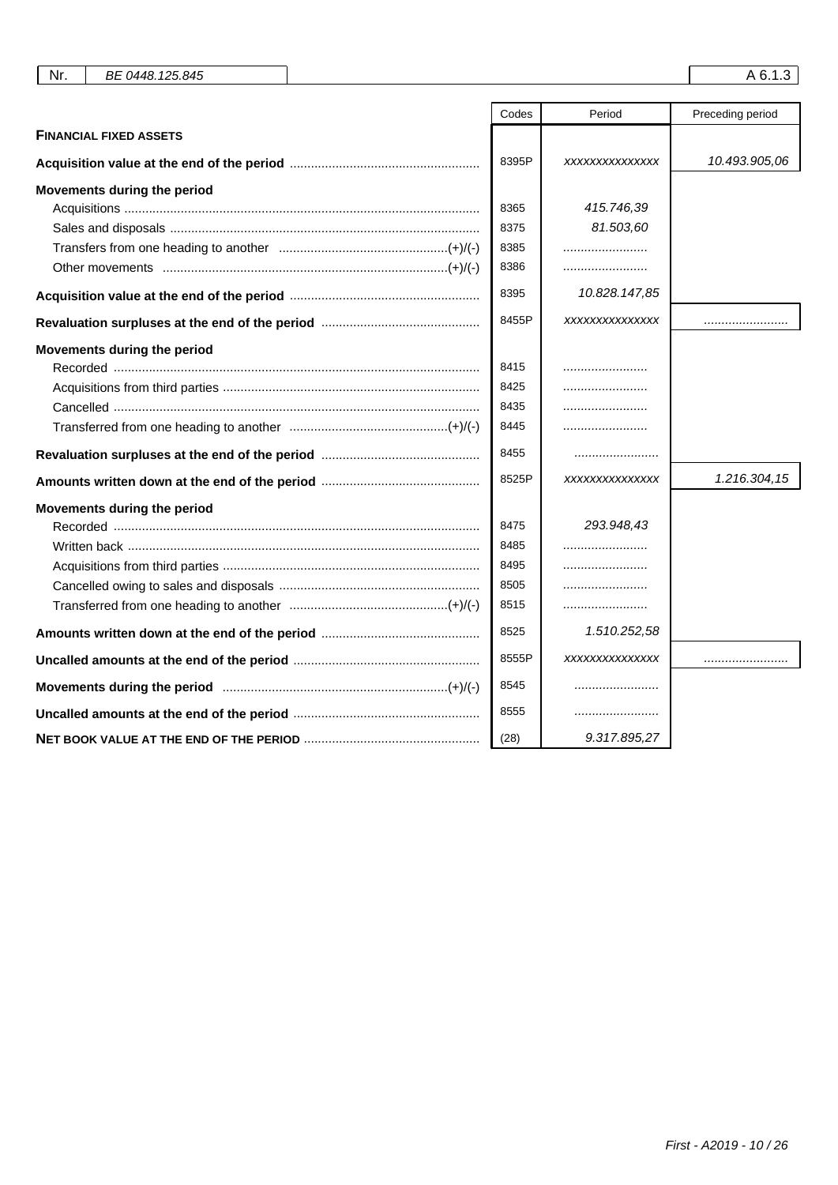| Nr. | BE 0448.125.845 | | A 6.1.3 |
|---|---|---|---|

| | Codes | Period | Preceding period |
|---|---|---|---|
| **FINANCIAL FIXED ASSETS** | | | |
| **Acquisition value at the end of the period** | 8395P | xxxxxxxxxxxxxx | 10.493.905,06 |
| **Movements during the period** | | | |
| Acquisitions | 8365 | 415.746,39 | |
| Sales and disposals | 8375 | 81.503,60 | |
| Transfers from one heading to another (+)/(-) | 8385 | ........................ | |
| Other movements (+)/(-) | 8386 | ........................ | |
| **Acquisition value at the end of the period** | 8395 | 10.828.147,85 | |
| **Revaluation surpluses at the end of the period** | 8455P | xxxxxxxxxxxxxx | ........................ |
| **Movements during the period** | | | |
| Recorded | 8415 | ........................ | |
| Acquisitions from third parties | 8425 | ........................ | |
| Cancelled | 8435 | ........................ | |
| Transferred from one heading to another (+)/(-) | 8445 | ........................ | |
| **Revaluation surpluses at the end of the period** | 8455 | ........................ | |
| **Amounts written down at the end of the period** | 8525P | xxxxxxxxxxxxxx | 1.216.304,15 |
| **Movements during the period** | | | |
| Recorded | 8475 | 293.948,43 | |
| Written back | 8485 | ........................ | |
| Acquisitions from third parties | 8495 | ........................ | |
| Cancelled owing to sales and disposals | 8505 | ........................ | |
| Transferred from one heading to another (+)/(-) | 8515 | ........................ | |
| **Amounts written down at the end of the period** | 8525 | 1.510.252,58 | |
| **Uncalled amounts at the end of the period** | 8555P | xxxxxxxxxxxxxx | ........................ |
| **Movements during the period** (+)/(-) | 8545 | ........................ | |
| **Uncalled amounts at the end of the period** | 8555 | ........................ | |
| **NET BOOK VALUE AT THE END OF THE PERIOD** | (28) | 9.317.895,27 | |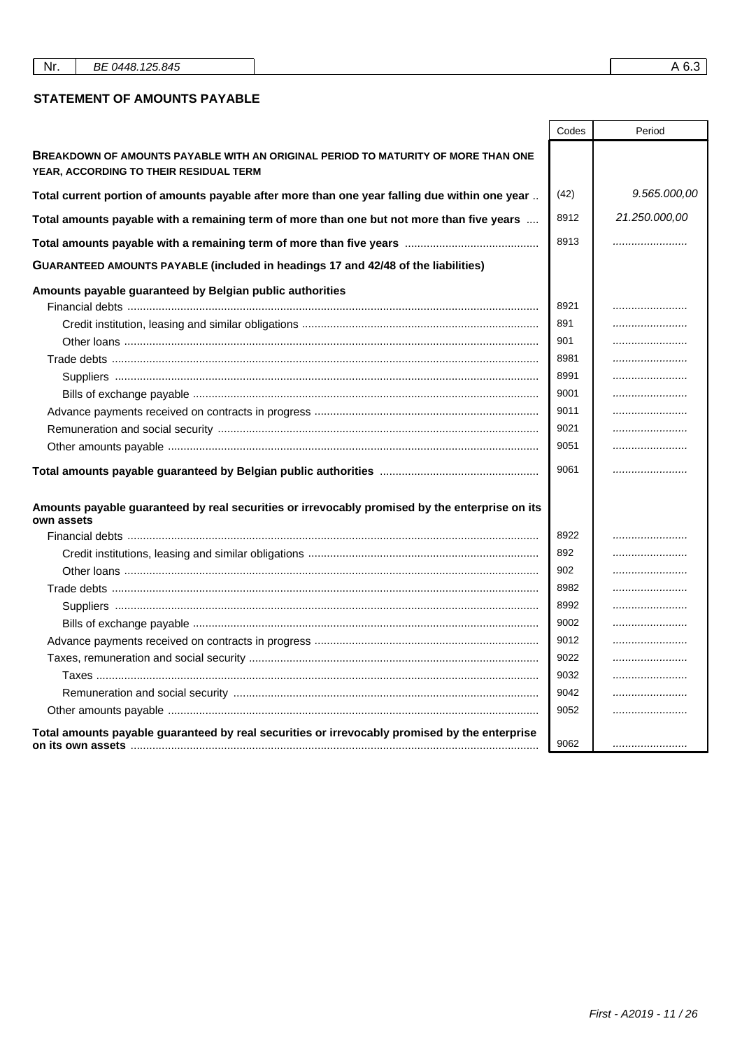## STATEMENT OF AMOUNTS PAYABLE

| | Codes | Period |
|---|---|---|
| **BREAKDOWN OF AMOUNTS PAYABLE WITH AN ORIGINAL PERIOD TO MATURITY OF MORE THAN ONE YEAR, ACCORDING TO THEIR RESIDUAL TERM** | | |
| **Total current portion of amounts payable after more than one year falling due within one year** | (42) | 9.565.000,00 |
| **Total amounts payable with a remaining term of more than one but not more than five years** | 8912 | 21.250.000,00 |
| **Total amounts payable with a remaining term of more than five years** | 8913 | |
| **GUARANTEED AMOUNTS PAYABLE (included in headings 17 and 42/48 of the liabilities)** | | |
| **Amounts payable guaranteed by Belgian public authorities** | | |
| Financial debts | 8921 | |
| Credit institution, leasing and similar obligations | 891 | |
| Other loans | 901 | |
| Trade debts | 8981 | |
| Suppliers | 8991 | |
| Bills of exchange payable | 9001 | |
| Advance payments received on contracts in progress | 9011 | |
| Remuneration and social security | 9021 | |
| Other amounts payable | 9051 | |
| **Total amounts payable guaranteed by Belgian public authorities** | 9061 | |
| **Amounts payable guaranteed by real securities or irrevocably promised by the enterprise on its own assets** | | |
| Financial debts | 8922 | |
| Credit institutions, leasing and similar obligations | 892 | |
| Other loans | 902 | |
| Trade debts | 8982 | |
| Suppliers | 8992 | |
| Bills of exchange payable | 9002 | |
| Advance payments received on contracts in progress | 9012 | |
| Taxes, remuneration and social security | 9022 | |
| Taxes | 9032 | |
| Remuneration and social security | 9042 | |
| Other amounts payable | 9052 | |
| **Total amounts payable guaranteed by real securities or irrevocably promised by the enterprise on its own assets** | 9062 | |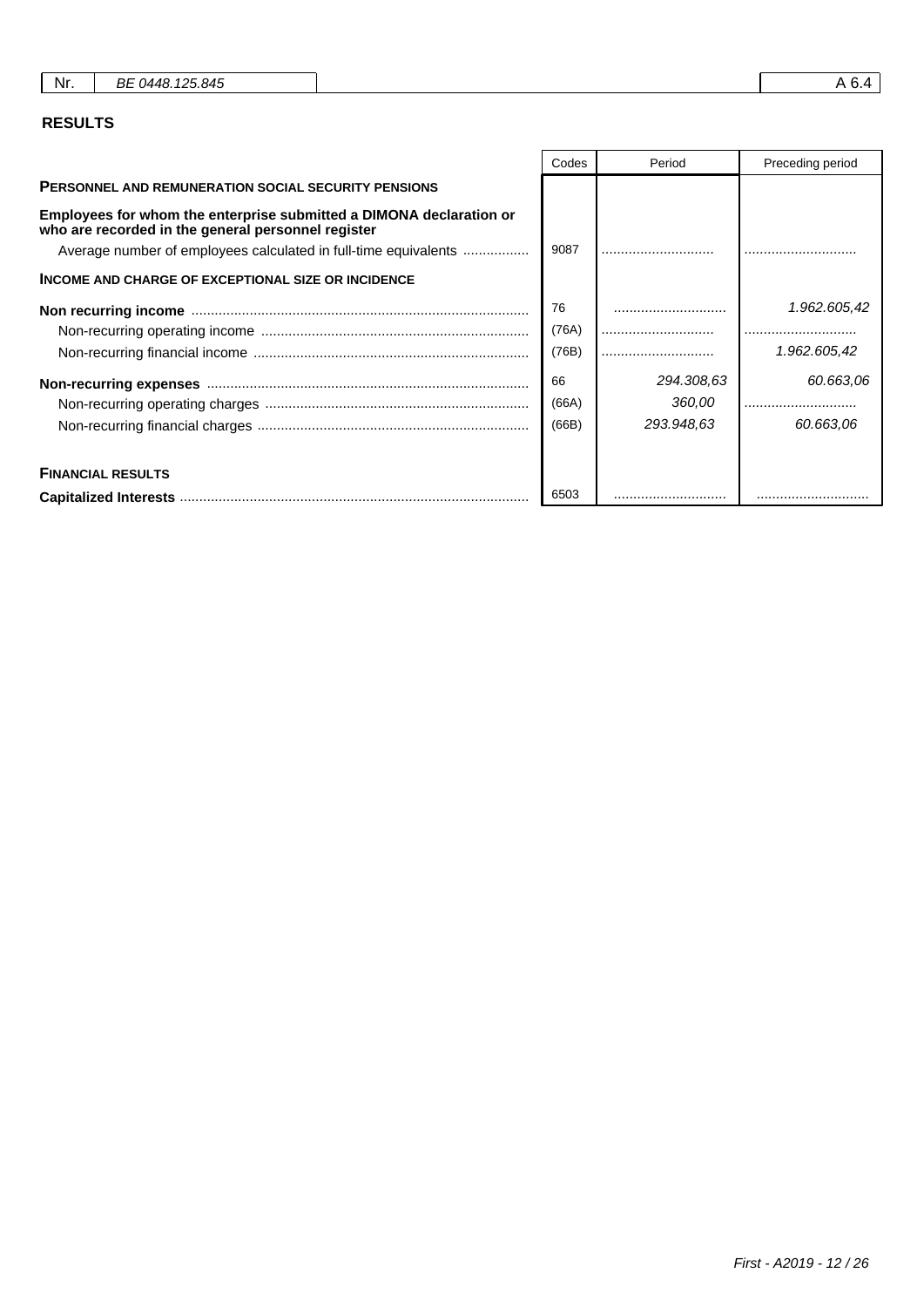| Nr. | BE 0448.125.845 | A 6.4 |
|---|---|---|

## RESULTS

| | Codes | Period | Preceding period |
|---|---|---|---|
| **PERSONNEL AND REMUNERATION SOCIAL SECURITY PENSIONS** | | | |
| **Employees for whom the enterprise submitted a DIMONA declaration or who are recorded in the general personnel register** | | | |
| Average number of employees calculated in full-time equivalents | 9087 | ............................ | ............................ |
| **INCOME AND CHARGE OF EXCEPTIONAL SIZE OR INCIDENCE** | | | |
| **Non recurring income** | 76 | ............................ | 1.962.605,42 |
| Non-recurring operating income | (76A) | ............................ | ............................ |
| Non-recurring financial income | (76B) | ............................ | 1.962.605,42 |
| **Non-recurring expenses** | 66 | 294.308,63 | 60.663,06 |
| Non-recurring operating charges | (66A) | 360,00 | ............................ |
| Non-recurring financial charges | (66B) | 293.948,63 | 60.663,06 |
| **FINANCIAL RESULTS** | | | |
| **Capitalized Interests** | 6503 | ............................ | ............................ |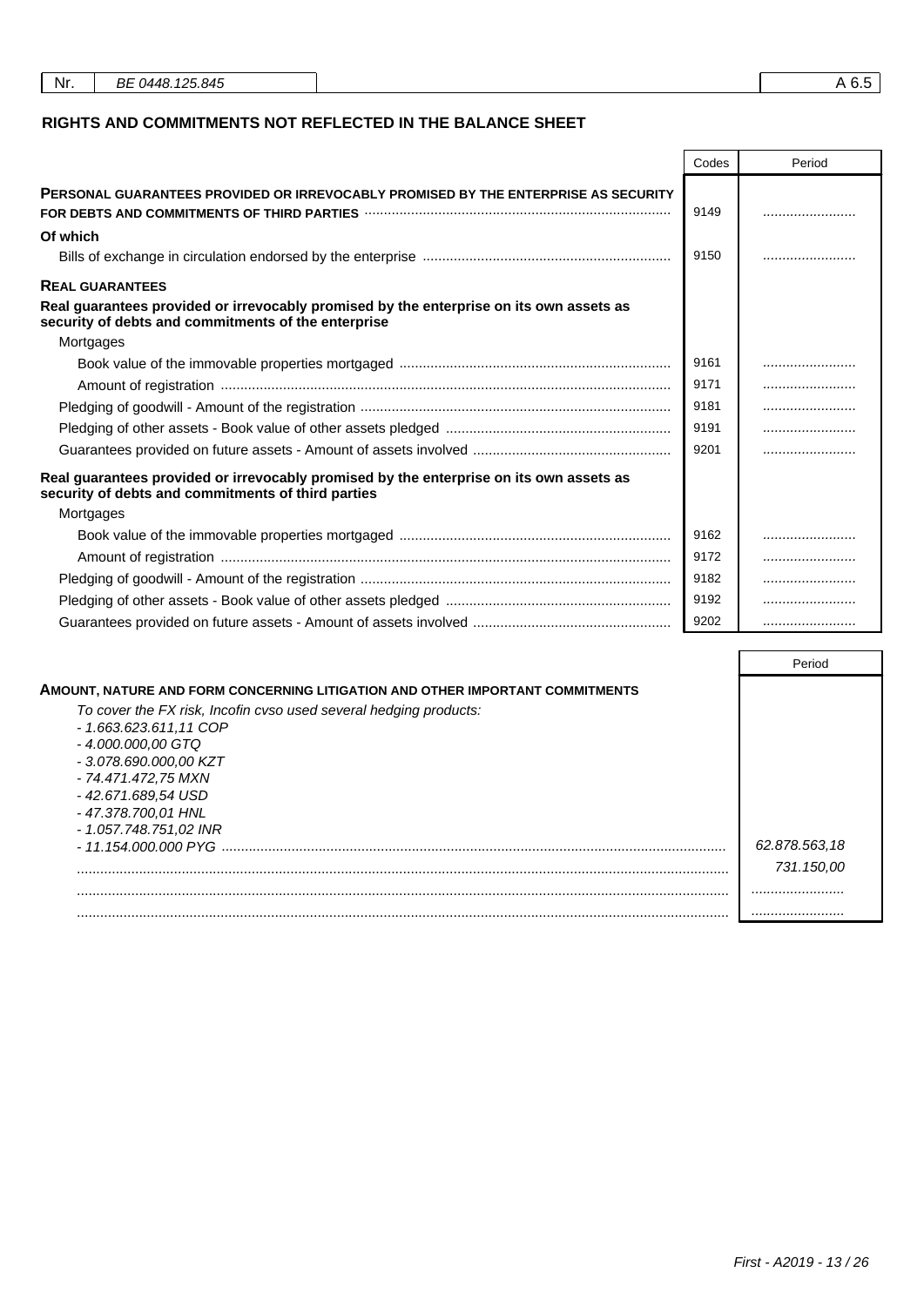| Nr. | BE 0448.125.845 | A 6.5 |
|---|---|---|

## RIGHTS AND COMMITMENTS NOT REFLECTED IN THE BALANCE SHEET

| | Codes | Period |
|---|---|---|
| **PERSONAL GUARANTEES PROVIDED OR IRREVOCABLY PROMISED BY THE ENTERPRISE AS SECURITY FOR DEBTS AND COMMITMENTS OF THIRD PARTIES** | 9149 | |
| **Of which** | | |
| Bills of exchange in circulation endorsed by the enterprise | 9150 | |
| **REAL GUARANTEES** | | |
| **Real guarantees provided or irrevocably promised by the enterprise on its own assets as security of debts and commitments of the enterprise** | | |
| Mortgages | | |
| Book value of the immovable properties mortgaged | 9161 | |
| Amount of registration | 9171 | |
| Pledging of goodwill - Amount of the registration | 9181 | |
| Pledging of other assets - Book value of other assets pledged | 9191 | |
| Guarantees provided on future assets - Amount of assets involved | 9201 | |
| **Real guarantees provided or irrevocably promised by the enterprise on its own assets as security of debts and commitments of third parties** | | |
| Mortgages | | |
| Book value of the immovable properties mortgaged | 9162 | |
| Amount of registration | 9172 | |
| Pledging of goodwill - Amount of the registration | 9182 | |
| Pledging of other assets - Book value of other assets pledged | 9192 | |
| Guarantees provided on future assets - Amount of assets involved | 9202 | |

| | Period |
|---|---|
| **AMOUNT, NATURE AND FORM CONCERNING LITIGATION AND OTHER IMPORTANT COMMITMENTS** | |
| *To cover the FX risk, Incofin cvso used several hedging products:*<br>*- 1.663.623.611,11 COP*<br>*- 4.000.000,00 GTQ*<br>*- 3.078.690.000,00 KZT*<br>*- 74.471.472,75 MXN*<br>*- 42.671.689,54 USD*<br>*- 47.378.700,01 HNL*<br>*- 1.057.748.751,02 INR*<br>*- 11.154.000.000 PYG* | *62.878.563,18* |
| | *731.150,00* |
| | |
| | |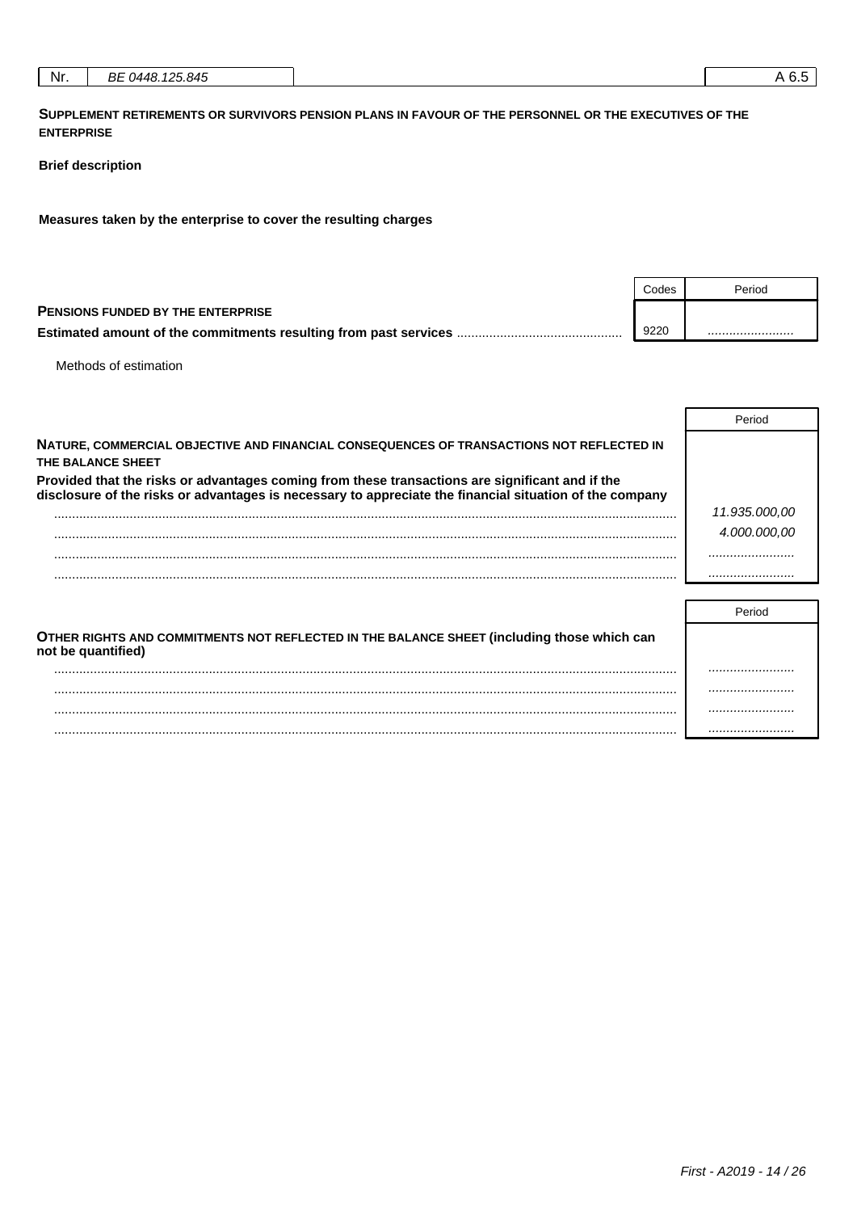| Nr. | BE 0448.125.845 | A 6.5 |
|---|---|---|

**SUPPLEMENT RETIREMENTS OR SURVIVORS PENSION PLANS IN FAVOUR OF THE PERSONNEL OR THE EXECUTIVES OF THE ENTERPRISE**

**Brief description**

**Measures taken by the enterprise to cover the resulting charges**

| | Codes | Period |
|---|---|---|
| **PENSIONS FUNDED BY THE ENTERPRISE** | | |
| **Estimated amount of the commitments resulting from past services** ............................................. | 9220 | ........................ |

Methods of estimation

| | Period |
|---|---|
| **NATURE, COMMERCIAL OBJECTIVE AND FINANCIAL CONSEQUENCES OF TRANSACTIONS NOT REFLECTED IN THE BALANCE SHEET** | |
| **Provided that the risks or advantages coming from these transactions are significant and if the disclosure of the risks or advantages is necessary to appreciate the financial situation of the company** | |
| ........................................................................................................................................................... | *11.935.000,00* |
| ........................................................................................................................................................... | *4.000.000,00* |
| ........................................................................................................................................................... | ........................ |
| ........................................................................................................................................................... | ........................ |

| | Period |
|---|---|
| **OTHER RIGHTS AND COMMITMENTS NOT REFLECTED IN THE BALANCE SHEET (including those which can not be quantified)** | |
| ........................................................................................................................................................... | ........................ |
| ........................................................................................................................................................... | ........................ |
| ........................................................................................................................................................... | ........................ |
| ........................................................................................................................................................... | ........................ |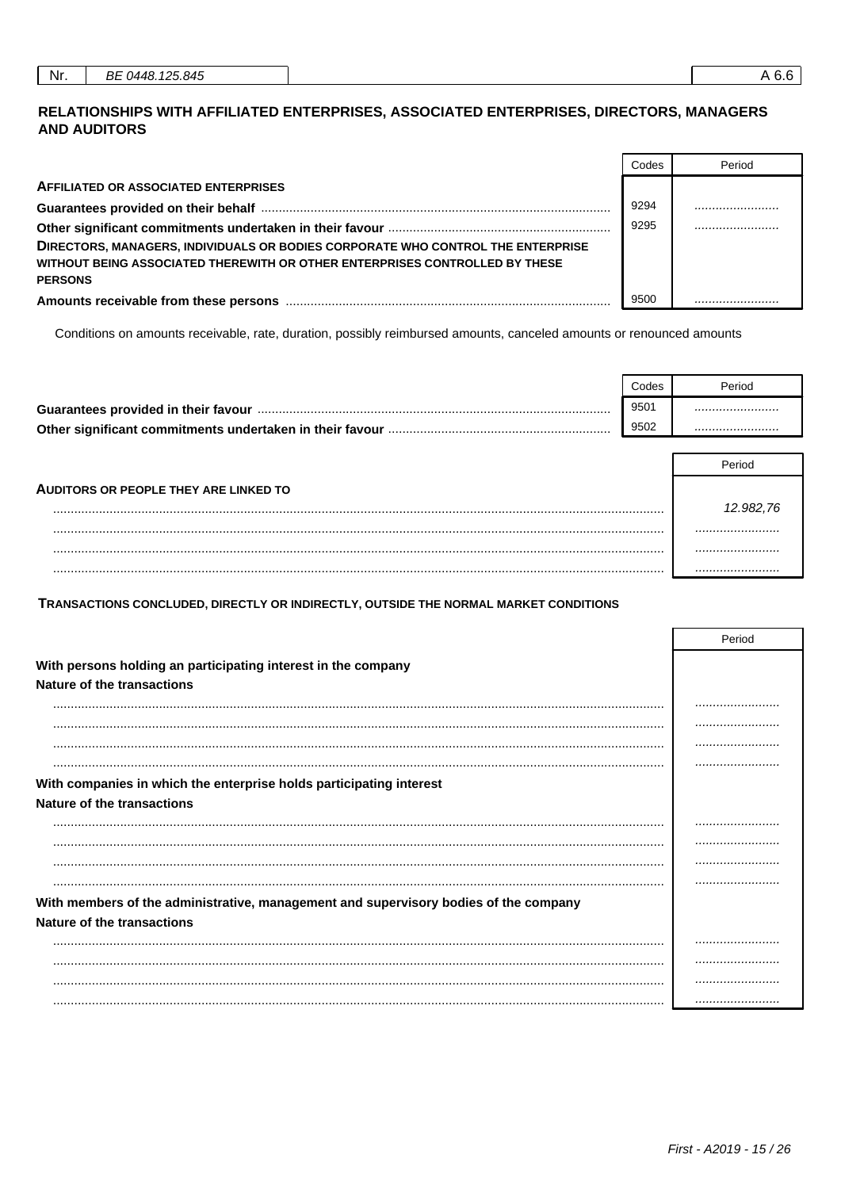| Nr. | BE 0448.125.845 | | A 6.6 |
|---|---|---|---|

## RELATIONSHIPS WITH AFFILIATED ENTERPRISES, ASSOCIATED ENTERPRISES, DIRECTORS, MANAGERS AND AUDITORS

| | Codes | Period |
|---|---|---|
| **AFFILIATED OR ASSOCIATED ENTERPRISES** | | |
| **Guarantees provided on their behalf** | 9294 | ........................ |
| **Other significant commitments undertaken in their favour** | 9295 | ........................ |
| **DIRECTORS, MANAGERS, INDIVIDUALS OR BODIES CORPORATE WHO CONTROL THE ENTERPRISE WITHOUT BEING ASSOCIATED THEREWITH OR OTHER ENTERPRISES CONTROLLED BY THESE PERSONS** | | |
| **Amounts receivable from these persons** | 9500 | ........................ |

Conditions on amounts receivable, rate, duration, possibly reimbursed amounts, canceled amounts or renounced amounts

| | Codes | Period |
|---|---|---|
| **Guarantees provided in their favour** | 9501 | ........................ |
| **Other significant commitments undertaken in their favour** | 9502 | ........................ |

| | Period |
|---|---|
| **AUDITORS OR PEOPLE THEY ARE LINKED TO** | |
| ........................ | *12.982,76* |
| ........................ | ........................ |
| ........................ | ........................ |
| ........................ | ........................ |

### TRANSACTIONS CONCLUDED, DIRECTLY OR INDIRECTLY, OUTSIDE THE NORMAL MARKET CONDITIONS

| | Period |
|---|---|
| **With persons holding an participating interest in the company** | |
| **Nature of the transactions** | |
| ........................ | ........................ |
| ........................ | ........................ |
| ........................ | ........................ |
| ........................ | ........................ |
| **With companies in which the enterprise holds participating interest** | |
| **Nature of the transactions** | |
| ........................ | ........................ |
| ........................ | ........................ |
| ........................ | ........................ |
| ........................ | ........................ |
| **With members of the administrative, management and supervisory bodies of the company** | |
| **Nature of the transactions** | |
| ........................ | ........................ |
| ........................ | ........................ |
| ........................ | ........................ |
| ........................ | ........................ |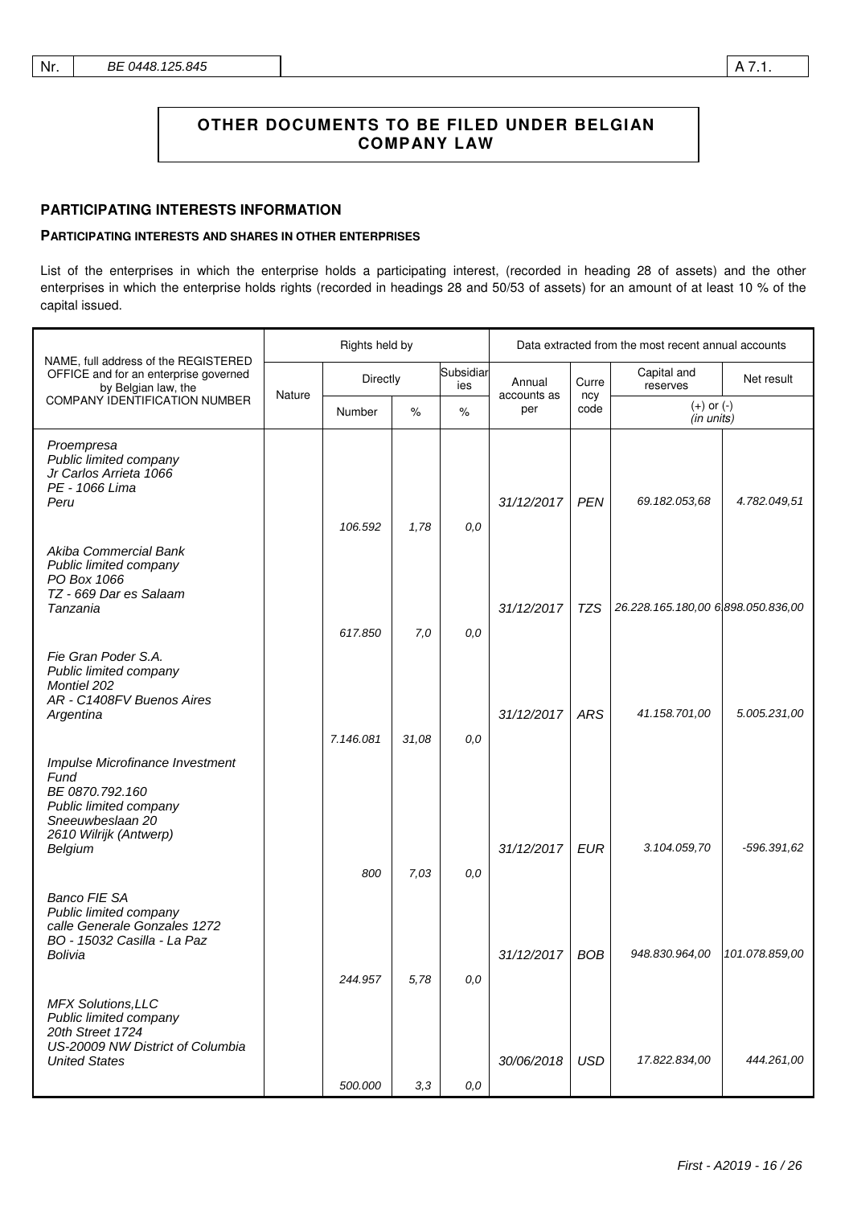# OTHER DOCUMENTS TO BE FILED UNDER BELGIAN COMPANY LAW

## PARTICIPATING INTERESTS INFORMATION

### PARTICIPATING INTERESTS AND SHARES IN OTHER ENTERPRISES

List of the enterprises in which the enterprise holds a participating interest, (recorded in heading 28 of assets) and the other enterprises in which the enterprise holds rights (recorded in headings 28 and 50/53 of assets) for an amount of at least 10 % of the capital issued.

| NAME, full address of the REGISTERED OFFICE and for an enterprise governed by Belgian law, the COMPANY IDENTIFICATION NUMBER | Rights held by | | | | Data extracted from the most recent annual accounts | | | |
|---|---|---|---|---|---|---|---|---|
| | Nature | Directly | | Subsidiaries | Annual accounts as per | Currency code | Capital and reserves | Net result |
| | | Number | % | % | | | (+) or (-) (in units) | |
| *Proempresa* *Public limited company* *Jr Carlos Arrieta 1066* *PE - 1066 Lima* *Peru* | | *106.592* | *1,78* | *0,0* | *31/12/2017* | *PEN* | *69.182.053,68* | *4.782.049,51* |
| *Akiba Commercial Bank* *Public limited company* *PO Box 1066* *TZ - 669 Dar es Salaam* *Tanzania* | | *617.850* | *7,0* | *0,0* | *31/12/2017* | *TZS* | *26.228.165.180,00* | *6.898.050.836,00* |
| *Fie Gran Poder S.A.* *Public limited company* *Montiel 202* *AR - C1408FV Buenos Aires* *Argentina* | | *7.146.081* | *31,08* | *0,0* | *31/12/2017* | *ARS* | *41.158.701,00* | *5.005.231,00* |
| *Impulse Microfinance Investment Fund* *BE 0870.792.160* *Public limited company* *Sneeuwbeslaan 20* *2610 Wilrijk (Antwerp)* *Belgium* | | *800* | *7,03* | *0,0* | *31/12/2017* | *EUR* | *3.104.059,70* | *-596.391,62* |
| *Banco FIE SA* *Public limited company* *calle Generale Gonzales 1272* *BO - 15032 Casilla - La Paz* *Bolivia* | | *244.957* | *5,78* | *0,0* | *31/12/2017* | *BOB* | *948.830.964,00* | *101.078.859,00* |
| *MFX Solutions,LLC* *Public limited company* *20th Street 1724* *US-20009 NW District of Columbia* *United States* | | *500.000* | *3,3* | *0,0* | *30/06/2018* | *USD* | *17.822.834,00* | *444.261,00* |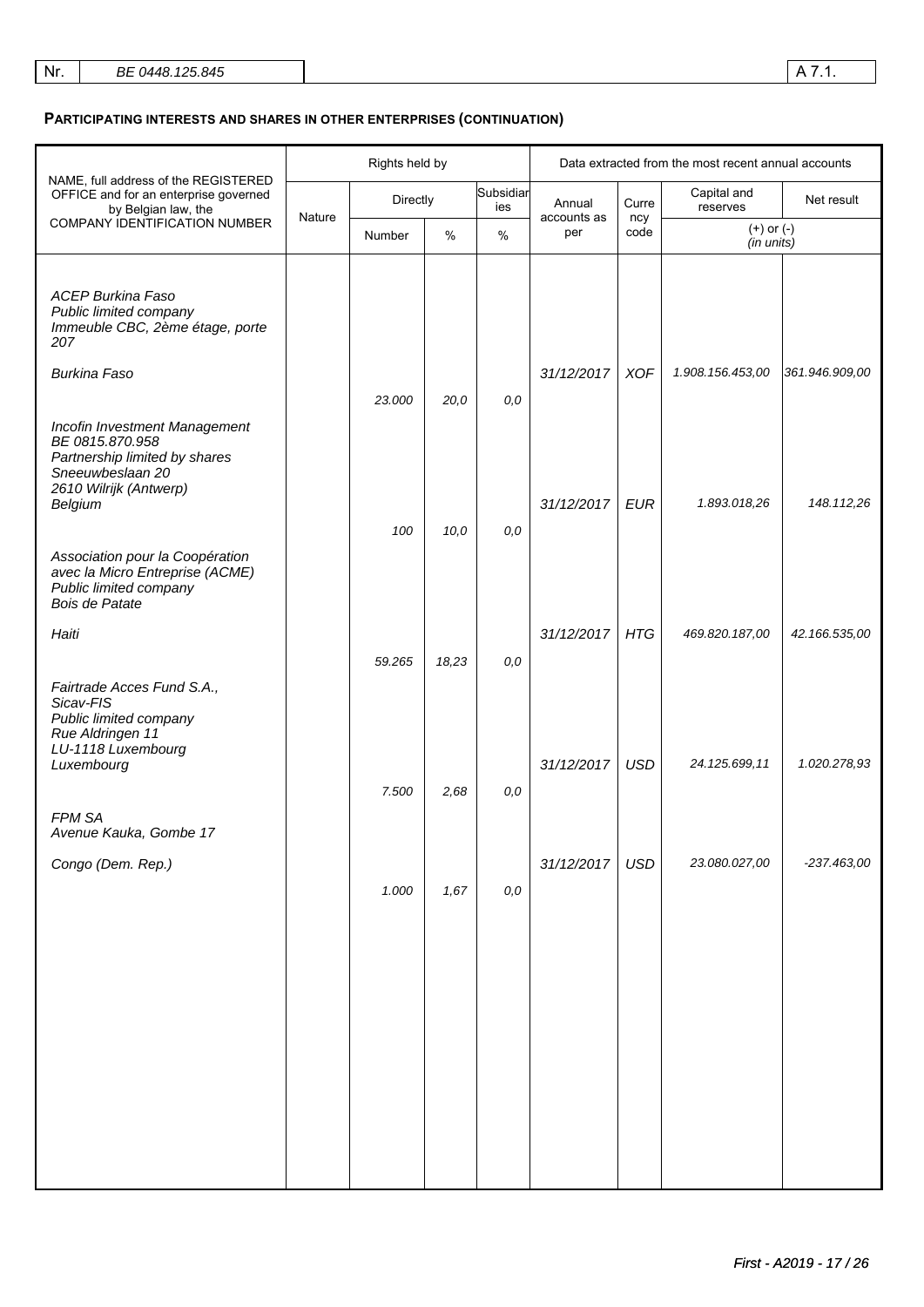## PARTICIPATING INTERESTS AND SHARES IN OTHER ENTERPRISES (CONTINUATION)

| NAME, full address of the REGISTERED OFFICE and for an enterprise governed by Belgian law, the COMPANY IDENTIFICATION NUMBER | Rights held by | | | | Data extracted from the most recent annual accounts | | | |
|---|---|---|---|---|---|---|---|---|
| | Nature | Directly | | Subsidiaries | Annual accounts as per | Currency code | Capital and reserves | Net result |
| | | Number | % | % | | | (+) or (-) (in units) | |
| *ACEP Burkina Faso*<br>*Public limited company*<br>*Immeuble CBC, 2ème étage, porte 207*<br><br>*Burkina Faso* | | *23.000* | *20,0* | *0,0* | *31/12/2017* | *XOF* | *1.908.156.453,00* | *361.946.909,00* |
| *Incofin Investment Management*<br>*BE 0815.870.958*<br>*Partnership limited by shares*<br>*Sneeuwbeslaan 20*<br>*2610 Wilrijk (Antwerp)*<br>*Belgium* | | *100* | *10,0* | *0,0* | *31/12/2017* | *EUR* | *1.893.018,26* | *148.112,26* |
| *Association pour la Coopération avec la Micro Entreprise (ACME)*<br>*Public limited company*<br>*Bois de Patate*<br><br>*Haiti* | | *59.265* | *18,23* | *0,0* | *31/12/2017* | *HTG* | *469.820.187,00* | *42.166.535,00* |
| *Fairtrade Acces Fund S.A., Sicav-FIS*<br>*Public limited company*<br>*Rue Aldringen 11*<br>*LU-1118 Luxembourg*<br>*Luxembourg* | | *7.500* | *2,68* | *0,0* | *31/12/2017* | *USD* | *24.125.699,11* | *1.020.278,93* |
| *FPM SA*<br>*Avenue Kauka, Gombe 17*<br><br>*Congo (Dem. Rep.)* | | *1.000* | *1,67* | *0,0* | *31/12/2017* | *USD* | *23.080.027,00* | *-237.463,00* |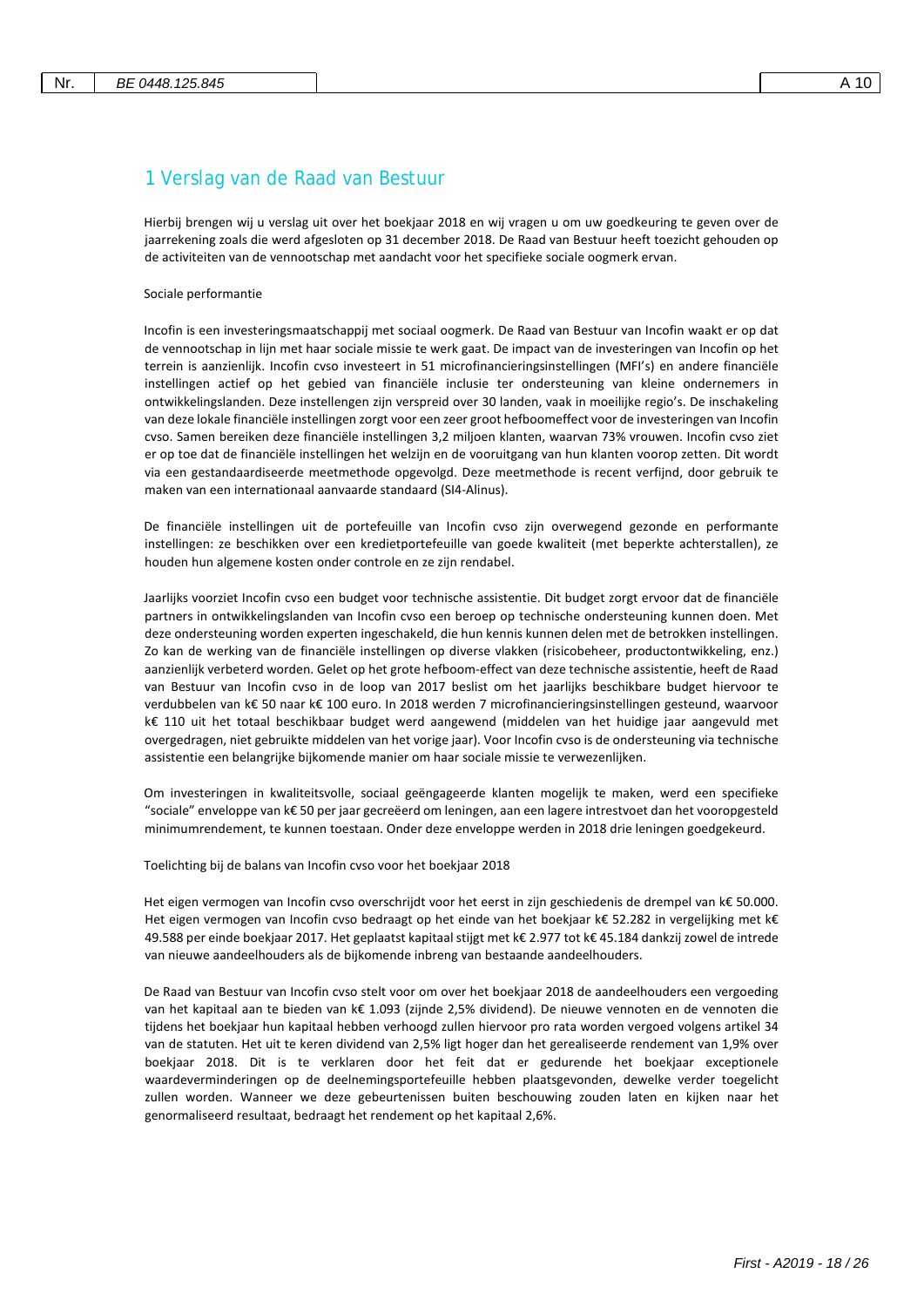# 1 Verslag van de Raad van Bestuur

Hierbij brengen wij u verslag uit over het boekjaar 2018 en wij vragen u om uw goedkeuring te geven over de jaarrekening zoals die werd afgesloten op 31 december 2018. De Raad van Bestuur heeft toezicht gehouden op de activiteiten van de vennootschap met aandacht voor het specifieke sociale oogmerk ervan.

Sociale performantie

Incofin is een investeringsmaatschappij met sociaal oogmerk. De Raad van Bestuur van Incofin waakt er op dat de vennootschap in lijn met haar sociale missie te werk gaat. De impact van de investeringen van Incofin op het terrein is aanzienlijk. Incofin cvso investeert in 51 microfinancieringsinstellingen (MFI's) en andere financiële instellingen actief op het gebied van financiële inclusie ter ondersteuning van kleine ondernemers in ontwikkelingslanden. Deze instellengen zijn verspreid over 30 landen, vaak in moeilijke regio's. De inschakeling van deze lokale financiële instellingen zorgt voor een zeer groot hefboomeffect voor de investeringen van Incofin cvso. Samen bereiken deze financiële instellingen 3,2 miljoen klanten, waarvan 73% vrouwen. Incofin cvso ziet er op toe dat de financiële instellingen het welzijn en de vooruitgang van hun klanten voorop zetten. Dit wordt via een gestandaardiseerde meetmethode opgevolgd. Deze meetmethode is recent verfijnd, door gebruik te maken van een internationaal aanvaarde standaard (SI4-Alinus).

De financiële instellingen uit de portefeuille van Incofin cvso zijn overwegend gezonde en performante instellingen: ze beschikken over een kredietportefeuille van goede kwaliteit (met beperkte achterstallen), ze houden hun algemene kosten onder controle en ze zijn rendabel.

Jaarlijks voorziet Incofin cvso een budget voor technische assistentie. Dit budget zorgt ervoor dat de financiële partners in ontwikkelingslanden van Incofin cvso een beroep op technische ondersteuning kunnen doen. Met deze ondersteuning worden experten ingeschakeld, die hun kennis kunnen delen met de betrokken instellingen. Zo kan de werking van de financiële instellingen op diverse vlakken (risicobeheer, productontwikkeling, enz.) aanzienlijk verbeterd worden. Gelet op het grote hefboom-effect van deze technische assistentie, heeft de Raad van Bestuur van Incofin cvso in de loop van 2017 beslist om het jaarlijks beschikbare budget hiervoor te verdubbelen van k€ 50 naar k€ 100 euro. In 2018 werden 7 microfinancieringsinstellingen gesteund, waarvoor k€ 110 uit het totaal beschikbaar budget werd aangewend (middelen van het huidige jaar aangevuld met overgedragen, niet gebruikte middelen van het vorige jaar). Voor Incofin cvso is de ondersteuning via technische assistentie een belangrijke bijkomende manier om haar sociale missie te verwezenlijken.

Om investeringen in kwaliteitsvolle, sociaal geëngageerde klanten mogelijk te maken, werd een specifieke "sociale" enveloppe van k€ 50 per jaar gecreëerd om leningen, aan een lagere intrestvoet dan het vooropgesteld minimumrendement, te kunnen toestaan. Onder deze enveloppe werden in 2018 drie leningen goedgekeurd.

Toelichting bij de balans van Incofin cvso voor het boekjaar 2018

Het eigen vermogen van Incofin cvso overschrijdt voor het eerst in zijn geschiedenis de drempel van k€ 50.000. Het eigen vermogen van Incofin cvso bedraagt op het einde van het boekjaar k€ 52.282 in vergelijking met k€ 49.588 per einde boekjaar 2017. Het geplaatst kapitaal stijgt met k€ 2.977 tot k€ 45.184 dankzij zowel de intrede van nieuwe aandeelhouders als de bijkomende inbreng van bestaande aandeelhouders.

De Raad van Bestuur van Incofin cvso stelt voor om over het boekjaar 2018 de aandeelhouders een vergoeding van het kapitaal aan te bieden van k€ 1.093 (zijnde 2,5% dividend). De nieuwe vennoten en de vennoten die tijdens het boekjaar hun kapitaal hebben verhoogd zullen hiervoor pro rata worden vergoed volgens artikel 34 van de statuten. Het uit te keren dividend van 2,5% ligt hoger dan het gerealiseerde rendement van 1,9% over boekjaar 2018. Dit is te verklaren door het feit dat er gedurende het boekjaar exceptionele waardeverminderingen op de deelnemingsportefeuille hebben plaatsgevonden, dewelke verder toegelicht zullen worden. Wanneer we deze gebeurtenissen buiten beschouwing zouden laten en kijken naar het genormaliseerd resultaat, bedraagt het rendement op het kapitaal 2,6%.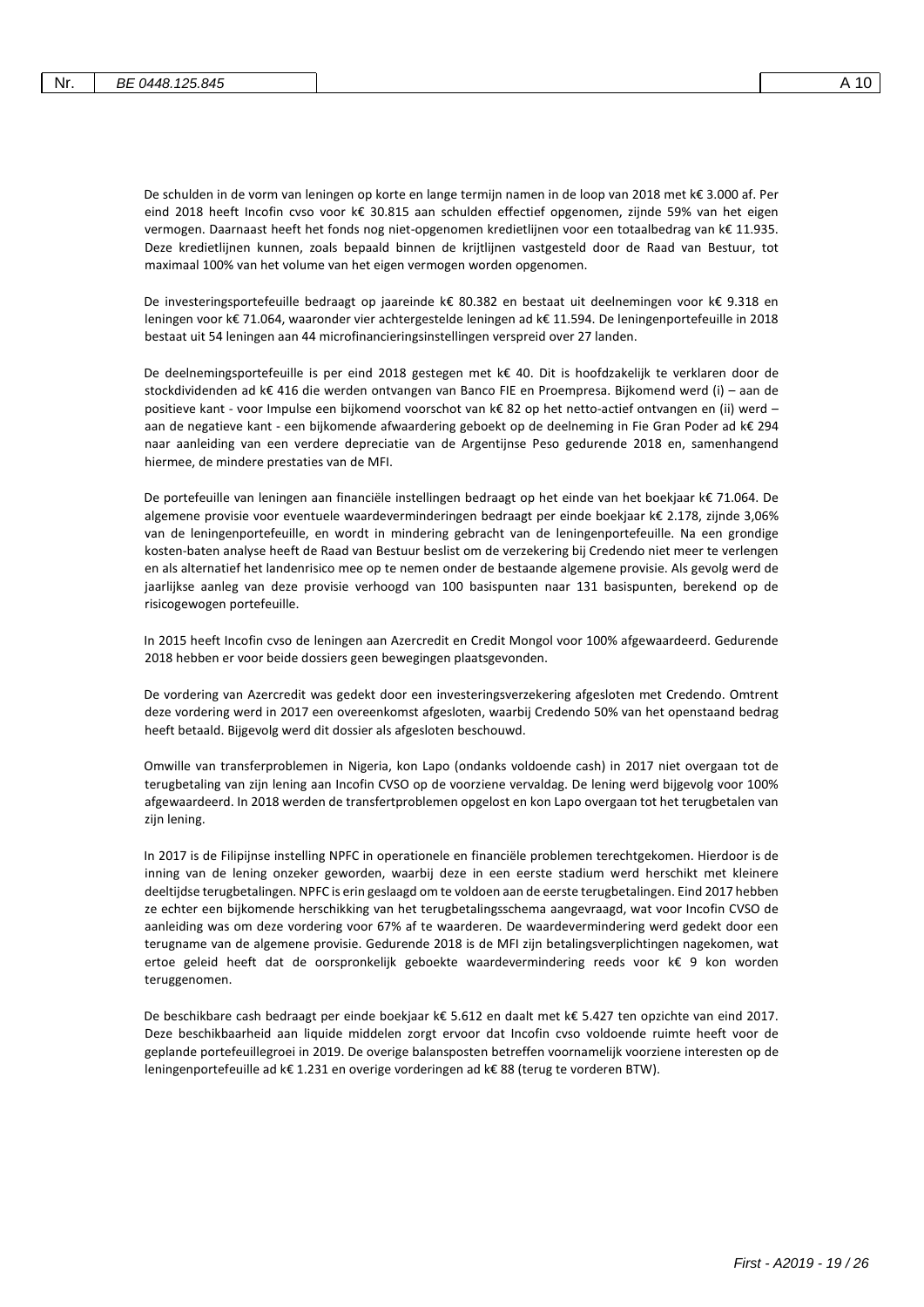De schulden in de vorm van leningen op korte en lange termijn namen in de loop van 2018 met k€ 3.000 af. Per eind 2018 heeft Incofin cvso voor k€ 30.815 aan schulden effectief opgenomen, zijnde 59% van het eigen vermogen. Daarnaast heeft het fonds nog niet-opgenomen kredietlijnen voor een totaalbedrag van k€ 11.935. Deze kredietlijnen kunnen, zoals bepaald binnen de krijtlijnen vastgesteld door de Raad van Bestuur, tot maximaal 100% van het volume van het eigen vermogen worden opgenomen.

De investeringsportefeuille bedraagt op jaareinde k€ 80.382 en bestaat uit deelnemingen voor k€ 9.318 en leningen voor k€ 71.064, waaronder vier achtergestelde leningen ad k€ 11.594. De leningenportefeuille in 2018 bestaat uit 54 leningen aan 44 microfinancieringsinstellingen verspreid over 27 landen.

De deelnemingsportefeuille is per eind 2018 gestegen met k€ 40. Dit is hoofdzakelijk te verklaren door de stockdividenden ad k€ 416 die werden ontvangen van Banco FIE en Proempresa. Bijkomend werd (i) – aan de positieve kant - voor Impulse een bijkomend voorschot van k€ 82 op het netto-actief ontvangen en (ii) werd – aan de negatieve kant - een bijkomende afwaardering geboekt op de deelneming in Fie Gran Poder ad k€ 294 naar aanleiding van een verdere depreciatie van de Argentijnse Peso gedurende 2018 en, samenhangend hiermee, de mindere prestaties van de MFI.

De portefeuille van leningen aan financiële instellingen bedraagt op het einde van het boekjaar k€ 71.064. De algemene provisie voor eventuele waardeverminderingen bedraagt per einde boekjaar k€ 2.178, zijnde 3,06% van de leningenportefeuille, en wordt in mindering gebracht van de leningenportefeuille. Na een grondige kosten-baten analyse heeft de Raad van Bestuur beslist om de verzekering bij Credendo niet meer te verlengen en als alternatief het landenrisico mee op te nemen onder de bestaande algemene provisie. Als gevolg werd de jaarlijkse aanleg van deze provisie verhoogd van 100 basispunten naar 131 basispunten, berekend op de risicogewogen portefeuille.

In 2015 heeft Incofin cvso de leningen aan Azercredit en Credit Mongol voor 100% afgewaardeerd. Gedurende 2018 hebben er voor beide dossiers geen bewegingen plaatsgevonden.

De vordering van Azercredit was gedekt door een investeringsverzekering afgesloten met Credendo. Omtrent deze vordering werd in 2017 een overeenkomst afgesloten, waarbij Credendo 50% van het openstaand bedrag heeft betaald. Bijgevolg werd dit dossier als afgesloten beschouwd.

Omwille van transferproblemen in Nigeria, kon Lapo (ondanks voldoende cash) in 2017 niet overgaan tot de terugbetaling van zijn lening aan Incofin CVSO op de voorziene vervaldag. De lening werd bijgevolg voor 100% afgewaardeerd. In 2018 werden de transfertproblemen opgelost en kon Lapo overgaan tot het terugbetalen van zijn lening.

In 2017 is de Filipijnse instelling NPFC in operationele en financiële problemen terechtgekomen. Hierdoor is de inning van de lening onzeker geworden, waarbij deze in een eerste stadium werd herschikt met kleinere deeltijdse terugbetalingen. NPFC is erin geslaagd om te voldoen aan de eerste terugbetalingen. Eind 2017 hebben ze echter een bijkomende herschikking van het terugbetalingsschema aangevraagd, wat voor Incofin CVSO de aanleiding was om deze vordering voor 67% af te waarderen. De waardevermindering werd gedekt door een terugname van de algemene provisie. Gedurende 2018 is de MFI zijn betalingsverplichtingen nagekomen, wat ertoe geleid heeft dat de oorspronkelijk geboekte waardevermindering reeds voor k€ 9 kon worden teruggenomen.

De beschikbare cash bedraagt per einde boekjaar k€ 5.612 en daalt met k€ 5.427 ten opzichte van eind 2017. Deze beschikbaarheid aan liquide middelen zorgt ervoor dat Incofin cvso voldoende ruimte heeft voor de geplande portefeuillegroei in 2019. De overige balansposten betreffen voornamelijk voorziene interesten op de leningenportefeuille ad k€ 1.231 en overige vorderingen ad k€ 88 (terug te vorderen BTW).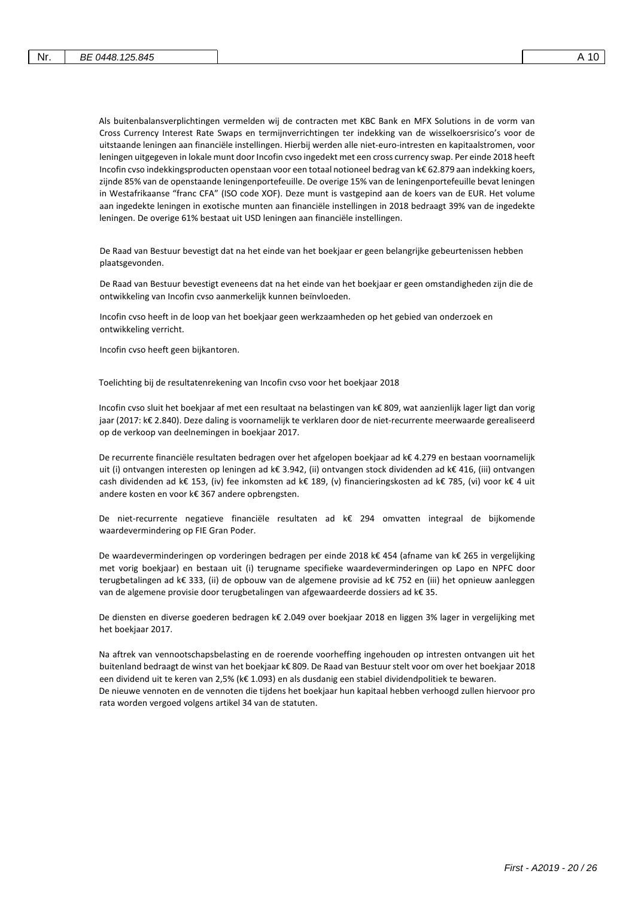Als buitenbalansverplichtingen vermelden wij de contracten met KBC Bank en MFX Solutions in de vorm van Cross Currency Interest Rate Swaps en termijnverrichtingen ter indekking van de wisselkoersrisico's voor de uitstaande leningen aan financiële instellingen. Hierbij werden alle niet-euro-intresten en kapitaalstromen, voor leningen uitgegeven in lokale munt door Incofin cvso ingedekt met een cross currency swap. Per einde 2018 heeft Incofin cvso indekkingsproducten openstaan voor een totaal notioneel bedrag van k€ 62.879 aan indekking koers, zijnde 85% van de openstaande leningenportefeuille. De overige 15% van de leningenportefeuille bevat leningen in Westafrikaanse "franc CFA" (ISO code XOF). Deze munt is vastgepind aan de koers van de EUR. Het volume aan ingedekte leningen in exotische munten aan financiële instellingen in 2018 bedraagt 39% van de ingedekte leningen. De overige 61% bestaat uit USD leningen aan financiële instellingen.

De Raad van Bestuur bevestigt dat na het einde van het boekjaar er geen belangrijke gebeurtenissen hebben plaatsgevonden.

De Raad van Bestuur bevestigt eveneens dat na het einde van het boekjaar er geen omstandigheden zijn die de ontwikkeling van Incofin cvso aanmerkelijk kunnen beïnvloeden.

Incofin cvso heeft in de loop van het boekjaar geen werkzaamheden op het gebied van onderzoek en ontwikkeling verricht.

Incofin cvso heeft geen bijkantoren.

Toelichting bij de resultatenrekening van Incofin cvso voor het boekjaar 2018

Incofin cvso sluit het boekjaar af met een resultaat na belastingen van k€ 809, wat aanzienlijk lager ligt dan vorig jaar (2017: k€ 2.840). Deze daling is voornamelijk te verklaren door de niet-recurrente meerwaarde gerealiseerd op de verkoop van deelnemingen in boekjaar 2017.

De recurrente financiële resultaten bedragen over het afgelopen boekjaar ad k€ 4.279 en bestaan voornamelijk uit (i) ontvangen interesten op leningen ad k€ 3.942, (ii) ontvangen stock dividenden ad k€ 416, (iii) ontvangen cash dividenden ad k€ 153, (iv) fee inkomsten ad k€ 189, (v) financieringskosten ad k€ 785, (vi) voor k€ 4 uit andere kosten en voor k€ 367 andere opbrengsten.

De niet-recurrente negatieve financiële resultaten ad k€ 294 omvatten integraal de bijkomende waardevermindering op FIE Gran Poder.

De waardeverminderingen op vorderingen bedragen per einde 2018 k€ 454 (afname van k€ 265 in vergelijking met vorig boekjaar) en bestaan uit (i) terugname specifieke waardeverminderingen op Lapo en NPFC door terugbetalingen ad k€ 333, (ii) de opbouw van de algemene provisie ad k€ 752 en (iii) het opnieuw aanleggen van de algemene provisie door terugbetalingen van afgewaardeerde dossiers ad k€ 35.

De diensten en diverse goederen bedragen k€ 2.049 over boekjaar 2018 en liggen 3% lager in vergelijking met het boekjaar 2017.

Na aftrek van vennootschapsbelasting en de roerende voorheffing ingehouden op intresten ontvangen uit het buitenland bedraagt de winst van het boekjaar k€ 809. De Raad van Bestuur stelt voor om over het boekjaar 2018 een dividend uit te keren van 2,5% (k€ 1.093) en als dusdanig een stabiel dividendpolitiek te bewaren.
De nieuwe vennoten en de vennoten die tijdens het boekjaar hun kapitaal hebben verhoogd zullen hiervoor pro rata worden vergoed volgens artikel 34 van de statuten.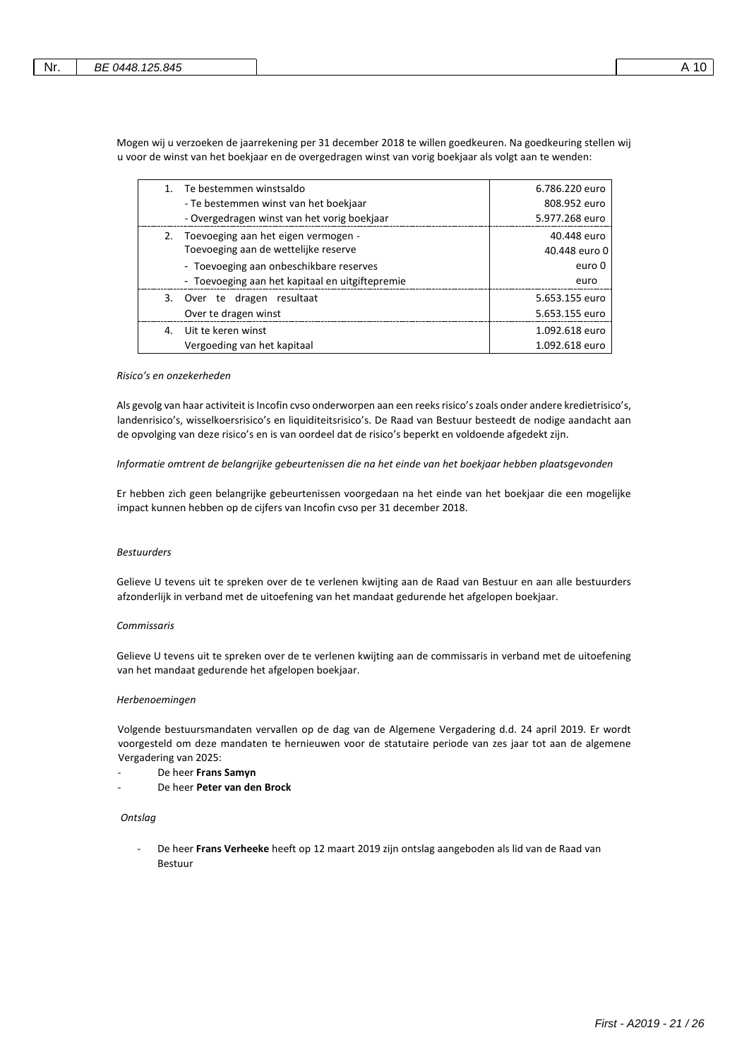Mogen wij u verzoeken de jaarrekening per 31 december 2018 te willen goedkeuren. Na goedkeuring stellen wij u voor de winst van het boekjaar en de overgedragen winst van vorig boekjaar als volgt aan te wenden:

| | |
|---|---|
| 1. Te bestemmen winstsaldo | 6.786.220 euro |
| - Te bestemmen winst van het boekjaar | 808.952 euro |
| - Overgedragen winst van het vorig boekjaar | 5.977.268 euro |
| 2. Toevoeging aan het eigen vermogen - | 40.448 euro |
| Toevoeging aan de wettelijke reserve | 40.448 euro 0 |
| - Toevoeging aan onbeschikbare reserves | euro 0 |
| - Toevoeging aan het kapitaal en uitgiftepremie | euro |
| 3. Over te dragen resultaat | 5.653.155 euro |
| Over te dragen winst | 5.653.155 euro |
| 4. Uit te keren winst | 1.092.618 euro |
| Vergoeding van het kapitaal | 1.092.618 euro |

*Risico's en onzekerheden*

Als gevolg van haar activiteit is Incofin cvso onderworpen aan een reeks risico's zoals onder andere kredietrisico's, landenrisico's, wisselkoersrisico's en liquiditeitsrisico's. De Raad van Bestuur besteedt de nodige aandacht aan de opvolging van deze risico's en is van oordeel dat de risico's beperkt en voldoende afgedekt zijn.

*Informatie omtrent de belangrijke gebeurtenissen die na het einde van het boekjaar hebben plaatsgevonden*

Er hebben zich geen belangrijke gebeurtenissen voorgedaan na het einde van het boekjaar die een mogelijke impact kunnen hebben op de cijfers van Incofin cvso per 31 december 2018.

*Bestuurders*

Gelieve U tevens uit te spreken over de te verlenen kwijting aan de Raad van Bestuur en aan alle bestuurders afzonderlijk in verband met de uitoefening van het mandaat gedurende het afgelopen boekjaar.

*Commissaris*

Gelieve U tevens uit te spreken over de te verlenen kwijting aan de commissaris in verband met de uitoefening van het mandaat gedurende het afgelopen boekjaar.

*Herbenoemingen*

Volgende bestuursmandaten vervallen op de dag van de Algemene Vergadering d.d. 24 april 2019. Er wordt voorgesteld om deze mandaten te hernieuwen voor de statutaire periode van zes jaar tot aan de algemene Vergadering van 2025:

- De heer **Frans Samyn**
- De heer **Peter van den Brock**

*Ontslag*

- De heer **Frans Verheeke** heeft op 12 maart 2019 zijn ontslag aangeboden als lid van de Raad van Bestuur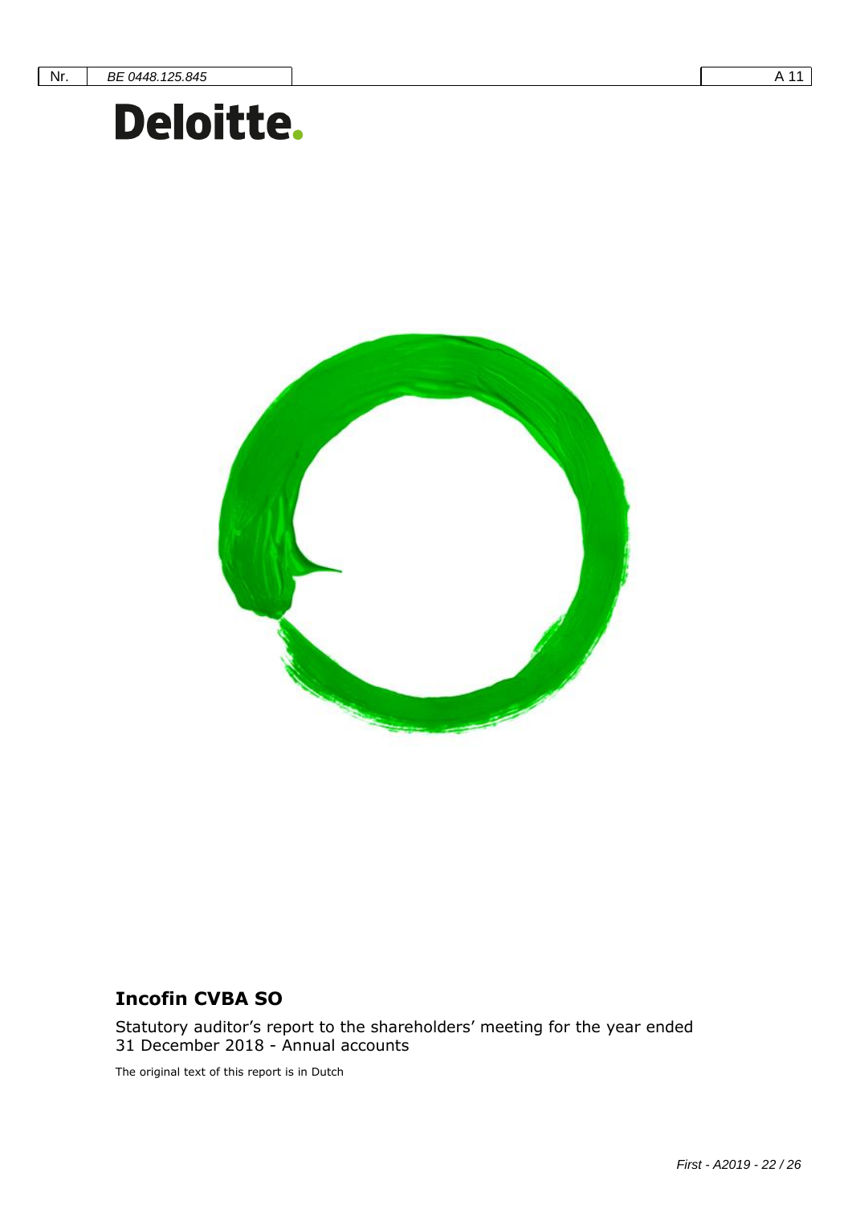**Deloitte.**

## Incofin CVBA SO

Statutory auditor's report to the shareholders' meeting for the year ended 31 December 2018 - Annual accounts

The original text of this report is in Dutch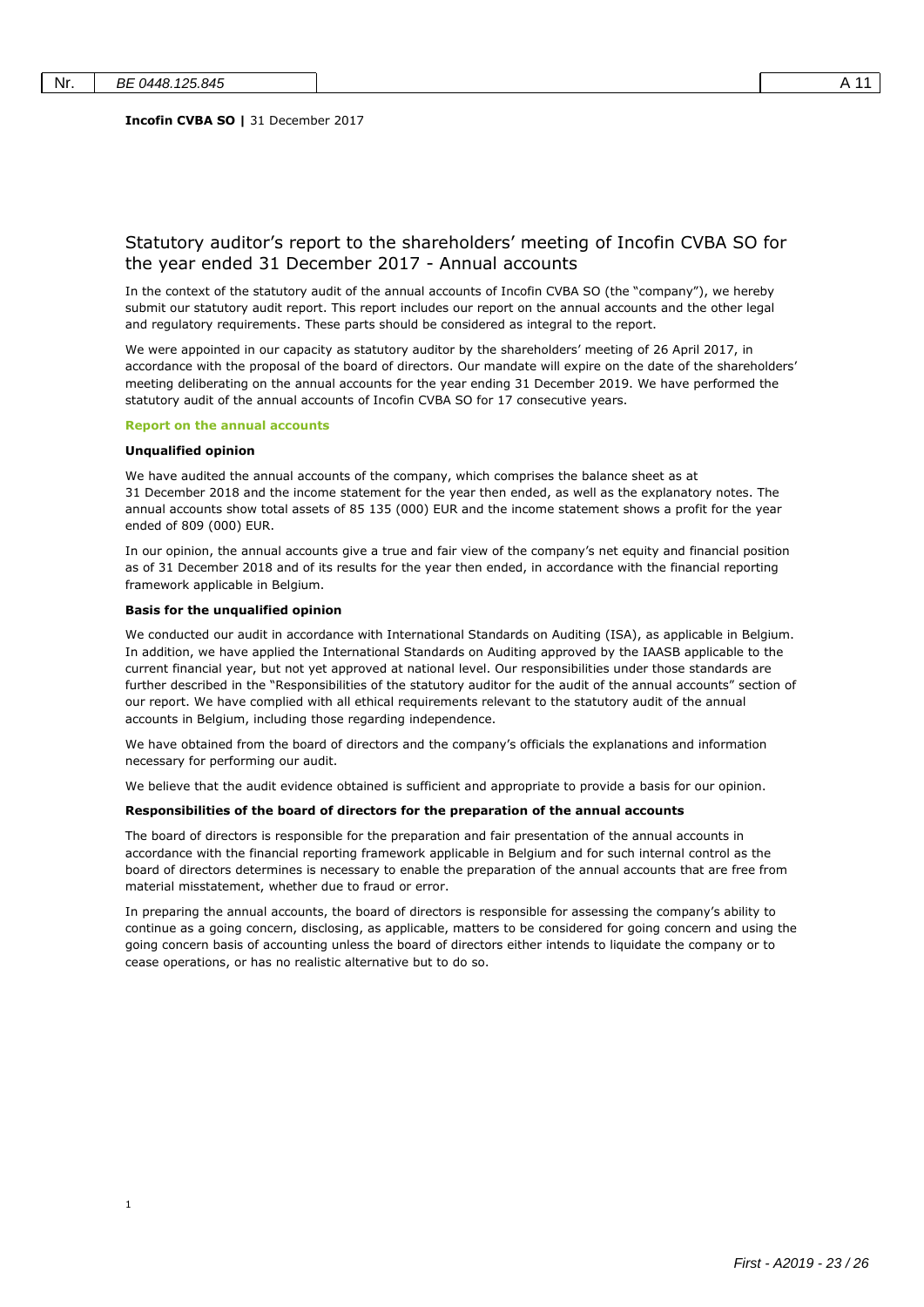**Incofin CVBA SO |** 31 December 2017

## Statutory auditor's report to the shareholders' meeting of Incofin CVBA SO for the year ended 31 December 2017 - Annual accounts

In the context of the statutory audit of the annual accounts of Incofin CVBA SO (the "company"), we hereby submit our statutory audit report. This report includes our report on the annual accounts and the other legal and regulatory requirements. These parts should be considered as integral to the report.

We were appointed in our capacity as statutory auditor by the shareholders' meeting of 26 April 2017, in accordance with the proposal of the board of directors. Our mandate will expire on the date of the shareholders' meeting deliberating on the annual accounts for the year ending 31 December 2019. We have performed the statutory audit of the annual accounts of Incofin CVBA SO for 17 consecutive years.

### Report on the annual accounts

#### Unqualified opinion

We have audited the annual accounts of the company, which comprises the balance sheet as at 31 December 2018 and the income statement for the year then ended, as well as the explanatory notes. The annual accounts show total assets of 85 135 (000) EUR and the income statement shows a profit for the year ended of 809 (000) EUR.

In our opinion, the annual accounts give a true and fair view of the company's net equity and financial position as of 31 December 2018 and of its results for the year then ended, in accordance with the financial reporting framework applicable in Belgium.

#### Basis for the unqualified opinion

We conducted our audit in accordance with International Standards on Auditing (ISA), as applicable in Belgium. In addition, we have applied the International Standards on Auditing approved by the IAASB applicable to the current financial year, but not yet approved at national level. Our responsibilities under those standards are further described in the "Responsibilities of the statutory auditor for the audit of the annual accounts" section of our report. We have complied with all ethical requirements relevant to the statutory audit of the annual accounts in Belgium, including those regarding independence.

We have obtained from the board of directors and the company's officials the explanations and information necessary for performing our audit.

We believe that the audit evidence obtained is sufficient and appropriate to provide a basis for our opinion.

#### Responsibilities of the board of directors for the preparation of the annual accounts

The board of directors is responsible for the preparation and fair presentation of the annual accounts in accordance with the financial reporting framework applicable in Belgium and for such internal control as the board of directors determines is necessary to enable the preparation of the annual accounts that are free from material misstatement, whether due to fraud or error.

In preparing the annual accounts, the board of directors is responsible for assessing the company's ability to continue as a going concern, disclosing, as applicable, matters to be considered for going concern and using the going concern basis of accounting unless the board of directors either intends to liquidate the company or to cease operations, or has no realistic alternative but to do so.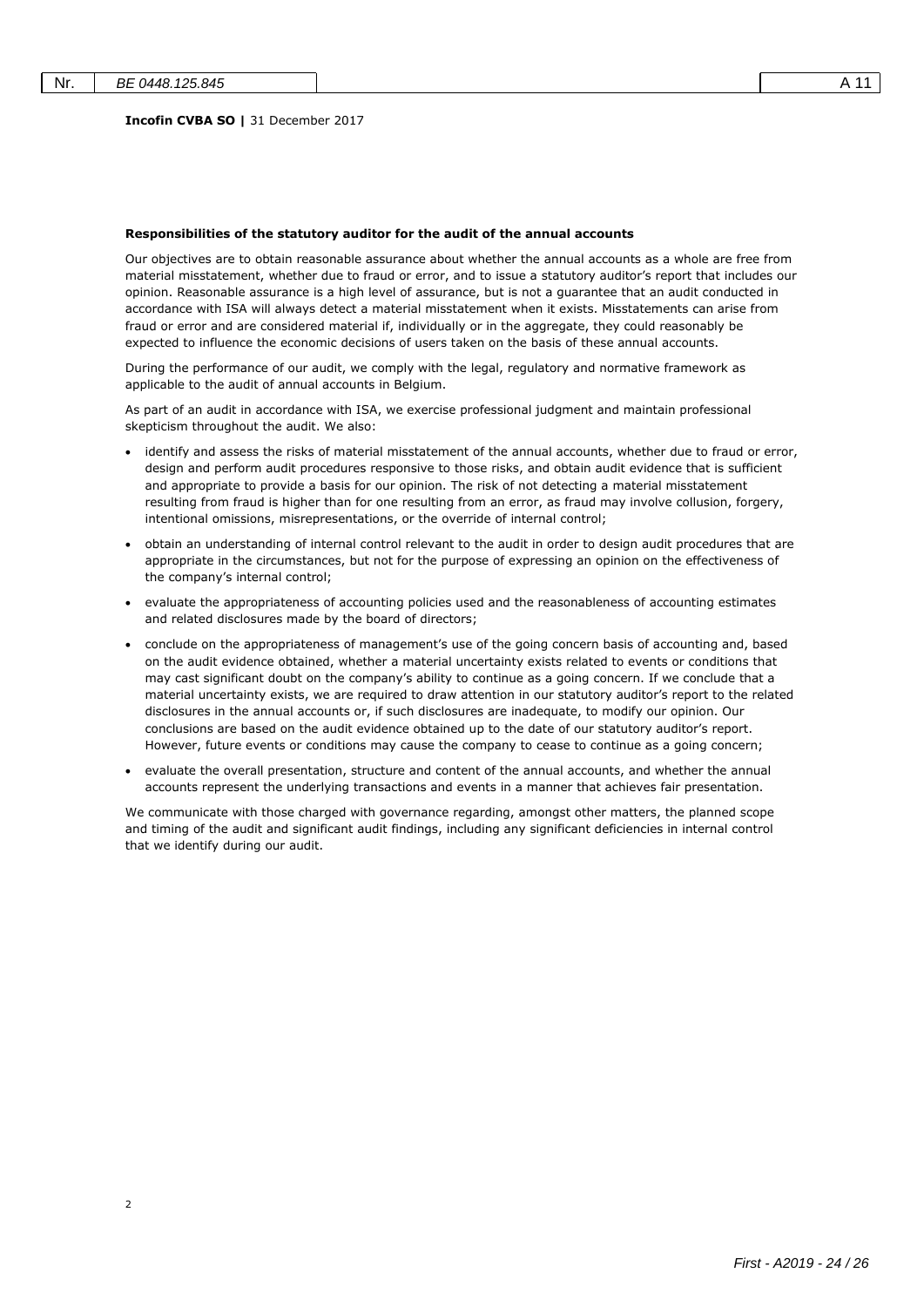**Incofin CVBA SO |** 31 December 2017

**Responsibilities of the statutory auditor for the audit of the annual accounts**

Our objectives are to obtain reasonable assurance about whether the annual accounts as a whole are free from material misstatement, whether due to fraud or error, and to issue a statutory auditor's report that includes our opinion. Reasonable assurance is a high level of assurance, but is not a guarantee that an audit conducted in accordance with ISA will always detect a material misstatement when it exists. Misstatements can arise from fraud or error and are considered material if, individually or in the aggregate, they could reasonably be expected to influence the economic decisions of users taken on the basis of these annual accounts.

During the performance of our audit, we comply with the legal, regulatory and normative framework as applicable to the audit of annual accounts in Belgium.

As part of an audit in accordance with ISA, we exercise professional judgment and maintain professional skepticism throughout the audit. We also:

- identify and assess the risks of material misstatement of the annual accounts, whether due to fraud or error, design and perform audit procedures responsive to those risks, and obtain audit evidence that is sufficient and appropriate to provide a basis for our opinion. The risk of not detecting a material misstatement resulting from fraud is higher than for one resulting from an error, as fraud may involve collusion, forgery, intentional omissions, misrepresentations, or the override of internal control;
- obtain an understanding of internal control relevant to the audit in order to design audit procedures that are appropriate in the circumstances, but not for the purpose of expressing an opinion on the effectiveness of the company's internal control;
- evaluate the appropriateness of accounting policies used and the reasonableness of accounting estimates and related disclosures made by the board of directors;
- conclude on the appropriateness of management's use of the going concern basis of accounting and, based on the audit evidence obtained, whether a material uncertainty exists related to events or conditions that may cast significant doubt on the company's ability to continue as a going concern. If we conclude that a material uncertainty exists, we are required to draw attention in our statutory auditor's report to the related disclosures in the annual accounts or, if such disclosures are inadequate, to modify our opinion. Our conclusions are based on the audit evidence obtained up to the date of our statutory auditor's report. However, future events or conditions may cause the company to cease to continue as a going concern;
- evaluate the overall presentation, structure and content of the annual accounts, and whether the annual accounts represent the underlying transactions and events in a manner that achieves fair presentation.

We communicate with those charged with governance regarding, amongst other matters, the planned scope and timing of the audit and significant audit findings, including any significant deficiencies in internal control that we identify during our audit.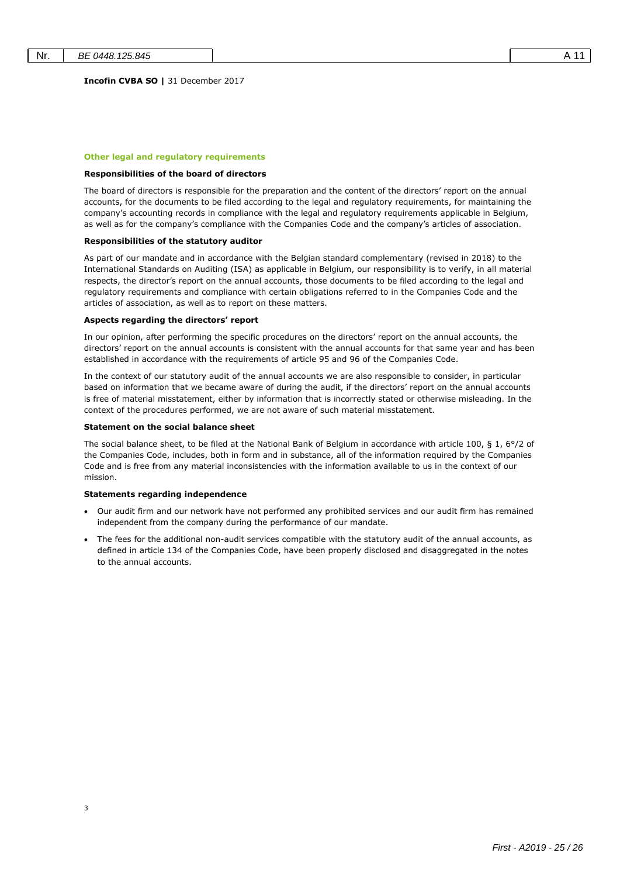## Other legal and regulatory requirements

### Responsibilities of the board of directors

The board of directors is responsible for the preparation and the content of the directors' report on the annual accounts, for the documents to be filed according to the legal and regulatory requirements, for maintaining the company's accounting records in compliance with the legal and regulatory requirements applicable in Belgium, as well as for the company's compliance with the Companies Code and the company's articles of association.

### Responsibilities of the statutory auditor

As part of our mandate and in accordance with the Belgian standard complementary (revised in 2018) to the International Standards on Auditing (ISA) as applicable in Belgium, our responsibility is to verify, in all material respects, the director's report on the annual accounts, those documents to be filed according to the legal and regulatory requirements and compliance with certain obligations referred to in the Companies Code and the articles of association, as well as to report on these matters.

### Aspects regarding the directors' report

In our opinion, after performing the specific procedures on the directors' report on the annual accounts, the directors' report on the annual accounts is consistent with the annual accounts for that same year and has been established in accordance with the requirements of article 95 and 96 of the Companies Code.

In the context of our statutory audit of the annual accounts we are also responsible to consider, in particular based on information that we became aware of during the audit, if the directors' report on the annual accounts is free of material misstatement, either by information that is incorrectly stated or otherwise misleading. In the context of the procedures performed, we are not aware of such material misstatement.

### Statement on the social balance sheet

The social balance sheet, to be filed at the National Bank of Belgium in accordance with article 100, § 1, 6°/2 of the Companies Code, includes, both in form and in substance, all of the information required by the Companies Code and is free from any material inconsistencies with the information available to us in the context of our mission.

### Statements regarding independence

- Our audit firm and our network have not performed any prohibited services and our audit firm has remained independent from the company during the performance of our mandate.
- The fees for the additional non-audit services compatible with the statutory audit of the annual accounts, as defined in article 134 of the Companies Code, have been properly disclosed and disaggregated in the notes to the annual accounts.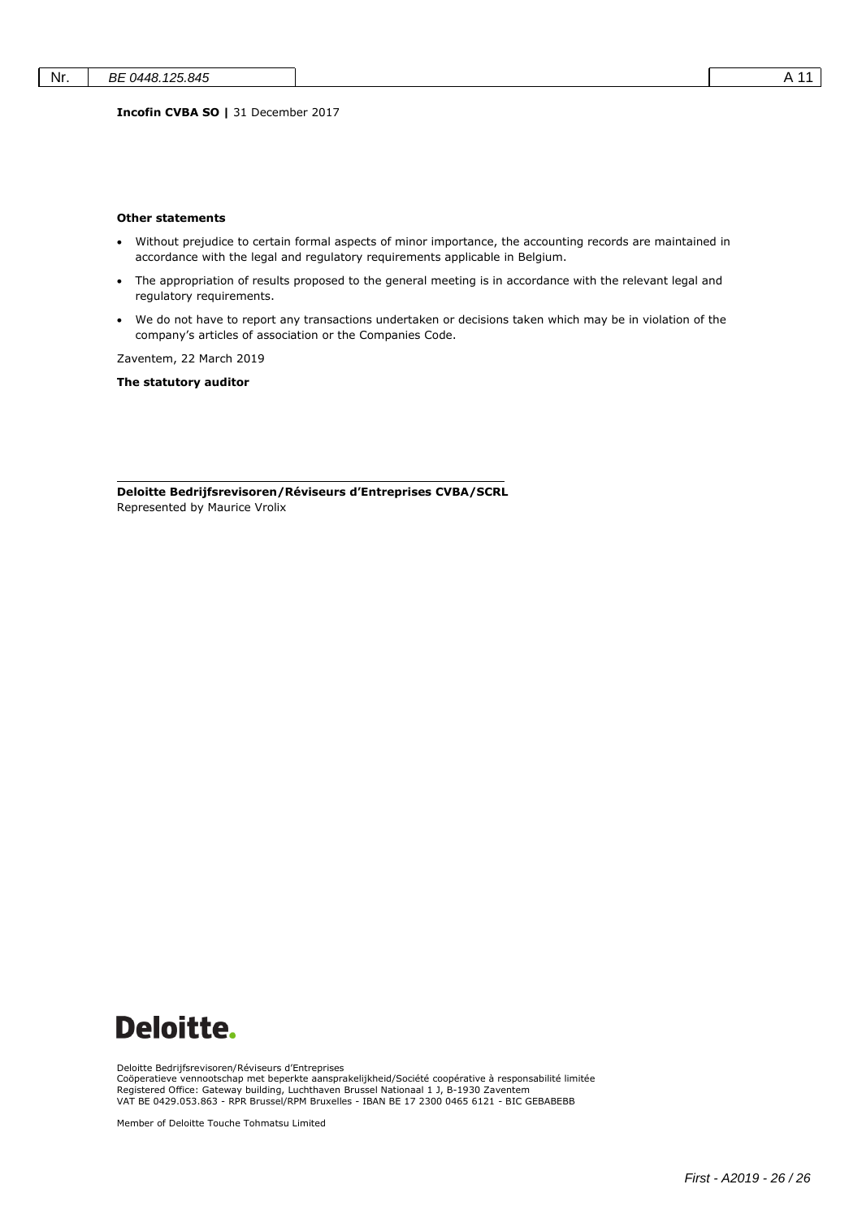**Incofin CVBA SO |** 31 December 2017

**Other statements**

- Without prejudice to certain formal aspects of minor importance, the accounting records are maintained in accordance with the legal and regulatory requirements applicable in Belgium.
- The appropriation of results proposed to the general meeting is in accordance with the relevant legal and regulatory requirements.
- We do not have to report any transactions undertaken or decisions taken which may be in violation of the company's articles of association or the Companies Code.

Zaventem, 22 March 2019

**The statutory auditor**

**Deloitte Bedrijfsrevisoren/Réviseurs d'Entreprises CVBA/SCRL**
Represented by Maurice Vrolix

**Deloitte.**

Deloitte Bedrijfsrevisoren/Réviseurs d'Entreprises
Coöperatieve vennootschap met beperkte aansprakelijkheid/Société coopérative à responsabilité limitée
Registered Office: Gateway building, Luchthaven Brussel Nationaal 1 J, B-1930 Zaventem
VAT BE 0429.053.863 - RPR Brussel/RPM Bruxelles - IBAN BE 17 2300 0465 6121 - BIC GEBABEBB

Member of Deloitte Touche Tohmatsu Limited